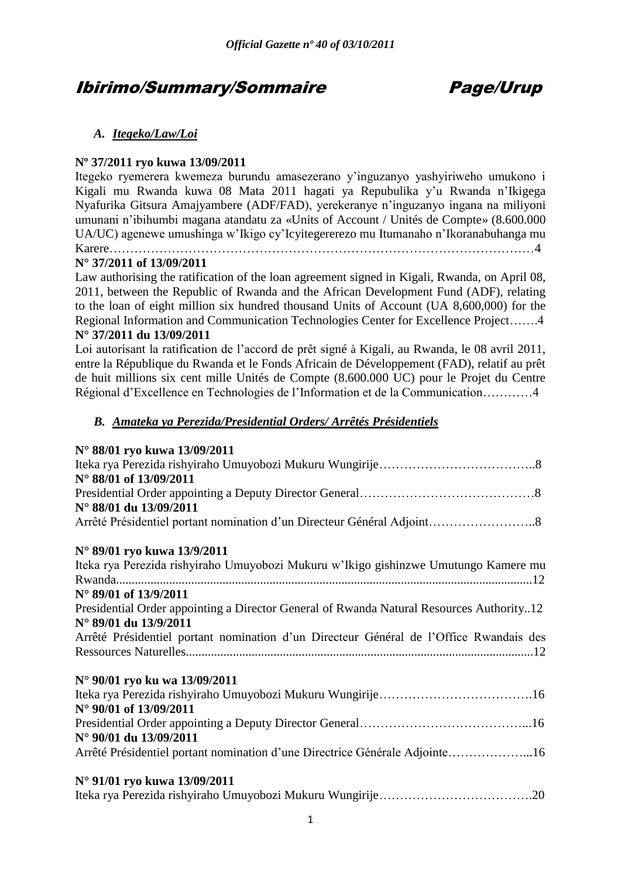# Ibirimo/Summary/Sommaire Page/Urup

## *A. Itegeko/Law/Loi*

**Nº 37/2011 ryo kuwa 13/09/2011**

Itegeko ryemerera kwemeza burundu amasezerano y'inguzanyo yashyiriweho umukono i Kigali mu Rwanda kuwa 08 Mata 2011 hagati ya Repubulika y'u Rwanda n'Ikigega Nyafurika Gitsura Amajyambere (ADF/FAD), yerekeranye n'inguzanyo ingana na miliyoni umunani n'ibihumbi magana atandatu za «Units of Account / Unités de Compte» (8.600.000 UA/UC) agenewe umushinga w'Ikigo cy'Icyitegererezo mu Itumanaho n'Ikoranabuhanga mu Karere…………………………………………………………………………………………4

**N° 37/2011 of 13/09/2011**

Law authorising the ratification of the loan agreement signed in Kigali, Rwanda, on April 08, 2011, between the Republic of Rwanda and the African Development Fund (ADF), relating to the loan of eight million six hundred thousand Units of Account (UA 8,600,000) for the Regional Information and Communication Technologies Center for Excellence Project…….4

**N° 37/2011 du 13/09/2011**

Loi autorisant la ratification de l'accord de prêt signé à Kigali, au Rwanda, le 08 avril 2011, entre la République du Rwanda et le Fonds Africain de Développement (FAD), relatif au prêt de huit millions six cent mille Unités de Compte (8.600.000 UC) pour le Projet du Centre Régional d'Excellence en Technologies de l'Information et de la Communication…………4

## *B. Amateka ya Perezida/Presidential Orders/ Arrêtés Présidentiels*

**N° 88/01 ryo kuwa 13/09/2011**

Iteka rya Perezida rishyiraho Umuyobozi Mukuru Wungirije………………………………..8

**N° 88/01 of 13/09/2011**

Presidential Order appointing a Deputy Director General……………………………………8

**N° 88/01 du 13/09/2011**

Arrêté Présidentiel portant nomination d'un Directeur Général Adjoint……………………..8

**N° 89/01 ryo kuwa 13/9/2011**

Iteka rya Perezida rishyiraho Umuyobozi Mukuru w'Ikigo gishinzwe Umutungo Kamere mu Rwanda....................................................................................................................................12

**N° 89/01 of 13/9/2011**

Presidential Order appointing a Director General of Rwanda Natural Resources Authority..12

**N° 89/01 du 13/9/2011**

Arrêté Présidentiel portant nomination d'un Directeur Général de l'Office Rwandais des Ressources Naturelles..............................................................................................................12

**N° 90/01 ryo ku wa 13/09/2011**

Iteka rya Perezida rishyiraho Umuyobozi Mukuru Wungirije……………………………….16

**N° 90/01 of 13/09/2011**

Presidential Order appointing a Deputy Director General…………………………………...16

**N° 90/01 du 13/09/2011**

Arrêté Présidentiel portant nomination d'une Directrice Générale Adjointe………………...16

**N° 91/01 ryo kuwa 13/09/2011**

Iteka rya Perezida rishyiraho Umuyobozi Mukuru Wungirije……………………………….20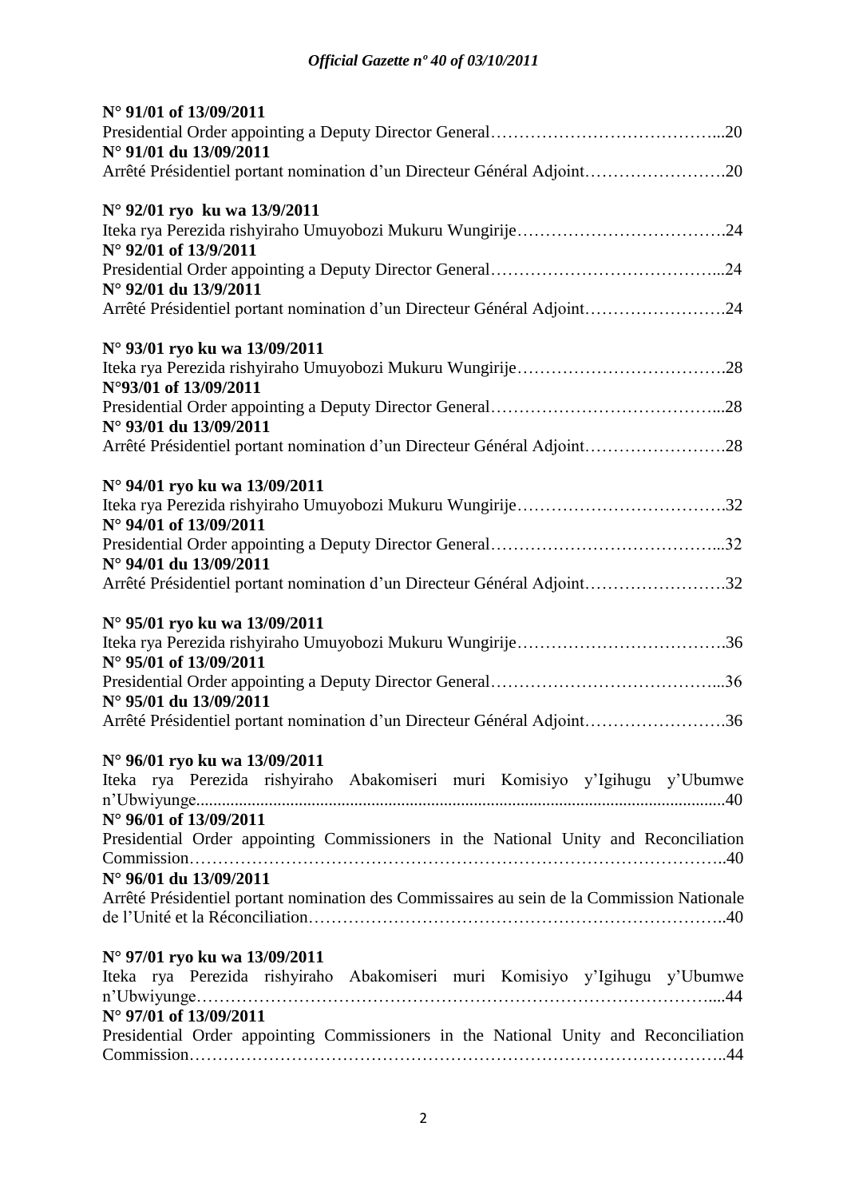**N° 91/01 of 13/09/2011**
Presidential Order appointing a Deputy Director General…………………………………...20
**N° 91/01 du 13/09/2011**
Arrêté Présidentiel portant nomination d'un Directeur Général Adjoint…………………….20

**N° 92/01 ryo ku wa 13/9/2011**
Iteka rya Perezida rishyiraho Umuyobozi Mukuru Wungirije……………………………….24
**N° 92/01 of 13/9/2011**
Presidential Order appointing a Deputy Director General…………………………………...24
**N° 92/01 du 13/9/2011**
Arrêté Présidentiel portant nomination d'un Directeur Général Adjoint…………………….24

**N° 93/01 ryo ku wa 13/09/2011**
Iteka rya Perezida rishyiraho Umuyobozi Mukuru Wungirije……………………………….28
**N°93/01 of 13/09/2011**
Presidential Order appointing a Deputy Director General…………………………………...28
**N° 93/01 du 13/09/2011**
Arrêté Présidentiel portant nomination d'un Directeur Général Adjoint…………………….28

**N° 94/01 ryo ku wa 13/09/2011**
Iteka rya Perezida rishyiraho Umuyobozi Mukuru Wungirije……………………………….32
**N° 94/01 of 13/09/2011**
Presidential Order appointing a Deputy Director General…………………………………...32
**N° 94/01 du 13/09/2011**
Arrêté Présidentiel portant nomination d'un Directeur Général Adjoint…………………….32

**N° 95/01 ryo ku wa 13/09/2011**
Iteka rya Perezida rishyiraho Umuyobozi Mukuru Wungirije……………………………….36
**N° 95/01 of 13/09/2011**
Presidential Order appointing a Deputy Director General…………………………………...36
**N° 95/01 du 13/09/2011**
Arrêté Présidentiel portant nomination d'un Directeur Général Adjoint…………………….36

**N° 96/01 ryo ku wa 13/09/2011**
Iteka rya Perezida rishyiraho Abakomiseri muri Komisiyo y'Igihugu y'Ubumwe n'Ubwiyunge.........................................................................................................................40
**N° 96/01 of 13/09/2011**
Presidential Order appointing Commissioners in the National Unity and Reconciliation Commission……………………………………………………………………………..40
**N° 96/01 du 13/09/2011**
Arrêté Présidentiel portant nomination des Commissaires au sein de la Commission Nationale de l'Unité et la Réconciliation……………………………………………………………..40

**N° 97/01 ryo ku wa 13/09/2011**
Iteka rya Perezida rishyiraho Abakomiseri muri Komisiyo y'Igihugu y'Ubumwe n'Ubwiyunge…………………………………………………………………………....44
**N° 97/01 of 13/09/2011**
Presidential Order appointing Commissioners in the National Unity and Reconciliation Commission……………………………………………………………………………..44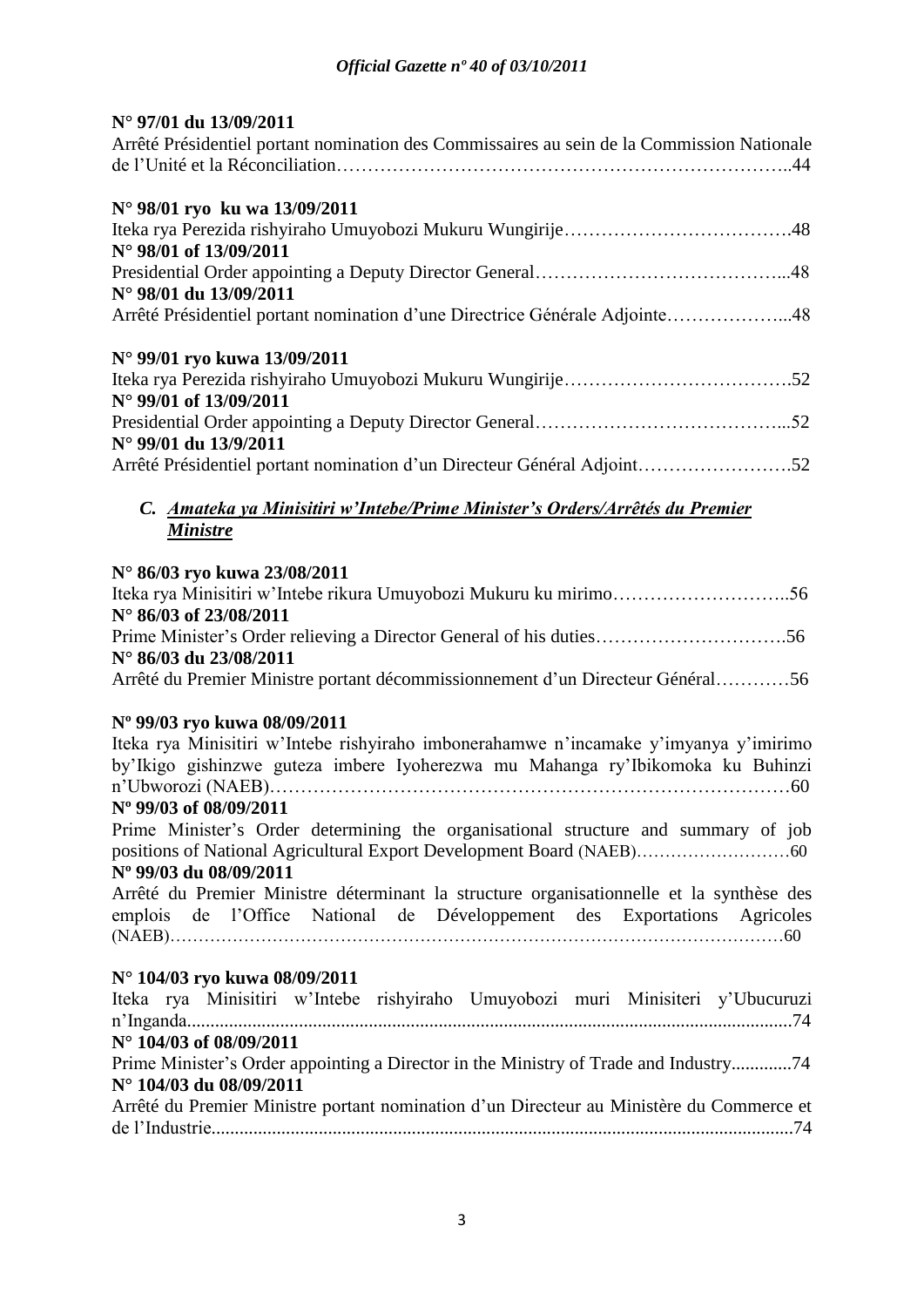**N° 97/01 du 13/09/2011**

Arrêté Présidentiel portant nomination des Commissaires au sein de la Commission Nationale de l'Unité et la Réconciliation……………………………………………………………..44

**N° 98/01 ryo ku wa 13/09/2011**

Iteka rya Perezida rishyiraho Umuyobozi Mukuru Wungirije……………………………….48

**N° 98/01 of 13/09/2011**

Presidential Order appointing a Deputy Director General…………………………………...48

**N° 98/01 du 13/09/2011**

Arrêté Présidentiel portant nomination d'une Directrice Générale Adjointe………………...48

**N° 99/01 ryo kuwa 13/09/2011**

Iteka rya Perezida rishyiraho Umuyobozi Mukuru Wungirije……………………………….52

**N° 99/01 of 13/09/2011**

Presidential Order appointing a Deputy Director General…………………………………...52

**N° 99/01 du 13/9/2011**

Arrêté Présidentiel portant nomination d'un Directeur Général Adjoint…………………….52

## *C. Amateka ya Minisitiri w'Intebe/Prime Minister's Orders/Arrêtés du Premier Ministre*

**N° 86/03 ryo kuwa 23/08/2011**

Iteka rya Minisitiri w'Intebe rikura Umuyobozi Mukuru ku mirimo………………………..56

**N° 86/03 of 23/08/2011**

Prime Minister's Order relieving a Director General of his duties………………………….56

**N° 86/03 du 23/08/2011**

Arrêté du Premier Ministre portant décommissionnement d'un Directeur Général…………56

**Nº 99/03 ryo kuwa 08/09/2011**

Iteka rya Minisitiri w'Intebe rishyiraho imbonerahamwe n'incamake y'imyanya y'imirimo by'Ikigo gishinzwe guteza imbere Iyoherezwa mu Mahanga ry'Ibikomoka ku Buhinzi n'Ubworozi (NAEB)………………………………………………………………………60

**Nº 99/03 of 08/09/2011**

Prime Minister's Order determining the organisational structure and summary of job positions of National Agricultural Export Development Board (NAEB)………………………60

**Nº 99/03 du 08/09/2011**

Arrêté du Premier Ministre déterminant la structure organisationnelle et la synthèse des emplois de l'Office National de Développement des Exportations Agricoles (NAEB)……………………………………………………………………………………………60

**N° 104/03 ryo kuwa 08/09/2011**

Iteka rya Minisitiri w'Intebe rishyiraho Umuyobozi muri Minisiteri y'Ubucuruzi n'Inganda..................................................................................................................................74

**N° 104/03 of 08/09/2011**

Prime Minister's Order appointing a Director in the Ministry of Trade and Industry.............74

**N° 104/03 du 08/09/2011**

Arrêté du Premier Ministre portant nomination d'un Directeur au Ministère du Commerce et de l'Industrie.............................................................................................................................74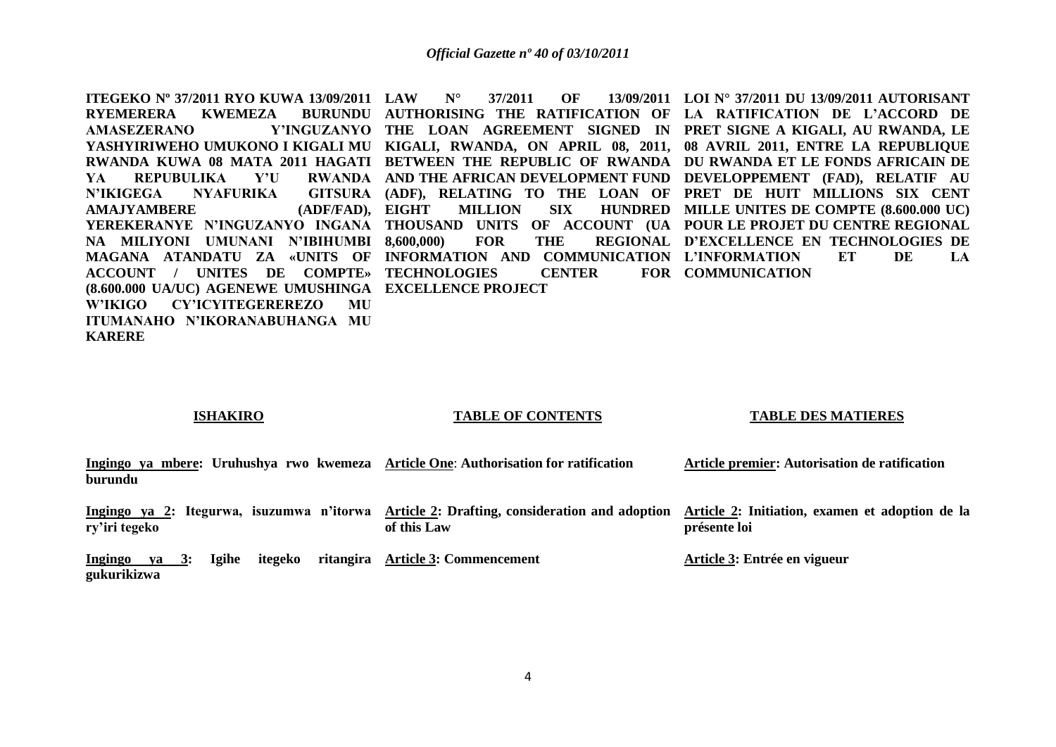**ITEGEKO Nº 37/2011 RYO KUWA 13/09/2011 RYEMERERA KWEMEZA BURUNDU AMASEZERANO Y'INGUZANYO YASHYIRIWEHO UMUKONO I KIGALI MU RWANDA KUWA 08 MATA 2011 HAGATI YA REPUBULIKA Y'U RWANDA N'IKIGEGA NYAFURIKA GITSURA AMAJYAMBERE (ADF/FAD), YEREKERANYE N'INGUZANYO INGANA NA MILIYONI UMUNANI N'IBIHUMBI MAGANA ATANDATU ZA «UNITS OF ACCOUNT / UNITES DE COMPTE» (8.600.000 UA/UC) AGENEWE UMUSHINGA W'IKIGO CY'ICYITEGEREREZO MU ITUMANAHO N'IKORANABUHANGA MU KARERE**

**LAW N° 37/2011 OF 13/09/2011 AUTHORISING THE RATIFICATION OF THE LOAN AGREEMENT SIGNED IN KIGALI, RWANDA, ON APRIL 08, 2011, BETWEEN THE REPUBLIC OF RWANDA AND THE AFRICAN DEVELOPMENT FUND (ADF), RELATING TO THE LOAN OF EIGHT MILLION SIX HUNDRED THOUSAND UNITS OF ACCOUNT (UA 8,600,000) FOR THE REGIONAL INFORMATION AND COMMUNICATION TECHNOLOGIES CENTER FOR EXCELLENCE PROJECT**

**LOI N° 37/2011 DU 13/09/2011 AUTORISANT LA RATIFICATION DE L'ACCORD DE PRET SIGNE A KIGALI, AU RWANDA, LE 08 AVRIL 2011, ENTRE LA REPUBLIQUE DU RWANDA ET LE FONDS AFRICAIN DE DEVELOPPEMENT (FAD), RELATIF AU PRET DE HUIT MILLIONS SIX CENT MILLE UNITES DE COMPTE (8.600.000 UC) POUR LE PROJET DU CENTRE REGIONAL D'EXCELLENCE EN TECHNOLOGIES DE L'INFORMATION ET DE LA COMMUNICATION**

**ISHAKIRO**

**Ingingo ya mbere: Uruhushya rwo kwemeza burundu**

**Ingingo ya 2: Itegurwa, isuzumwa n'itorwa ry'iri tegeko**

**Ingingo ya 3: Igihe itegeko ritangira gukurikizwa**

**TABLE OF CONTENTS**

**Article One: Authorisation for ratification**

**Article 2: Drafting, consideration and adoption of this Law**

**Article 3: Commencement**

**TABLE DES MATIERES**

**Article premier: Autorisation de ratification**

**Article 2: Initiation, examen et adoption de la présente loi**

**Article 3: Entrée en vigueur**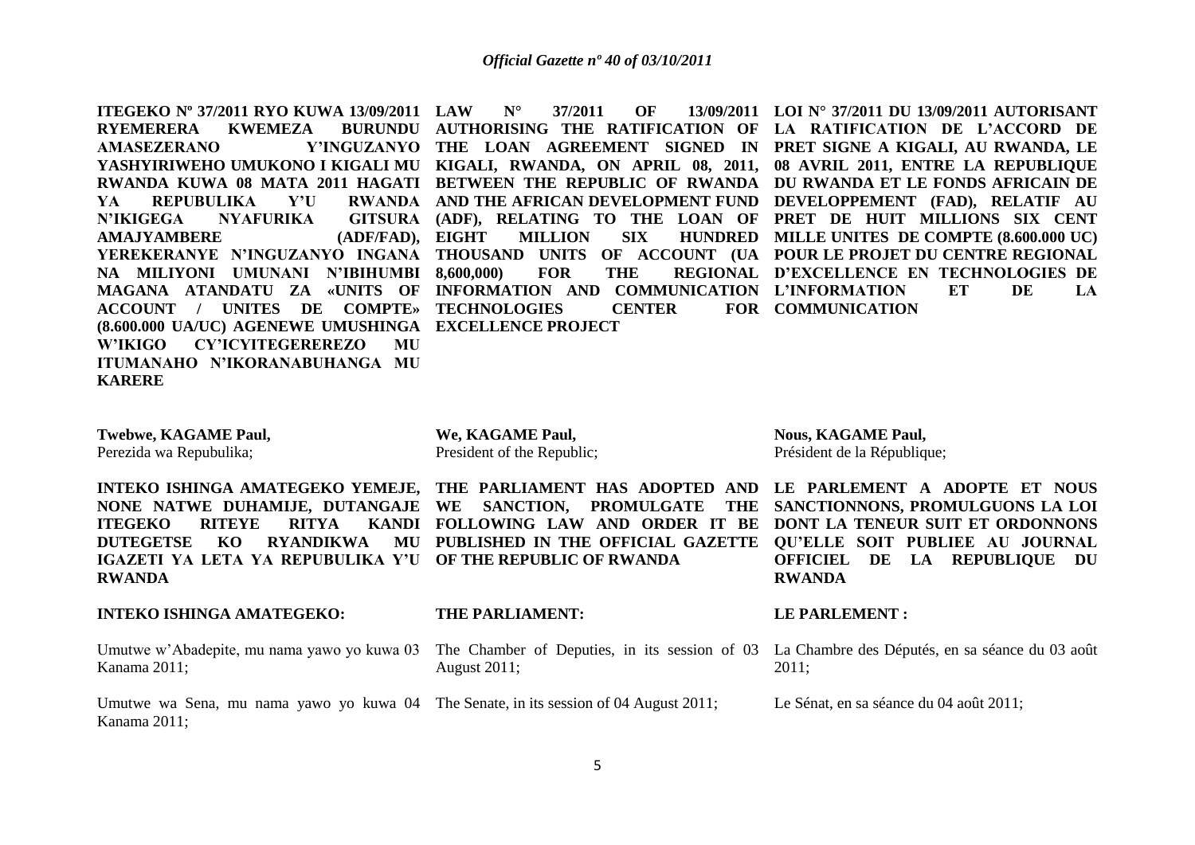**ITEGEKO Nº 37/2011 RYO KUWA 13/09/2011 RYEMERERA KWEMEZA BURUNDU AMASEZERANO Y'INGUZANYO YASHYIRIWEHO UMUKONO I KIGALI MU RWANDA KUWA 08 MATA 2011 HAGATI YA REPUBULIKA Y'U RWANDA N'IKIGEGA NYAFURIKA GITSURA AMAJYAMBERE (ADF/FAD), YEREKERANYE N'INGUZANYO INGANA NA MILIYONI UMUNANI N'IBIHUMBI MAGANA ATANDATU ZA «UNITS OF ACCOUNT / UNITES DE COMPTE» (8.600.000 UA/UC) AGENEWE UMUSHINGA W'IKIGO CY'ICYITEGEREREZO MU ITUMANAHO N'IKORANABUHANGA MU KARERE**

**Twebwe, KAGAME Paul,**
Perezida wa Repubulika;

**INTEKO ISHINGA AMATEGEKO YEMEJE, NONE NATWE DUHAMIJE, DUTANGAJE ITEGEKO RITEYE RITYA KANDI DUTEGETSE KO RYANDIKWA MU IGAZETI YA LETA YA REPUBULIKA Y'U RWANDA**

**INTEKO ISHINGA AMATEGEKO:**

Umutwe w'Abadepite, mu nama yawo yo kuwa 03 Kanama 2011;

Umutwe wa Sena, mu nama yawo yo kuwa 04 Kanama 2011;

**LAW N° 37/2011 OF 13/09/2011 AUTHORISING THE RATIFICATION OF THE LOAN AGREEMENT SIGNED IN KIGALI, RWANDA, ON APRIL 08, 2011, BETWEEN THE REPUBLIC OF RWANDA AND THE AFRICAN DEVELOPMENT FUND (ADF), RELATING TO THE LOAN OF EIGHT MILLION SIX HUNDRED THOUSAND UNITS OF ACCOUNT (UA 8,600,000) FOR THE REGIONAL INFORMATION AND COMMUNICATION TECHNOLOGIES CENTER FOR EXCELLENCE PROJECT**

**We, KAGAME Paul,**
President of the Republic;

**THE PARLIAMENT HAS ADOPTED AND WE SANCTION, PROMULGATE THE FOLLOWING LAW AND ORDER IT BE PUBLISHED IN THE OFFICIAL GAZETTE OF THE REPUBLIC OF RWANDA**

**THE PARLIAMENT:**

The Chamber of Deputies, in its session of 03 August 2011;

The Senate, in its session of 04 August 2011;

**LOI N° 37/2011 DU 13/09/2011 AUTORISANT LA RATIFICATION DE L'ACCORD DE PRET SIGNE A KIGALI, AU RWANDA, LE 08 AVRIL 2011, ENTRE LA REPUBLIQUE DU RWANDA ET LE FONDS AFRICAIN DE DEVELOPPEMENT (FAD), RELATIF AU PRET DE HUIT MILLIONS SIX CENT MILLE UNITES DE COMPTE (8.600.000 UC) POUR LE PROJET DU CENTRE REGIONAL D'EXCELLENCE EN TECHNOLOGIES DE L'INFORMATION ET DE LA COMMUNICATION**

**Nous, KAGAME Paul,**
Président de la République;

**LE PARLEMENT A ADOPTE ET NOUS SANCTIONNONS, PROMULGUONS LA LOI DONT LA TENEUR SUIT ET ORDONNONS QU'ELLE SOIT PUBLIEE AU JOURNAL OFFICIEL DE LA REPUBLIQUE DU RWANDA**

**LE PARLEMENT :**

La Chambre des Députés, en sa séance du 03 août 2011;

Le Sénat, en sa séance du 04 août 2011;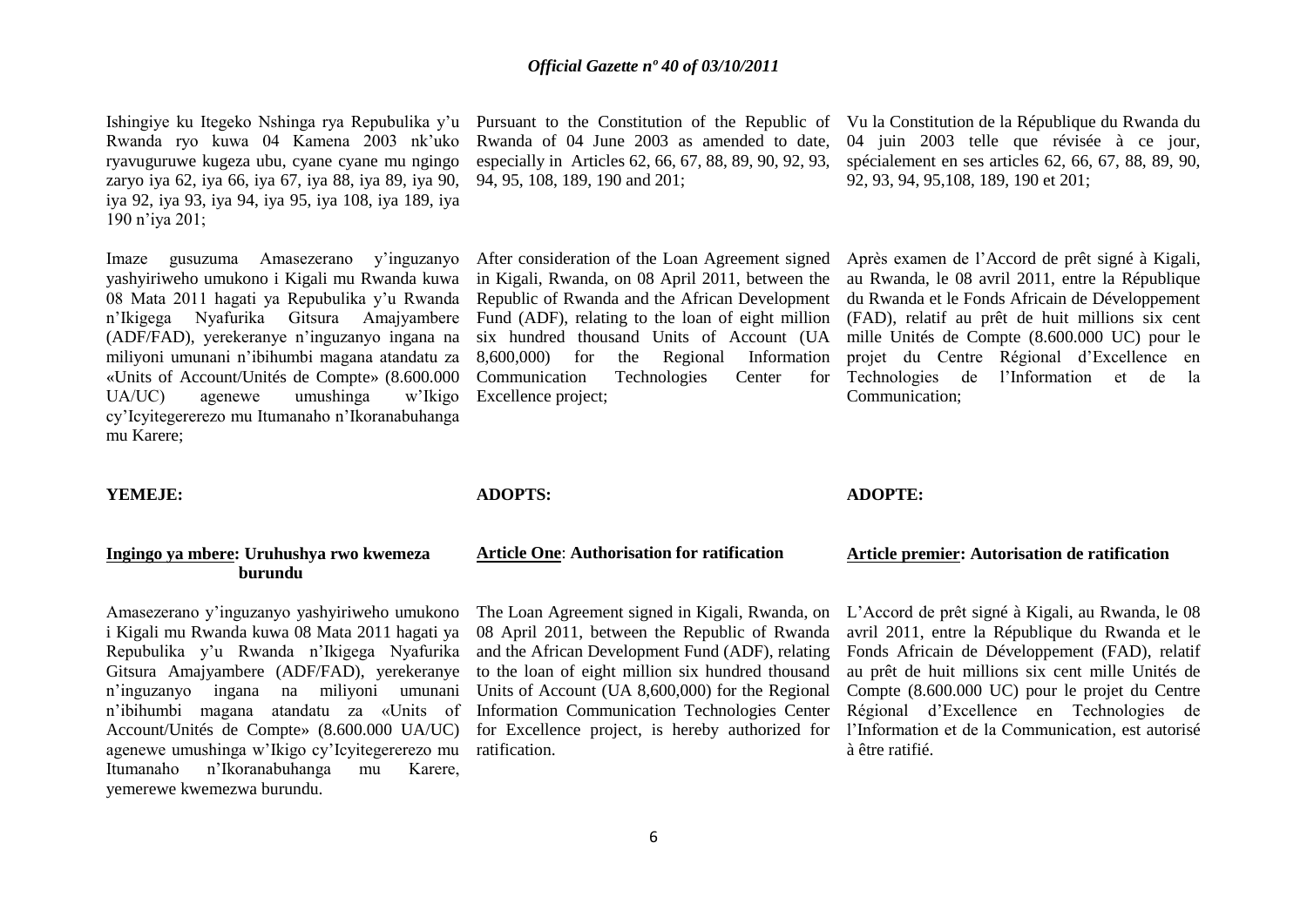Ishingiye ku Itegeko Nshinga rya Repubulika y'u Rwanda ryo kuwa 04 Kamena 2003 nk'uko ryavuguruwe kugeza ubu, cyane cyane mu ngingo zaryo iya 62, iya 66, iya 67, iya 88, iya 89, iya 90, iya 92, iya 93, iya 94, iya 95, iya 108, iya 189, iya 190 n'iya 201;

Imaze gusuzuma Amasezerano y'inguzanyo yashyiriweho umukono i Kigali mu Rwanda kuwa 08 Mata 2011 hagati ya Repubulika y'u Rwanda n'Ikigega Nyafurika Gitsura Amajyambere (ADF/FAD), yerekeranye n'inguzanyo ingana na miliyoni umunani n'ibihumbi magana atandatu za «Units of Account/Unités de Compte» (8.600.000 UA/UC) agenewe umushinga w'Ikigo cy'Icyitegererezo mu Itumanaho n'Ikoranabuhanga mu Karere;

**YEMEJE:**

**Ingingo ya mbere: Uruhushya rwo kwemeza burundu**

Amasezerano y'inguzanyo yashyiriweho umukono i Kigali mu Rwanda kuwa 08 Mata 2011 hagati ya Repubulika y'u Rwanda n'Ikigega Nyafurika Gitsura Amajyambere (ADF/FAD), yerekeranye n'inguzanyo ingana na miliyoni umunani n'ibihumbi magana atandatu za «Units of Account/Unités de Compte» (8.600.000 UA/UC) agenewe umushinga w'Ikigo cy'Icyitegererezo mu Itumanaho n'Ikoranabuhanga mu Karere, yemerewe kwemezwa burundu.

Pursuant to the Constitution of the Republic of Rwanda of 04 June 2003 as amended to date, especially in Articles 62, 66, 67, 88, 89, 90, 92, 93, 94, 95, 108, 189, 190 and 201;

After consideration of the Loan Agreement signed in Kigali, Rwanda, on 08 April 2011, between the Republic of Rwanda and the African Development Fund (ADF), relating to the loan of eight million six hundred thousand Units of Account (UA 8,600,000) for the Regional Information Communication Technologies Center for Excellence project;

**ADOPTS:**

**Article One: Authorisation for ratification**

The Loan Agreement signed in Kigali, Rwanda, on 08 April 2011, between the Republic of Rwanda and the African Development Fund (ADF), relating to the loan of eight million six hundred thousand Units of Account (UA 8,600,000) for the Regional Information Communication Technologies Center for Excellence project, is hereby authorized for ratification.

Vu la Constitution de la République du Rwanda du 04 juin 2003 telle que révisée à ce jour, spécialement en ses articles 62, 66, 67, 88, 89, 90, 92, 93, 94, 95,108, 189, 190 et 201;

Après examen de l'Accord de prêt signé à Kigali, au Rwanda, le 08 avril 2011, entre la République du Rwanda et le Fonds Africain de Développement (FAD), relatif au prêt de huit millions six cent mille Unités de Compte (8.600.000 UC) pour le projet du Centre Régional d'Excellence en Technologies de l'Information et de la Communication;

**ADOPTE:**

**Article premier: Autorisation de ratification**

L'Accord de prêt signé à Kigali, au Rwanda, le 08 avril 2011, entre la République du Rwanda et le Fonds Africain de Développement (FAD), relatif au prêt de huit millions six cent mille Unités de Compte (8.600.000 UC) pour le projet du Centre Régional d'Excellence en Technologies de l'Information et de la Communication, est autorisé à être ratifié.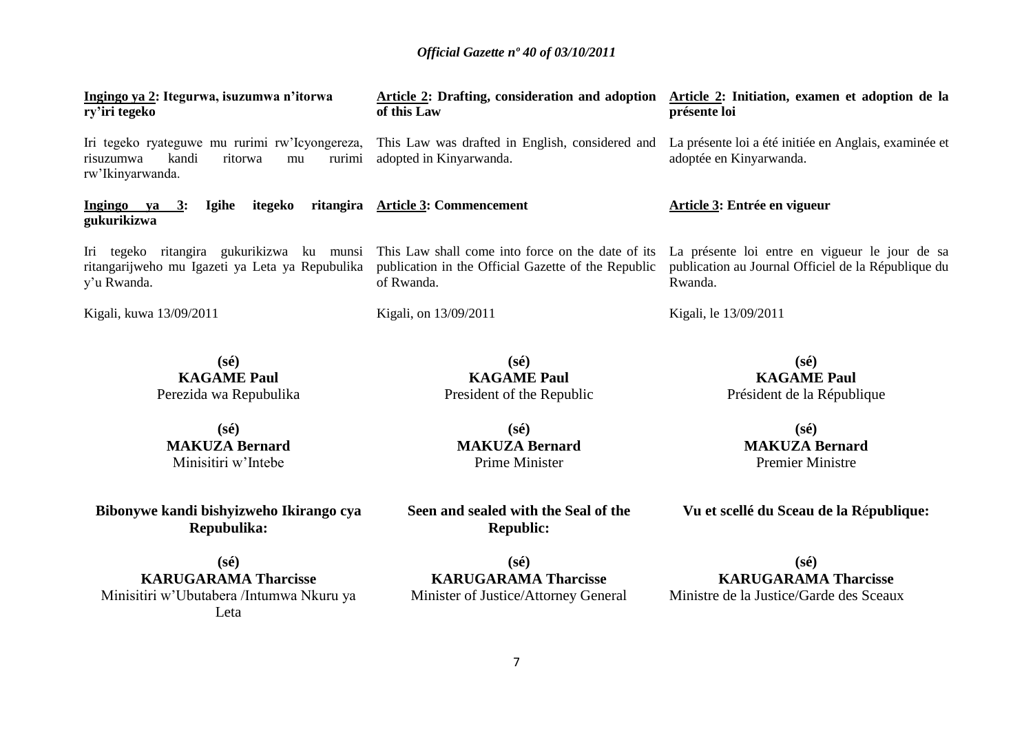**Ingingo ya 2: Itegurwa, isuzumwa n'itorwa ry'iri tegeko**

Iri tegeko ryateguwe mu rurimi rw'Icyongereza, risuzumwa kandi ritorwa mu rurimi rw'Ikinyarwanda.

**Ingingo ya 3: Igihe itegeko ritangira gukurikizwa**

Iri tegeko ritangira gukurikizwa ku munsi ritangarijweho mu Igazeti ya Leta ya Repubulika y'u Rwanda.

Kigali, kuwa 13/09/2011

**(sé)**
**KAGAME Paul**
Perezida wa Repubulika

**(sé)**
**MAKUZA Bernard**
Minisitiri w'Intebe

**Bibonywe kandi bishyizweho Ikirango cya Repubulika:**

**(sé)**
**KARUGARAMA Tharcisse**
Minisitiri w'Ubutabera /Intumwa Nkuru ya Leta

**Article 2: Drafting, consideration and adoption of this Law**

This Law was drafted in English, considered and adopted in Kinyarwanda.

**Article 3: Commencement**

This Law shall come into force on the date of its publication in the Official Gazette of the Republic of Rwanda.

Kigali, on 13/09/2011

**(sé)**
**KAGAME Paul**
President of the Republic

**(sé)**
**MAKUZA Bernard**
Prime Minister

**Seen and sealed with the Seal of the Republic:**

**(sé)**
**KARUGARAMA Tharcisse**
Minister of Justice/Attorney General

**Article 2: Initiation, examen et adoption de la présente loi**

La présente loi a été initiée en Anglais, examinée et adoptée en Kinyarwanda.

**Article 3: Entrée en vigueur**

La présente loi entre en vigueur le jour de sa publication au Journal Officiel de la République du Rwanda.

Kigali, le 13/09/2011

**(sé)**
**KAGAME Paul**
Président de la République

**(sé)**
**MAKUZA Bernard**
Premier Ministre

**Vu et scellé du Sceau de la République:**

**(sé)**
**KARUGARAMA Tharcisse**
Ministre de la Justice/Garde des Sceaux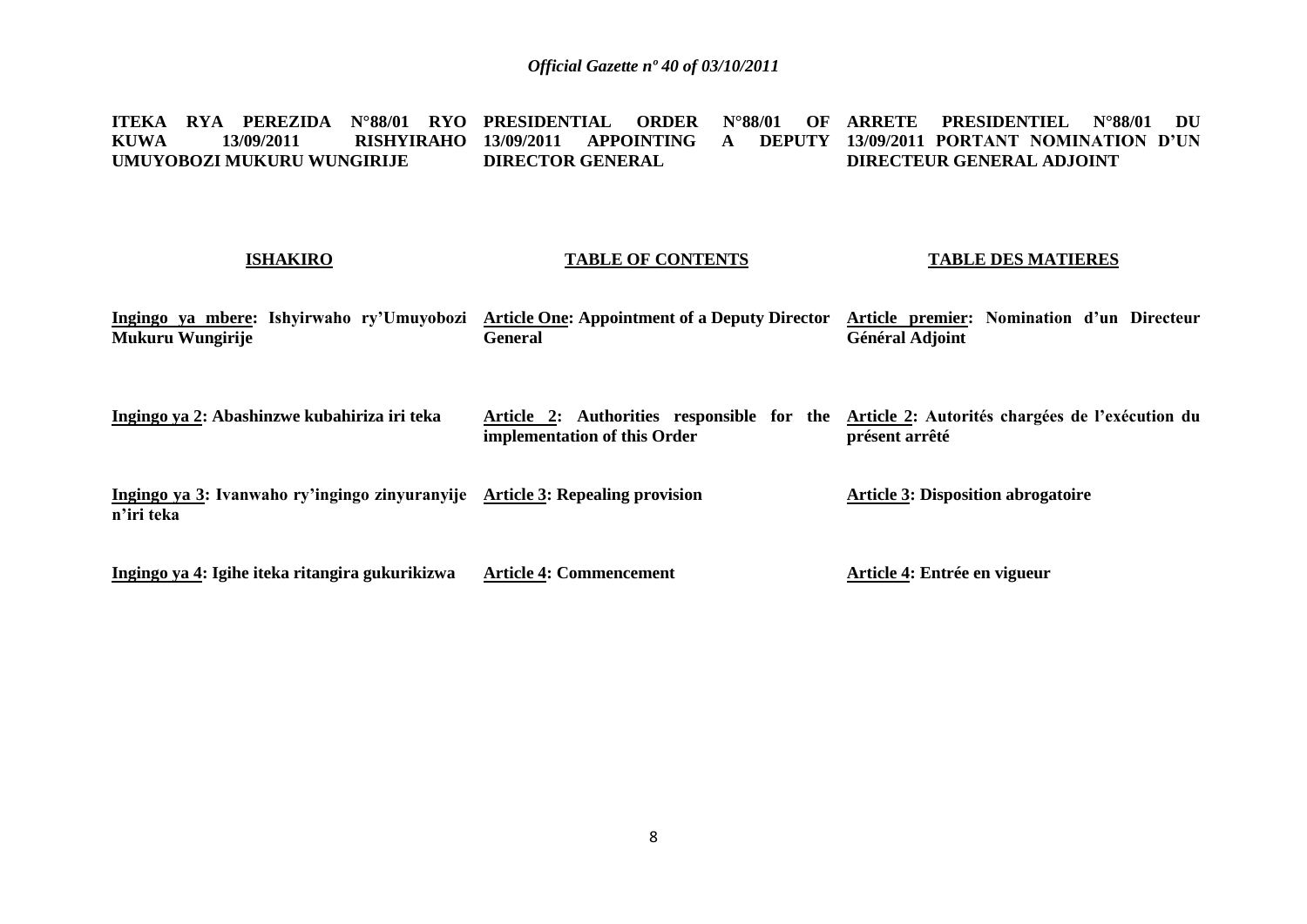**ITEKA RYA PEREZIDA N°88/01 RYO KUWA 13/09/2011 RISHYIRAHO UMUYOBOZI MUKURU WUNGIRIJE**

**ISHAKIRO**

**Ingingo ya mbere: Ishyirwaho ry'Umuyobozi Mukuru Wungirije**

**Ingingo ya 2: Abashinzwe kubahiriza iri teka**

**Ingingo ya 3: Ivanwaho ry'ingingo zinyuranyije n'iri teka**

**Ingingo ya 4: Igihe iteka ritangira gukurikizwa**

**PRESIDENTIAL ORDER N°88/01 OF 13/09/2011 APPOINTING A DEPUTY DIRECTOR GENERAL**

**TABLE OF CONTENTS**

**Article One: Appointment of a Deputy Director General**

**Article 2: Authorities responsible for the implementation of this Order**

**Article 3: Repealing provision**

**Article 4: Commencement**

**ARRETE PRESIDENTIEL N°88/01 DU 13/09/2011 PORTANT NOMINATION D'UN DIRECTEUR GENERAL ADJOINT**

**TABLE DES MATIERES**

**Article premier: Nomination d'un Directeur Général Adjoint**

**Article 2: Autorités chargées de l'exécution du présent arrêté**

**Article 3: Disposition abrogatoire**

**Article 4: Entrée en vigueur**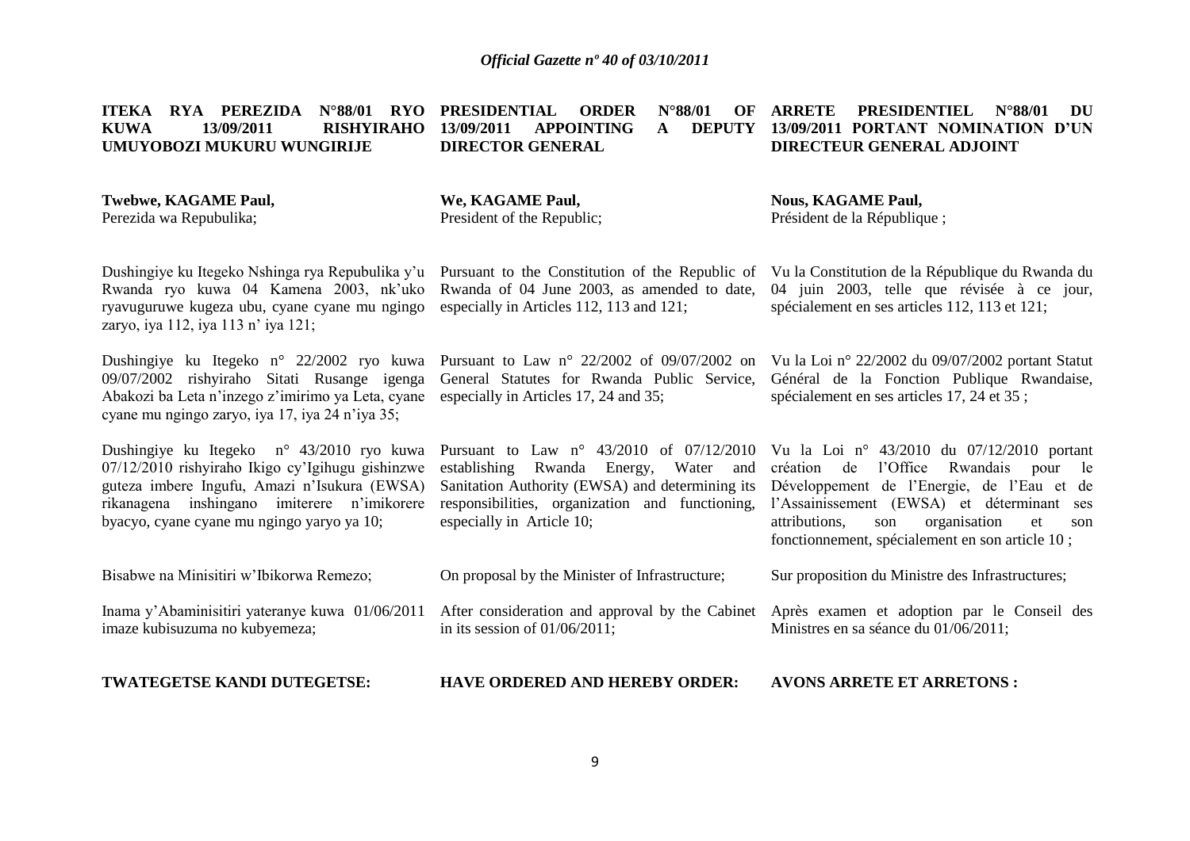**ITEKA RYA PEREZIDA N°88/01 RYO KUWA 13/09/2011 RISHYIRAHO UMUYOBOZI MUKURU WUNGIRIJE**

**Twebwe, KAGAME Paul,**
Perezida wa Repubulika;

Dushingiye ku Itegeko Nshinga rya Repubulika y'u Rwanda ryo kuwa 04 Kamena 2003, nk'uko ryavuguruwe kugeza ubu, cyane cyane mu ngingo zaryo, iya 112, iya 113 n' iya 121;

Dushingiye ku Itegeko n° 22/2002 ryo kuwa 09/07/2002 rishyiraho Sitati Rusange igenga Abakozi ba Leta n'inzego z'imirimo ya Leta, cyane cyane mu ngingo zaryo, iya 17, iya 24 n'iya 35;

Dushingiye ku Itegeko n° 43/2010 ryo kuwa 07/12/2010 rishyiraho Ikigo cy'Igihugu gishinzwe guteza imbere Ingufu, Amazi n'Isukura (EWSA) rikanagena inshingano imiterere n'imikorere byacyo, cyane cyane mu ngingo yaryo ya 10;

Bisabwe na Minisitiri w'Ibikorwa Remezo;

Inama y'Abaminisitiri yateranye kuwa 01/06/2011 imaze kubisuzuma no kubyemeza;

**TWATEGETSE KANDI DUTEGETSE:**

**PRESIDENTIAL ORDER N°88/01 OF 13/09/2011 APPOINTING A DEPUTY DIRECTOR GENERAL**

**We, KAGAME Paul,**
President of the Republic;

Pursuant to the Constitution of the Republic of Rwanda of 04 June 2003, as amended to date, especially in Articles 112, 113 and 121;

Pursuant to Law n° 22/2002 of 09/07/2002 on General Statutes for Rwanda Public Service, especially in Articles 17, 24 and 35;

Pursuant to Law n° 43/2010 of 07/12/2010 establishing Rwanda Energy, Water and Sanitation Authority (EWSA) and determining its responsibilities, organization and functioning, especially in Article 10;

On proposal by the Minister of Infrastructure;

After consideration and approval by the Cabinet in its session of 01/06/2011;

**HAVE ORDERED AND HEREBY ORDER:**

**ARRETE PRESIDENTIEL N°88/01 DU 13/09/2011 PORTANT NOMINATION D'UN DIRECTEUR GENERAL ADJOINT**

**Nous, KAGAME Paul,**
Président de la République ;

Vu la Constitution de la République du Rwanda du 04 juin 2003, telle que révisée à ce jour, spécialement en ses articles 112, 113 et 121;

Vu la Loi n° 22/2002 du 09/07/2002 portant Statut Général de la Fonction Publique Rwandaise, spécialement en ses articles 17, 24 et 35 ;

Vu la Loi n° 43/2010 du 07/12/2010 portant création de l'Office Rwandais pour le Développement de l'Energie, de l'Eau et de l'Assainissement (EWSA) et déterminant ses attributions, son organisation et son fonctionnement, spécialement en son article 10 ;

Sur proposition du Ministre des Infrastructures;

Après examen et adoption par le Conseil des Ministres en sa séance du 01/06/2011;

**AVONS ARRETE ET ARRETONS :**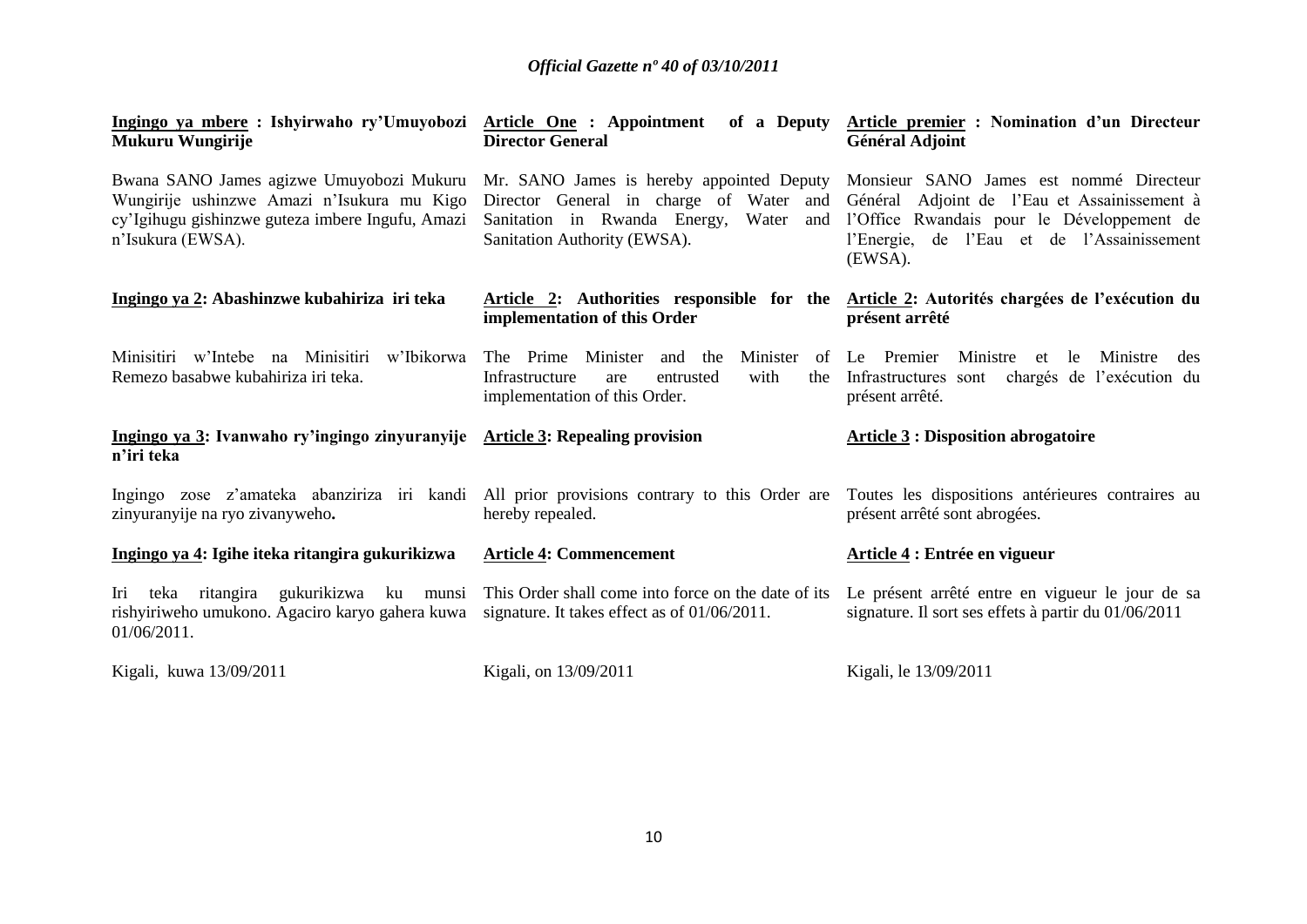| **Ingingo ya mbere : Ishyirwaho ry'Umuyobozi Mukuru Wungirije** | **Article One : Appointment of a Deputy Director General** | **Article premier : Nomination d'un Directeur Général Adjoint** |
|---|---|---|
| Bwana SANO James agizwe Umuyobozi Mukuru Wungirije ushinzwe Amazi n'Isukura mu Kigo cy'Igihugu gishinzwe guteza imbere Ingufu, Amazi n'Isukura (EWSA). | Mr. SANO James is hereby appointed Deputy Director General in charge of Water and Sanitation in Rwanda Energy, Water and Sanitation Authority (EWSA). | Monsieur SANO James est nommé Directeur Général Adjoint de l'Eau et Assainissement à l'Office Rwandais pour le Développement de l'Energie, de l'Eau et de l'Assainissement (EWSA). |
| **Ingingo ya 2: Abashinzwe kubahiriza iri teka** | **Article 2: Authorities responsible for the implementation of this Order** | **Article 2: Autorités chargées de l'exécution du présent arrêté** |
| Minisitiri w'Intebe na Minisitiri w'Ibikorwa Remezo basabwe kubahiriza iri teka. | The Prime Minister and the Minister of Infrastructure are entrusted with the implementation of this Order. | Le Premier Ministre et le Ministre des Infrastructures sont chargés de l'exécution du présent arrêté. |
| **Ingingo ya 3: Ivanwaho ry'ingingo zinyuranyije n'iri teka** | **Article 3: Repealing provision** | **Article 3 : Disposition abrogatoire** |
| Ingingo zose z'amateka abanziriza iri kandi zinyuranyije na ryo zivanyweho**.** | All prior provisions contrary to this Order are hereby repealed. | Toutes les dispositions antérieures contraires au présent arrêté sont abrogées. |
| **Ingingo ya 4: Igihe iteka ritangira gukurikizwa** | **Article 4: Commencement** | **Article 4 : Entrée en vigueur** |
| Iri teka ritangira gukurikizwa ku munsi rishyiriweho umukono. Agaciro karyo gahera kuwa 01/06/2011. | This Order shall come into force on the date of its signature. It takes effect as of 01/06/2011. | Le présent arrêté entre en vigueur le jour de sa signature. Il sort ses effets à partir du 01/06/2011 |
| Kigali, kuwa 13/09/2011 | Kigali, on 13/09/2011 | Kigali, le 13/09/2011 |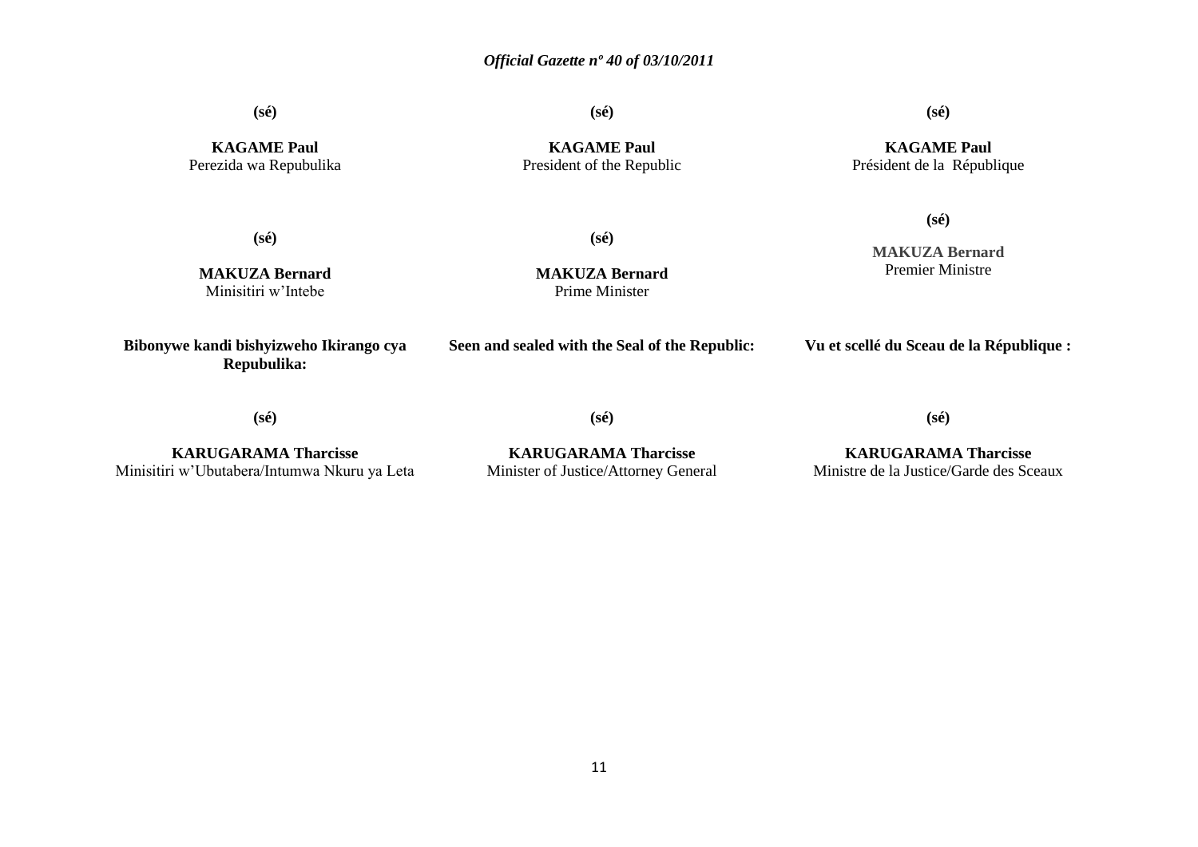**(sé)**

**KAGAME Paul**
Perezida wa Repubulika

**(sé)**

**MAKUZA Bernard**
Minisitiri w'Intebe

**Bibonywe kandi bishyizweho Ikirango cya Repubulika:**

**(sé)**

**KARUGARAMA Tharcisse**
Minisitiri w'Ubutabera/Intumwa Nkuru ya Leta

**(sé)**

**KAGAME Paul**
President of the Republic

**(sé)**

**MAKUZA Bernard**
Prime Minister

**Seen and sealed with the Seal of the Republic:**

**(sé)**

**KARUGARAMA Tharcisse**
Minister of Justice/Attorney General

**(sé)**

**KAGAME Paul**
Président de la République

**(sé)**

**MAKUZA Bernard**
Premier Ministre

**Vu et scellé du Sceau de la République :**

**(sé)**

**KARUGARAMA Tharcisse**
Ministre de la Justice/Garde des Sceaux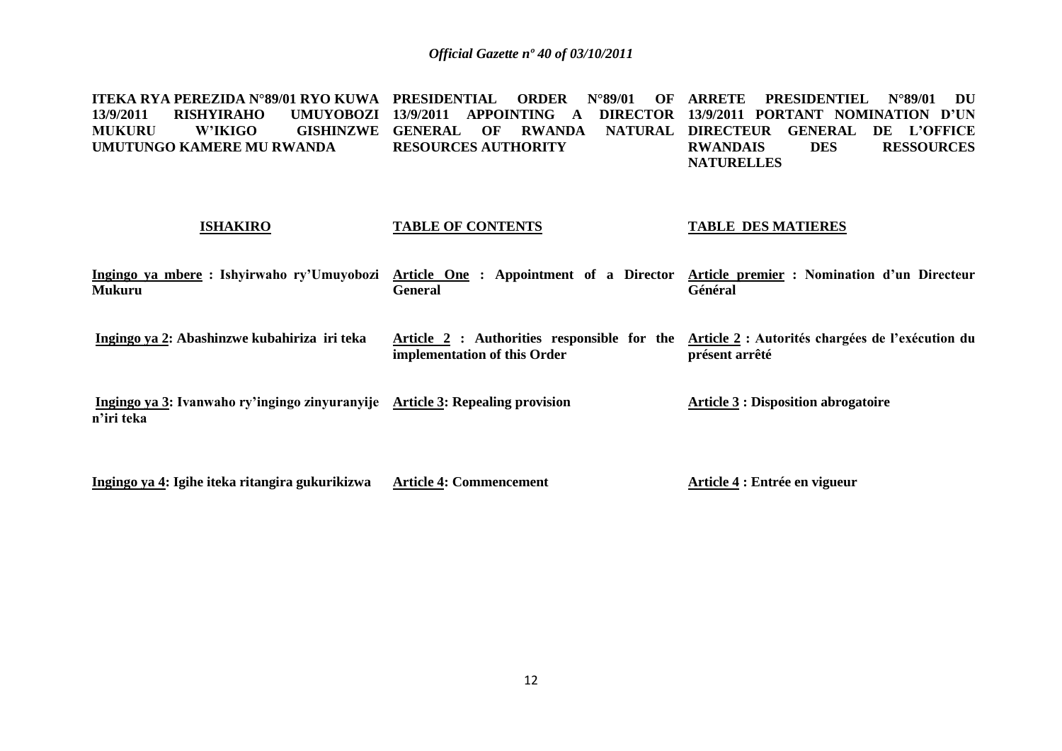**ITEKA RYA PEREZIDA N°89/01 RYO KUWA 13/9/2011 RISHYIRAHO UMUYOBOZI MUKURU W'IKIGO GISHINZWE UMUTUNGO KAMERE MU RWANDA**

**ISHAKIRO**

**<u>Ingingo ya mbere</u> : Ishyirwaho ry'Umuyobozi Mukuru**

**<u>Ingingo ya 2</u>: Abashinzwe kubahiriza iri teka**

**<u>Ingingo ya 3</u>: Ivanwaho ry'ingingo zinyuranyije n'iri teka**

**<u>Ingingo ya 4</u>: Igihe iteka ritangira gukurikizwa**

**PRESIDENTIAL ORDER N°89/01 OF 13/9/2011 APPOINTING A DIRECTOR GENERAL OF RWANDA NATURAL RESOURCES AUTHORITY**

**TABLE OF CONTENTS**

**<u>Article One</u> : Appointment of a Director General**

**<u>Article 2</u> : Authorities responsible for the implementation of this Order**

**<u>Article 3</u>: Repealing provision**

**<u>Article 4</u>: Commencement**

**ARRETE PRESIDENTIEL N°89/01 DU 13/9/2011 PORTANT NOMINATION D'UN DIRECTEUR GENERAL DE L'OFFICE RWANDAIS DES RESSOURCES NATURELLES**

**TABLE DES MATIERES**

**<u>Article premier</u> : Nomination d'un Directeur Général**

**<u>Article 2</u> : Autorités chargées de l'exécution du présent arrêté**

**<u>Article 3</u> : Disposition abrogatoire**

**<u>Article 4</u> : Entrée en vigueur**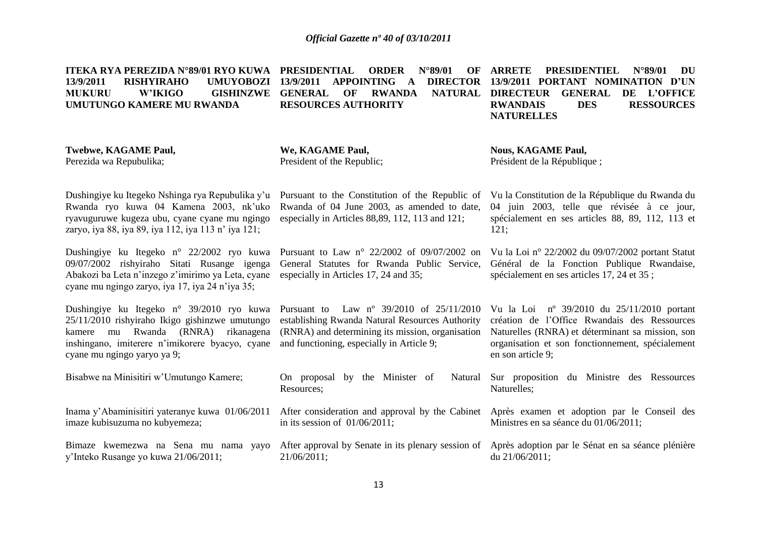**ITEKA RYA PEREZIDA N°89/01 RYO KUWA 13/9/2011 RISHYIRAHO UMUYOBOZI MUKURU W'IKIGO GISHINZWE UMUTUNGO KAMERE MU RWANDA**

**Twebwe, KAGAME Paul,**
Perezida wa Repubulika;

Dushingiye ku Itegeko Nshinga rya Repubulika y'u Rwanda ryo kuwa 04 Kamena 2003, nk'uko ryavuguruwe kugeza ubu, cyane cyane mu ngingo zaryo, iya 88, iya 89, iya 112, iya 113 n' iya 121;

Dushingiye ku Itegeko n° 22/2002 ryo kuwa 09/07/2002 rishyiraho Sitati Rusange igenga Abakozi ba Leta n'inzego z'imirimo ya Leta, cyane cyane mu ngingo zaryo, iya 17, iya 24 n'iya 35;

Dushingiye ku Itegeko n° 39/2010 ryo kuwa 25/11/2010 rishyiraho Ikigo gishinzwe umutungo kamere mu Rwanda (RNRA) rikanagena inshingano, imiterere n'imikorere byacyo, cyane cyane mu ngingo yaryo ya 9;

Bisabwe na Minisitiri w'Umutungo Kamere;

Inama y'Abaminisitiri yateranye kuwa 01/06/2011 imaze kubisuzuma no kubyemeza;

Bimaze kwemezwa na Sena mu nama yayo y'Inteko Rusange yo kuwa 21/06/2011;

**PRESIDENTIAL ORDER N°89/01 OF 13/9/2011 APPOINTING A DIRECTOR GENERAL OF RWANDA NATURAL RESOURCES AUTHORITY**

**We, KAGAME Paul,**
President of the Republic;

Pursuant to the Constitution of the Republic of Rwanda of 04 June 2003, as amended to date, especially in Articles 88,89, 112, 113 and 121;

Pursuant to Law n° 22/2002 of 09/07/2002 on General Statutes for Rwanda Public Service, especially in Articles 17, 24 and 35;

Pursuant to Law nº 39/2010 of 25/11/2010 establishing Rwanda Natural Resources Authority (RNRA) and determining its mission, organisation and functioning, especially in Article 9;

On proposal by the Minister of Natural Resources;

After consideration and approval by the Cabinet in its session of 01/06/2011;

After approval by Senate in its plenary session of 21/06/2011;

**ARRETE PRESIDENTIEL N°89/01 DU 13/9/2011 PORTANT NOMINATION D'UN DIRECTEUR GENERAL DE L'OFFICE RWANDAIS DES RESSOURCES NATURELLES**

**Nous, KAGAME Paul,**
Président de la République ;

Vu la Constitution de la République du Rwanda du 04 juin 2003, telle que révisée à ce jour, spécialement en ses articles 88, 89, 112, 113 et 121;

Vu la Loi n° 22/2002 du 09/07/2002 portant Statut Général de la Fonction Publique Rwandaise, spécialement en ses articles 17, 24 et 35 ;

Vu la Loi nº 39/2010 du 25/11/2010 portant création de l'Office Rwandais des Ressources Naturelles (RNRA) et déterminant sa mission, son organisation et son fonctionnement, spécialement en son article 9;

Sur proposition du Ministre des Ressources Naturelles;

Après examen et adoption par le Conseil des Ministres en sa séance du 01/06/2011;

Après adoption par le Sénat en sa séance plénière du 21/06/2011;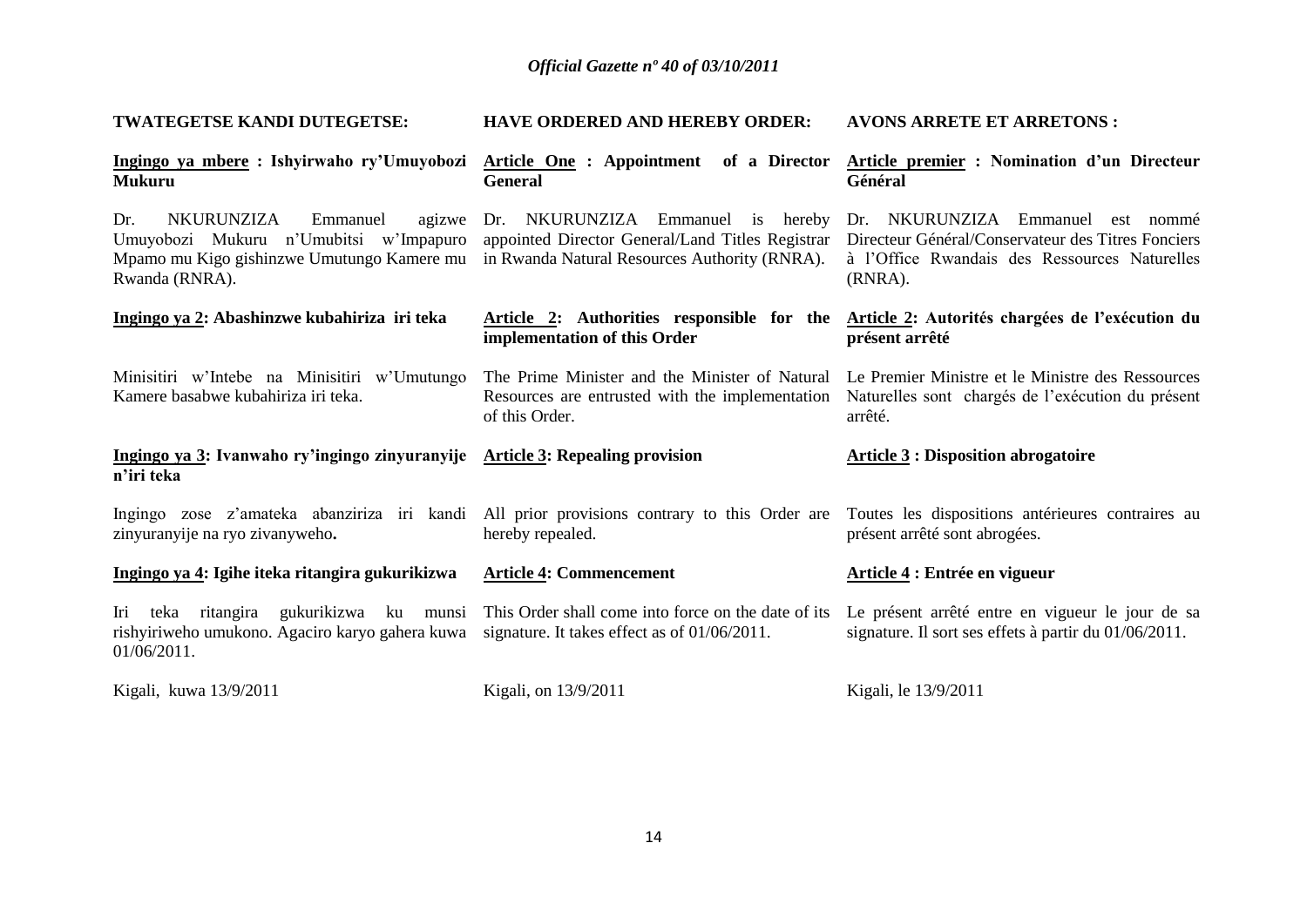**TWATEGETSE KANDI DUTEGETSE:**

**Ingingo ya mbere : Ishyirwaho ry'Umuyobozi Mukuru**

Dr. NKURUNZIZA Emmanuel agizwe Umuyobozi Mukuru n'Umubitsi w'Impapuro Mpamo mu Kigo gishinzwe Umutungo Kamere mu Rwanda (RNRA).

**Ingingo ya 2: Abashinzwe kubahiriza iri teka**

Minisitiri w'Intebe na Minisitiri w'Umutungo Kamere basabwe kubahiriza iri teka.

**Ingingo ya 3: Ivanwaho ry'ingingo zinyuranyije n'iri teka**

Ingingo zose z'amateka abanziriza iri kandi zinyuranyije na ryo zivanyweho**.**

**Ingingo ya 4: Igihe iteka ritangira gukurikizwa**

Iri teka ritangira gukurikizwa ku munsi rishyiriweho umukono. Agaciro karyo gahera kuwa 01/06/2011.

Kigali, kuwa 13/9/2011

**HAVE ORDERED AND HEREBY ORDER:**

**Article One : Appointment of a Director General**

Dr. NKURUNZIZA Emmanuel is hereby appointed Director General/Land Titles Registrar in Rwanda Natural Resources Authority (RNRA).

**Article 2: Authorities responsible for the implementation of this Order**

The Prime Minister and the Minister of Natural Resources are entrusted with the implementation of this Order.

**Article 3: Repealing provision**

All prior provisions contrary to this Order are hereby repealed.

**Article 4: Commencement**

This Order shall come into force on the date of its signature. It takes effect as of 01/06/2011.

Kigali, on 13/9/2011

**AVONS ARRETE ET ARRETONS :**

**Article premier : Nomination d'un Directeur Général**

Dr. NKURUNZIZA Emmanuel est nommé Directeur Général/Conservateur des Titres Fonciers à l'Office Rwandais des Ressources Naturelles (RNRA).

**Article 2: Autorités chargées de l'exécution du présent arrêté**

Le Premier Ministre et le Ministre des Ressources Naturelles sont chargés de l'exécution du présent arrêté.

**Article 3 : Disposition abrogatoire**

Toutes les dispositions antérieures contraires au présent arrêté sont abrogées.

**Article 4 : Entrée en vigueur**

Le présent arrêté entre en vigueur le jour de sa signature. Il sort ses effets à partir du 01/06/2011.

Kigali, le 13/9/2011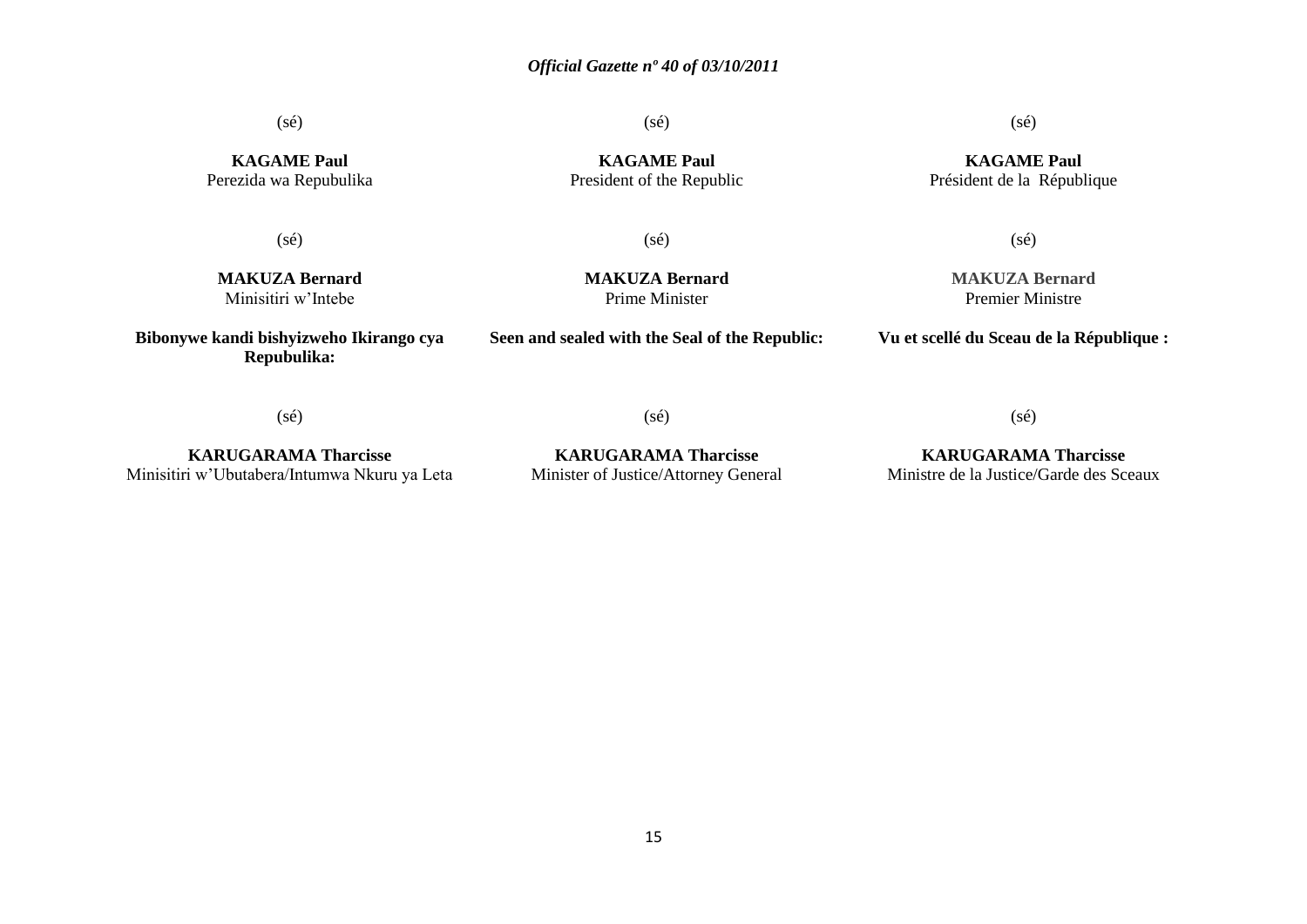(sé)

**KAGAME Paul**
Perezida wa Repubulika

(sé)

**MAKUZA Bernard**
Minisitiri w'Intebe

**Bibonywe kandi bishyizweho Ikirango cya Repubulika:**

(sé)

**KARUGARAMA Tharcisse**
Minisitiri w'Ubutabera/Intumwa Nkuru ya Leta

(sé)

**KAGAME Paul**
President of the Republic

(sé)

**MAKUZA Bernard**
Prime Minister

**Seen and sealed with the Seal of the Republic:**

(sé)

**KARUGARAMA Tharcisse**
Minister of Justice/Attorney General

(sé)

**KAGAME Paul**
Président de la République

(sé)

**MAKUZA Bernard**
Premier Ministre

**Vu et scellé du Sceau de la République :**

(sé)

**KARUGARAMA Tharcisse**
Ministre de la Justice/Garde des Sceaux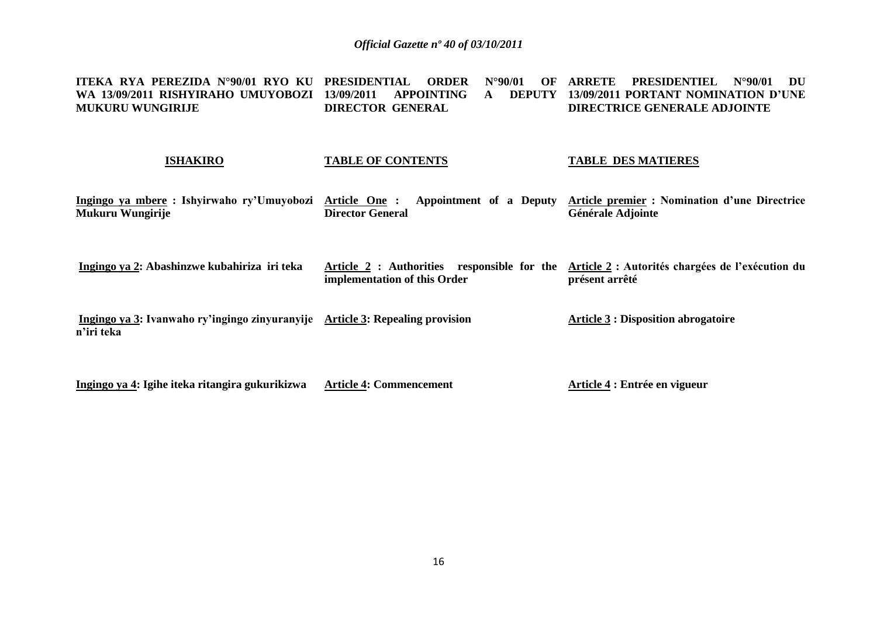**ITEKA RYA PEREZIDA N°90/01 RYO KU WA 13/09/2011 RISHYIRAHO UMUYOBOZI MUKURU WUNGIRIJE**

**ISHAKIRO**

**<u>Ingingo ya mbere</u> : Ishyirwaho ry'Umuyobozi Mukuru Wungirije**

**<u>Ingingo ya 2</u>: Abashinzwe kubahiriza iri teka**

**<u>Ingingo ya 3</u>: Ivanwaho ry'ingingo zinyuranyije n'iri teka**

**<u>Ingingo ya 4</u>: Igihe iteka ritangira gukurikizwa**

**PRESIDENTIAL ORDER N°90/01 OF 13/09/2011 APPOINTING A DEPUTY DIRECTOR GENERAL**

**TABLE OF CONTENTS**

**<u>Article One</u> : Appointment of a Deputy Director General**

**<u>Article 2</u> : Authorities responsible for the implementation of this Order**

**<u>Article 3</u>: Repealing provision**

**<u>Article 4</u>: Commencement**

**ARRETE PRESIDENTIEL N°90/01 DU 13/09/2011 PORTANT NOMINATION D'UNE DIRECTRICE GENERALE ADJOINTE**

**TABLE DES MATIERES**

**<u>Article premier</u> : Nomination d'une Directrice Générale Adjointe**

**<u>Article 2</u> : Autorités chargées de l'exécution du présent arrêté**

**<u>Article 3</u> : Disposition abrogatoire**

**<u>Article 4</u> : Entrée en vigueur**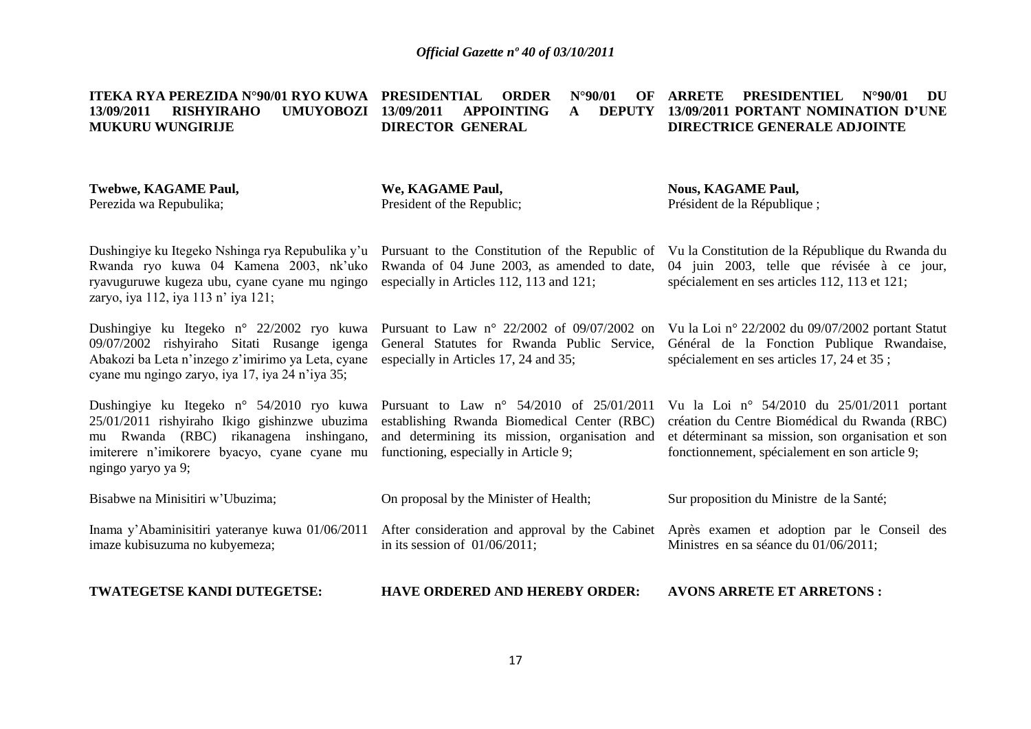**ITEKA RYA PEREZIDA N°90/01 RYO KUWA 13/09/2011 RISHYIRAHO UMUYOBOZI MUKURU WUNGIRIJE**

**Twebwe, KAGAME Paul,**
Perezida wa Repubulika;

Dushingiye ku Itegeko Nshinga rya Repubulika y'u Rwanda ryo kuwa 04 Kamena 2003, nk'uko ryavuguruwe kugeza ubu, cyane cyane mu ngingo zaryo, iya 112, iya 113 n' iya 121;

Dushingiye ku Itegeko n° 22/2002 ryo kuwa 09/07/2002 rishyiraho Sitati Rusange igenga Abakozi ba Leta n'inzego z'imirimo ya Leta, cyane cyane mu ngingo zaryo, iya 17, iya 24 n'iya 35;

Dushingiye ku Itegeko n° 54/2010 ryo kuwa 25/01/2011 rishyiraho Ikigo gishinzwe ubuzima mu Rwanda (RBC) rikanagena inshingano, imiterere n'imikorere byacyo, cyane cyane mu ngingo yaryo ya 9;

Bisabwe na Minisitiri w'Ubuzima;

Inama y'Abaminisitiri yateranye kuwa 01/06/2011 imaze kubisuzuma no kubyemeza;

**TWATEGETSE KANDI DUTEGETSE:**

**PRESIDENTIAL ORDER N°90/01 OF 13/09/2011 APPOINTING A DEPUTY DIRECTOR GENERAL**

**We, KAGAME Paul,**
President of the Republic;

Pursuant to the Constitution of the Republic of Rwanda of 04 June 2003, as amended to date, especially in Articles 112, 113 and 121;

Pursuant to Law n° 22/2002 of 09/07/2002 on General Statutes for Rwanda Public Service, especially in Articles 17, 24 and 35;

Pursuant to Law n° 54/2010 of 25/01/2011 establishing Rwanda Biomedical Center (RBC) and determining its mission, organisation and functioning, especially in Article 9;

On proposal by the Minister of Health;

After consideration and approval by the Cabinet in its session of 01/06/2011;

**HAVE ORDERED AND HEREBY ORDER:**

**ARRETE PRESIDENTIEL N°90/01 DU 13/09/2011 PORTANT NOMINATION D'UNE DIRECTRICE GENERALE ADJOINTE**

**Nous, KAGAME Paul,**
Président de la République ;

Vu la Constitution de la République du Rwanda du 04 juin 2003, telle que révisée à ce jour, spécialement en ses articles 112, 113 et 121;

Vu la Loi n° 22/2002 du 09/07/2002 portant Statut Général de la Fonction Publique Rwandaise, spécialement en ses articles 17, 24 et 35 ;

Vu la Loi n° 54/2010 du 25/01/2011 portant création du Centre Biomédical du Rwanda (RBC) et déterminant sa mission, son organisation et son fonctionnement, spécialement en son article 9;

Sur proposition du Ministre de la Santé;

Après examen et adoption par le Conseil des Ministres en sa séance du 01/06/2011;

**AVONS ARRETE ET ARRETONS :**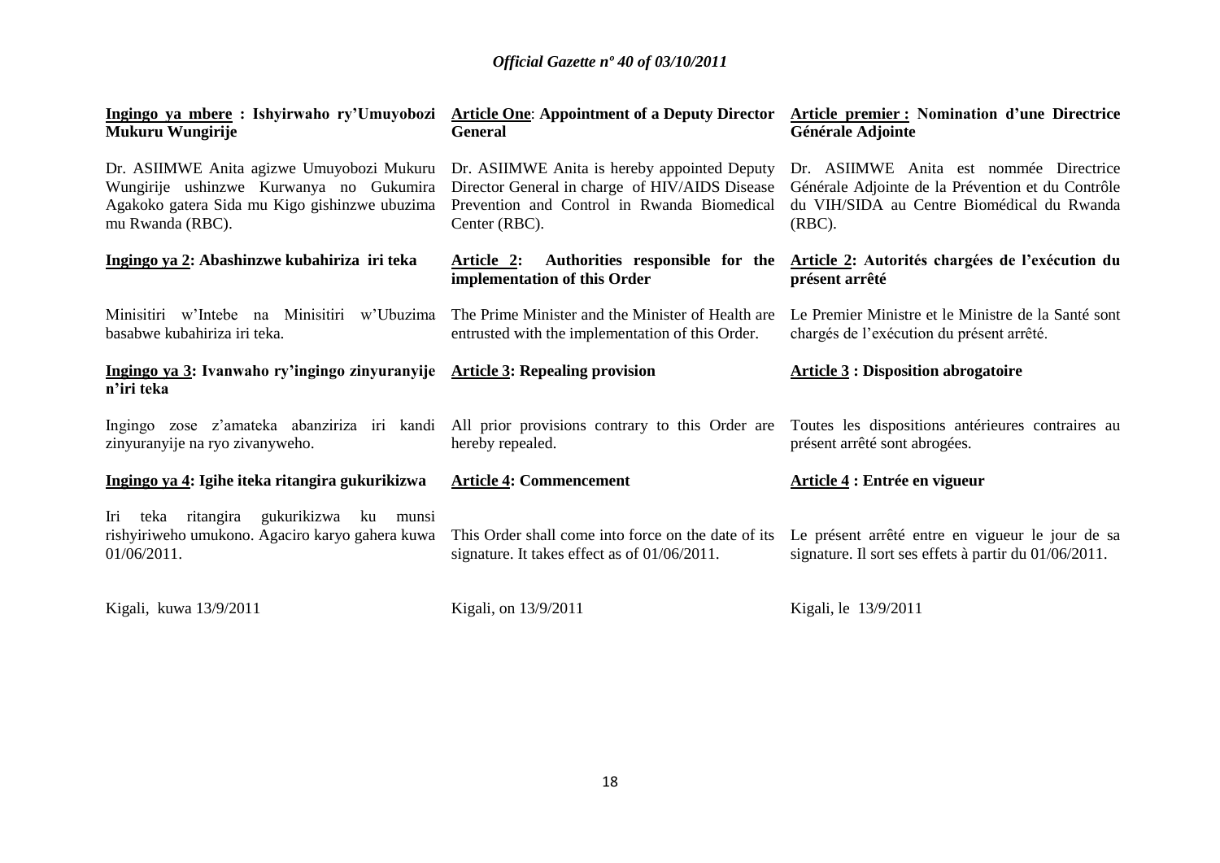**Ingingo ya mbere : Ishyirwaho ry'Umuyobozi Mukuru Wungirije**

Dr. ASIIMWE Anita agizwe Umuyobozi Mukuru Wungirije ushinzwe Kurwanya no Gukumira Agakoko gatera Sida mu Kigo gishinzwe ubuzima mu Rwanda (RBC).

**Ingingo ya 2: Abashinzwe kubahiriza iri teka**

Minisitiri w'Intebe na Minisitiri w'Ubuzima basabwe kubahiriza iri teka.

**Ingingo ya 3: Ivanwaho ry'ingingo zinyuranyije n'iri teka**

Ingingo zose z'amateka abanziriza iri kandi zinyuranyije na ryo zivanyweho.

**Ingingo ya 4: Igihe iteka ritangira gukurikizwa**

Iri teka ritangira gukurikizwa ku munsi rishyiriweho umukono. Agaciro karyo gahera kuwa 01/06/2011.

Kigali, kuwa 13/9/2011

**Article One: Appointment of a Deputy Director General**

Dr. ASIIMWE Anita is hereby appointed Deputy Director General in charge of HIV/AIDS Disease Prevention and Control in Rwanda Biomedical Center (RBC).

**Article 2: Authorities responsible for the implementation of this Order**

The Prime Minister and the Minister of Health are entrusted with the implementation of this Order.

**Article 3: Repealing provision**

All prior provisions contrary to this Order are hereby repealed.

**Article 4: Commencement**

This Order shall come into force on the date of its signature. It takes effect as of 01/06/2011.

Kigali, on 13/9/2011

**Article premier : Nomination d'une Directrice Générale Adjointe**

Dr. ASIIMWE Anita est nommée Directrice Générale Adjointe de la Prévention et du Contrôle du VIH/SIDA au Centre Biomédical du Rwanda (RBC).

**Article 2: Autorités chargées de l'exécution du présent arrêté**

Le Premier Ministre et le Ministre de la Santé sont chargés de l'exécution du présent arrêté.

**Article 3 : Disposition abrogatoire**

Toutes les dispositions antérieures contraires au présent arrêté sont abrogées.

**Article 4 : Entrée en vigueur**

Le présent arrêté entre en vigueur le jour de sa signature. Il sort ses effets à partir du 01/06/2011.

Kigali, le 13/9/2011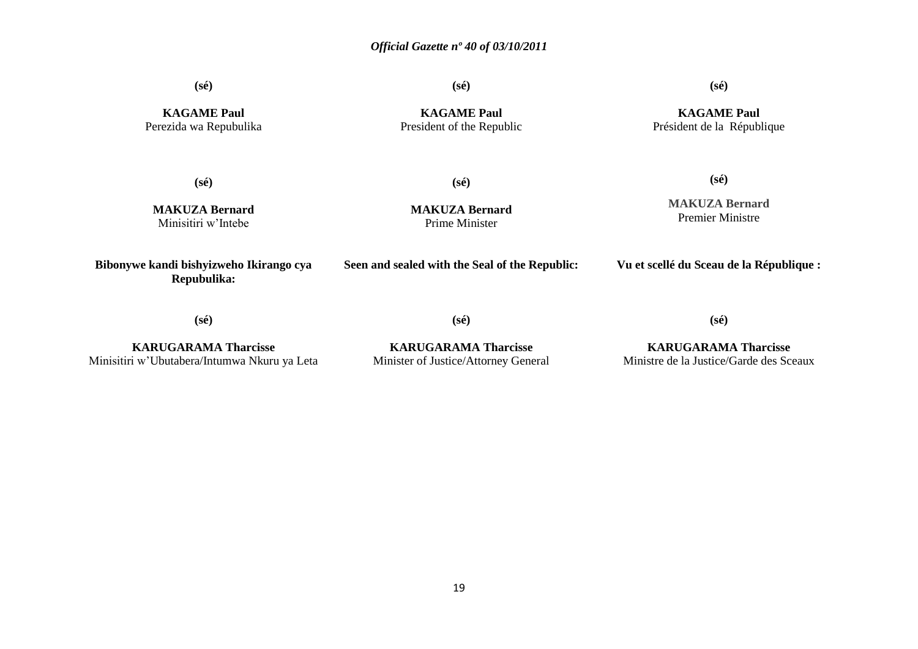**(sé)**

**KAGAME Paul**
Perezida wa Repubulika

**(sé)**

**KAGAME Paul**
President of the Republic

**(sé)**

**KAGAME Paul**
Président de la République

**(sé)**

**MAKUZA Bernard**
Minisitiri w'Intebe

**(sé)**

**MAKUZA Bernard**
Prime Minister

**(sé)**

**MAKUZA Bernard**
Premier Ministre

**Bibonywe kandi bishyizweho Ikirango cya Repubulika:**

**Seen and sealed with the Seal of the Republic:**

**Vu et scellé du Sceau de la République :**

**(sé)**

**KARUGARAMA Tharcisse**
Minisitiri w'Ubutabera/Intumwa Nkuru ya Leta

**(sé)**

**KARUGARAMA Tharcisse**
Minister of Justice/Attorney General

**(sé)**

**KARUGARAMA Tharcisse**
Ministre de la Justice/Garde des Sceaux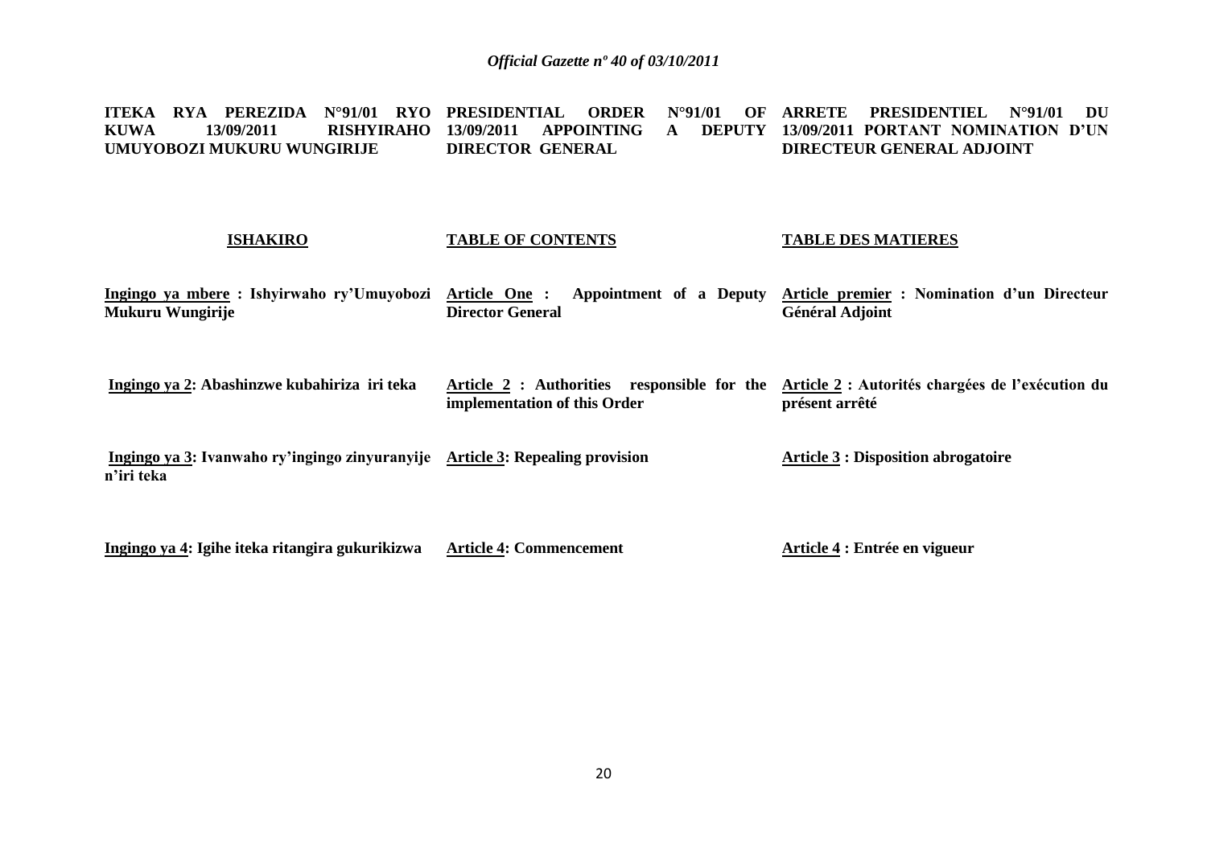**ITEKA RYA PEREZIDA N°91/01 RYO KUWA 13/09/2011 RISHYIRAHO UMUYOBOZI MUKURU WUNGIRIJE**

**ISHAKIRO**

**Ingingo ya mbere : Ishyirwaho ry'Umuyobozi Mukuru Wungirije**

**Ingingo ya 2: Abashinzwe kubahiriza iri teka**

**Ingingo ya 3: Ivanwaho ry'ingingo zinyuranyije n'iri teka**

**Ingingo ya 4: Igihe iteka ritangira gukurikizwa**

**PRESIDENTIAL ORDER N°91/01 OF 13/09/2011 APPOINTING A DEPUTY DIRECTOR GENERAL**

**TABLE OF CONTENTS**

**Article One : Appointment of a Deputy Director General**

**Article 2 : Authorities responsible for the implementation of this Order**

**Article 3: Repealing provision**

**Article 4: Commencement**

**ARRETE PRESIDENTIEL N°91/01 DU 13/09/2011 PORTANT NOMINATION D'UN DIRECTEUR GENERAL ADJOINT**

**TABLE DES MATIERES**

**Article premier : Nomination d'un Directeur Général Adjoint**

**Article 2 : Autorités chargées de l'exécution du présent arrêté**

**Article 3 : Disposition abrogatoire**

**Article 4 : Entrée en vigueur**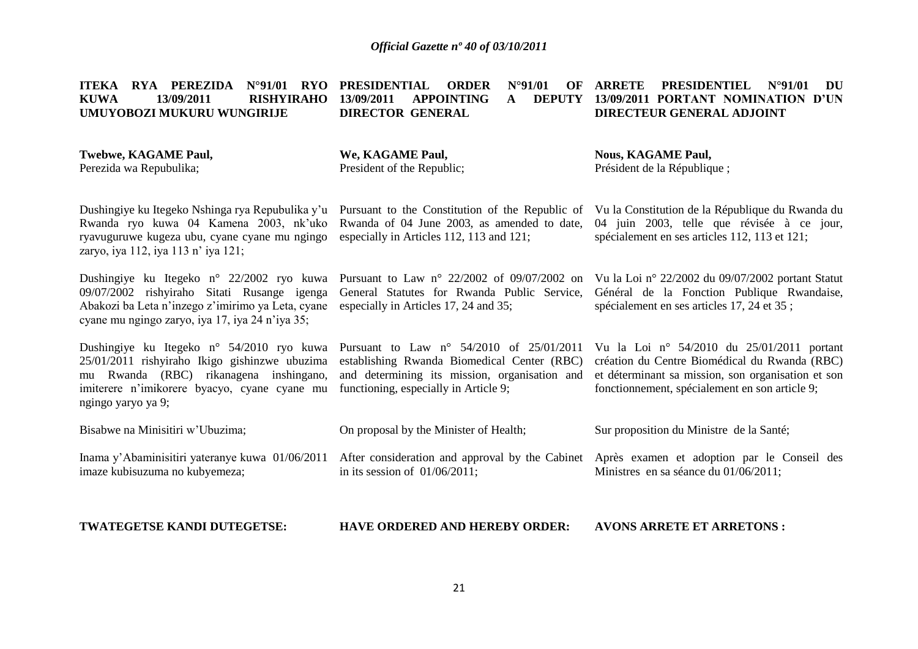**ITEKA RYA PEREZIDA N°91/01 RYO KUWA 13/09/2011 RISHYIRAHO UMUYOBOZI MUKURU WUNGIRIJE**

**Twebwe, KAGAME Paul,**
Perezida wa Repubulika;

Dushingiye ku Itegeko Nshinga rya Repubulika y'u Rwanda ryo kuwa 04 Kamena 2003, nk'uko ryavuguruwe kugeza ubu, cyane cyane mu ngingo zaryo, iya 112, iya 113 n' iya 121;

Dushingiye ku Itegeko n° 22/2002 ryo kuwa 09/07/2002 rishyiraho Sitati Rusange igenga Abakozi ba Leta n'inzego z'imirimo ya Leta, cyane cyane mu ngingo zaryo, iya 17, iya 24 n'iya 35;

Dushingiye ku Itegeko n° 54/2010 ryo kuwa 25/01/2011 rishyiraho Ikigo gishinzwe ubuzima mu Rwanda (RBC) rikanagena inshingano, imiterere n'imikorere byacyo, cyane cyane mu ngingo yaryo ya 9;

Bisabwe na Minisitiri w'Ubuzima;

Inama y'Abaminisitiri yateranye kuwa 01/06/2011 imaze kubisuzuma no kubyemeza;

**TWATEGETSE KANDI DUTEGETSE:**

**PRESIDENTIAL ORDER N°91/01 OF 13/09/2011 APPOINTING A DEPUTY DIRECTOR GENERAL**

**We, KAGAME Paul,**
President of the Republic;

Pursuant to the Constitution of the Republic of Rwanda of 04 June 2003, as amended to date, especially in Articles 112, 113 and 121;

Pursuant to Law n° 22/2002 of 09/07/2002 on General Statutes for Rwanda Public Service, especially in Articles 17, 24 and 35;

Pursuant to Law n° 54/2010 of 25/01/2011 establishing Rwanda Biomedical Center (RBC) and determining its mission, organisation and functioning, especially in Article 9;

On proposal by the Minister of Health;

After consideration and approval by the Cabinet in its session of 01/06/2011;

**HAVE ORDERED AND HEREBY ORDER:**

**ARRETE PRESIDENTIEL N°91/01 DU 13/09/2011 PORTANT NOMINATION D'UN DIRECTEUR GENERAL ADJOINT**

**Nous, KAGAME Paul,**
Président de la République ;

Vu la Constitution de la République du Rwanda du 04 juin 2003, telle que révisée à ce jour, spécialement en ses articles 112, 113 et 121;

Vu la Loi n° 22/2002 du 09/07/2002 portant Statut Général de la Fonction Publique Rwandaise, spécialement en ses articles 17, 24 et 35 ;

Vu la Loi n° 54/2010 du 25/01/2011 portant création du Centre Biomédical du Rwanda (RBC) et déterminant sa mission, son organisation et son fonctionnement, spécialement en son article 9;

Sur proposition du Ministre de la Santé;

Après examen et adoption par le Conseil des Ministres en sa séance du 01/06/2011;

**AVONS ARRETE ET ARRETONS :**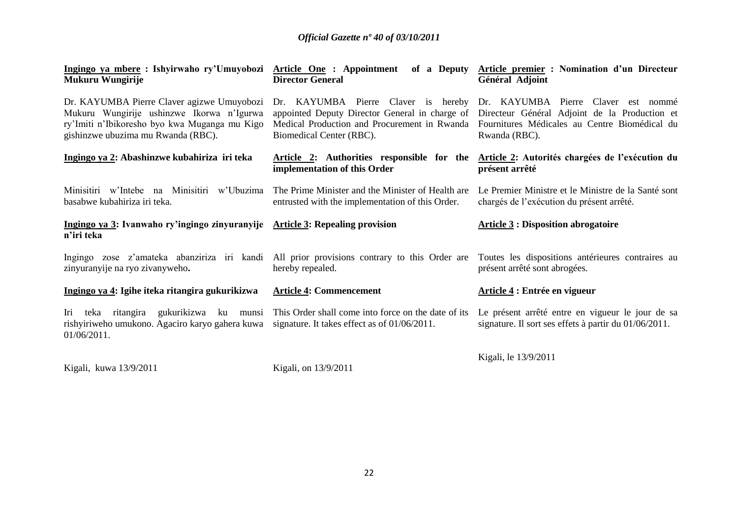**Ingingo ya mbere : Ishyirwaho ry'Umuyobozi Mukuru Wungirije**

Dr. KAYUMBA Pierre Claver agizwe Umuyobozi Mukuru Wungirije ushinzwe Ikorwa n'Igurwa ry'Imiti n'Ibikoresho byo kwa Muganga mu Kigo gishinzwe ubuzima mu Rwanda (RBC).

**Ingingo ya 2: Abashinzwe kubahiriza iri teka**

Minisitiri w'Intebe na Minisitiri w'Ubuzima basabwe kubahiriza iri teka.

**Ingingo ya 3: Ivanwaho ry'ingingo zinyuranyije n'iri teka**

Ingingo zose z'amateka abanziriza iri kandi zinyuranyije na ryo zivanyweho**.**

**Ingingo ya 4: Igihe iteka ritangira gukurikizwa**

Iri teka ritangira gukurikizwa ku munsi rishyiriweho umukono. Agaciro karyo gahera kuwa 01/06/2011.

Kigali, kuwa 13/9/2011

**Article One : Appointment of a Deputy Director General**

Dr. KAYUMBA Pierre Claver is hereby appointed Deputy Director General in charge of Medical Production and Procurement in Rwanda Biomedical Center (RBC).

**Article 2: Authorities responsible for the implementation of this Order**

The Prime Minister and the Minister of Health are entrusted with the implementation of this Order.

**Article 3: Repealing provision**

All prior provisions contrary to this Order are hereby repealed.

**Article 4: Commencement**

This Order shall come into force on the date of its signature. It takes effect as of 01/06/2011.

Kigali, on 13/9/2011

**Article premier : Nomination d'un Directeur Général Adjoint**

Dr. KAYUMBA Pierre Claver est nommé Directeur Général Adjoint de la Production et Fournitures Médicales au Centre Biomédical du Rwanda (RBC).

**Article 2: Autorités chargées de l'exécution du présent arrêté**

Le Premier Ministre et le Ministre de la Santé sont chargés de l'exécution du présent arrêté.

**Article 3 : Disposition abrogatoire**

Toutes les dispositions antérieures contraires au présent arrêté sont abrogées.

**Article 4 : Entrée en vigueur**

Le présent arrêté entre en vigueur le jour de sa signature. Il sort ses effets à partir du 01/06/2011.

Kigali, le 13/9/2011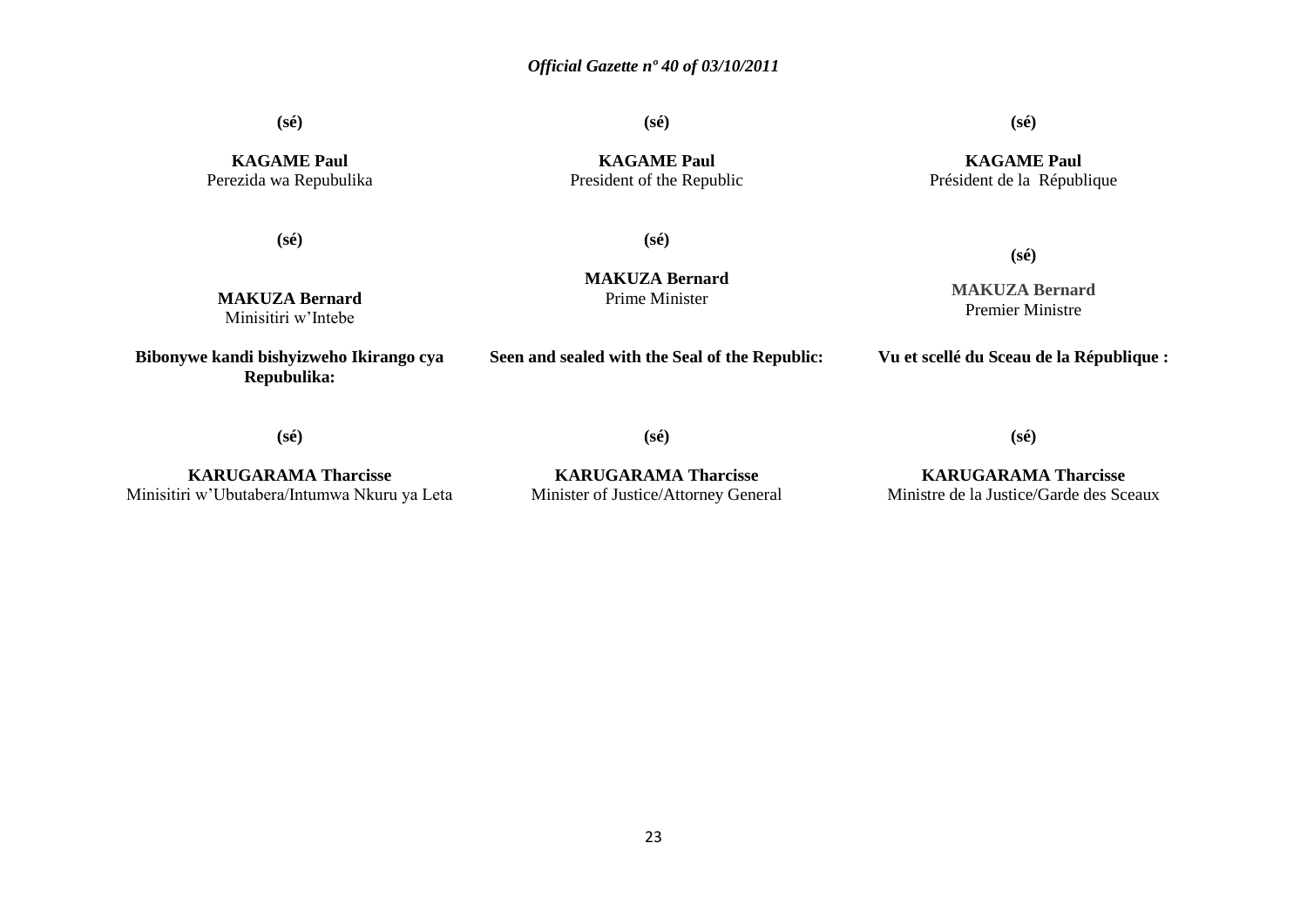**(sé)**

**KAGAME Paul**
Perezida wa Repubulika

**(sé)**

**KAGAME Paul**
President of the Republic

**(sé)**

**KAGAME Paul**
Président de la République

**(sé)**

**MAKUZA Bernard**
Minisitiri w'Intebe

**(sé)**

**MAKUZA Bernard**
Prime Minister

**(sé)**

**MAKUZA Bernard**
Premier Ministre

**Bibonywe kandi bishyizweho Ikirango cya Repubulika:**

**(sé)**

**KARUGARAMA Tharcisse**
Minisitiri w'Ubutabera/Intumwa Nkuru ya Leta

**Seen and sealed with the Seal of the Republic:**

**(sé)**

**KARUGARAMA Tharcisse**
Minister of Justice/Attorney General

**Vu et scellé du Sceau de la République :**

**(sé)**

**KARUGARAMA Tharcisse**
Ministre de la Justice/Garde des Sceaux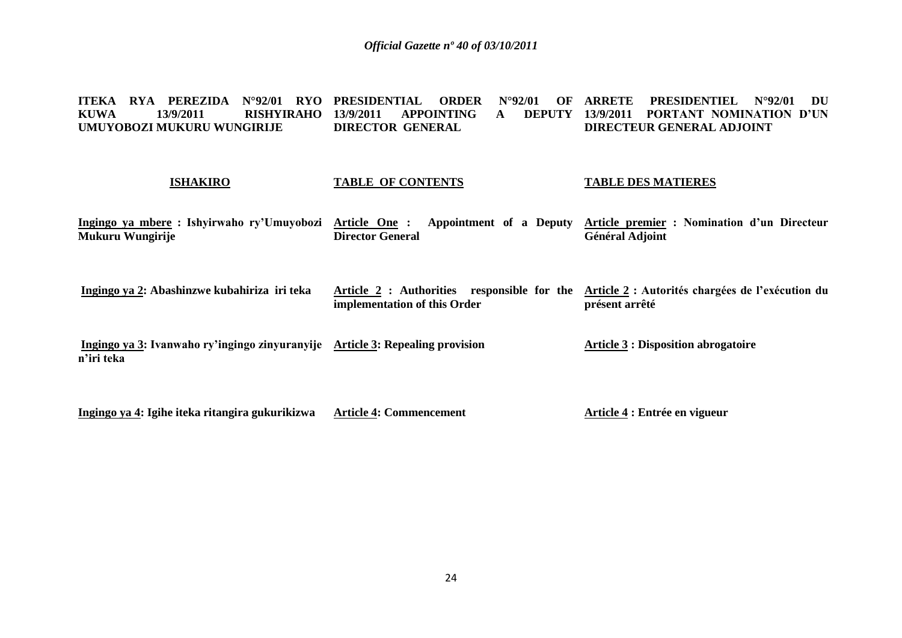**ITEKA RYA PEREZIDA N°92/01 RYO KUWA 13/9/2011 RISHYIRAHO UMUYOBOZI MUKURU WUNGIRIJE**

**ISHAKIRO**

**Ingingo ya mbere : Ishyirwaho ry'Umuyobozi Mukuru Wungirije**

**Ingingo ya 2: Abashinzwe kubahiriza iri teka**

**Ingingo ya 3: Ivanwaho ry'ingingo zinyuranyije n'iri teka**

**Ingingo ya 4: Igihe iteka ritangira gukurikizwa**

**PRESIDENTIAL ORDER N°92/01 OF 13/9/2011 APPOINTING A DEPUTY DIRECTOR GENERAL**

**TABLE OF CONTENTS**

**Article One : Appointment of a Deputy Director General**

**Article 2 : Authorities responsible for the implementation of this Order**

**Article 3: Repealing provision**

**Article 4: Commencement**

**ARRETE PRESIDENTIEL N°92/01 DU 13/9/2011 PORTANT NOMINATION D'UN DIRECTEUR GENERAL ADJOINT**

**TABLE DES MATIERES**

**Article premier : Nomination d'un Directeur Général Adjoint**

**Article 2 : Autorités chargées de l'exécution du présent arrêté**

**Article 3 : Disposition abrogatoire**

**Article 4 : Entrée en vigueur**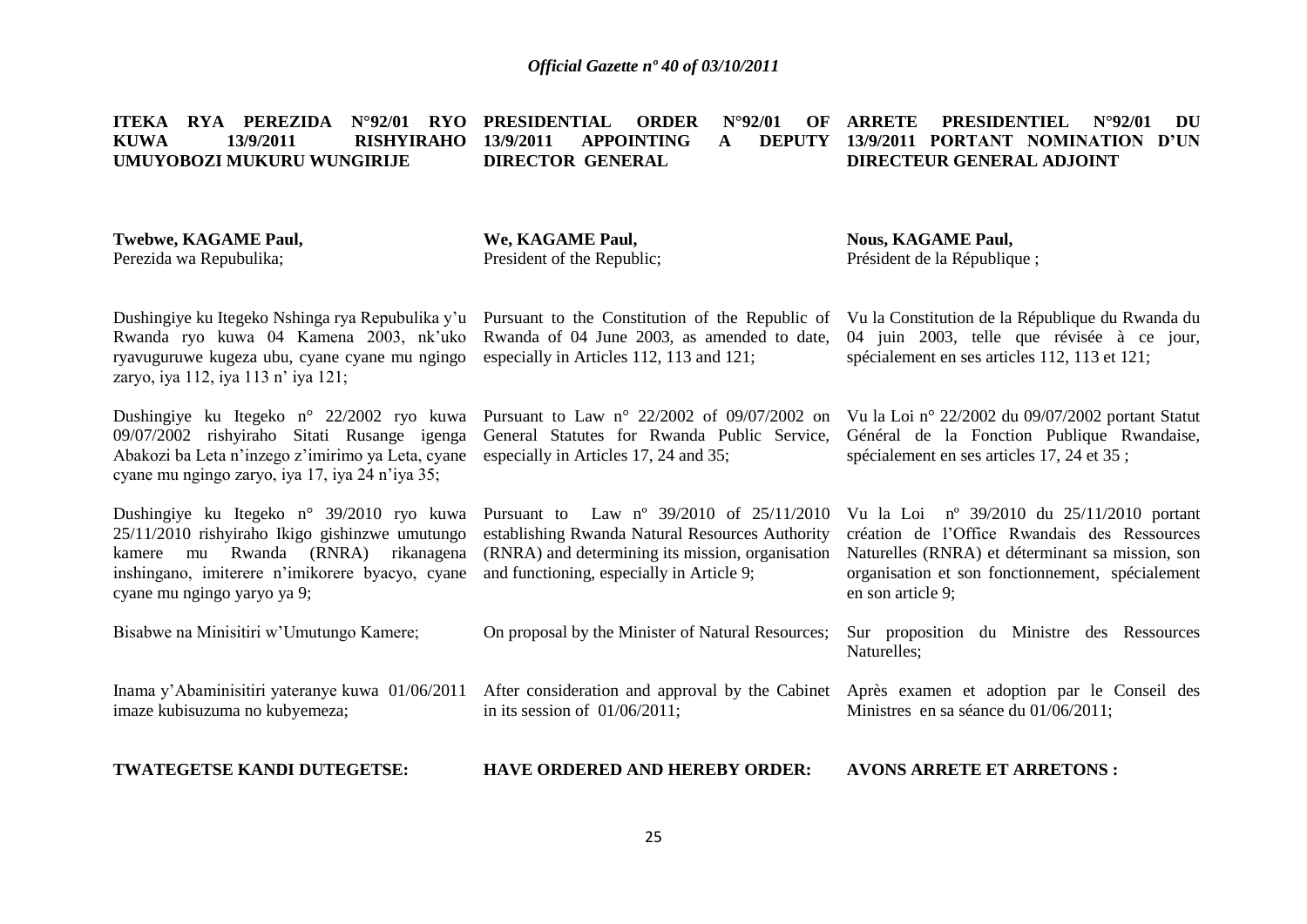**ITEKA RYA PEREZIDA N°92/01 RYO KUWA 13/9/2011 RISHYIRAHO UMUYOBOZI MUKURU WUNGIRIJE**

**Twebwe, KAGAME Paul,**
Perezida wa Repubulika;

Dushingiye ku Itegeko Nshinga rya Repubulika y'u Rwanda ryo kuwa 04 Kamena 2003, nk'uko ryavuguruwe kugeza ubu, cyane cyane mu ngingo zaryo, iya 112, iya 113 n' iya 121;

Dushingiye ku Itegeko n° 22/2002 ryo kuwa 09/07/2002 rishyiraho Sitati Rusange igenga Abakozi ba Leta n'inzego z'imirimo ya Leta, cyane cyane mu ngingo zaryo, iya 17, iya 24 n'iya 35;

Dushingiye ku Itegeko n° 39/2010 ryo kuwa 25/11/2010 rishyiraho Ikigo gishinzwe umutungo kamere mu Rwanda (RNRA) rikanagena inshingano, imiterere n'imikorere byacyo, cyane cyane mu ngingo yaryo ya 9;

Bisabwe na Minisitiri w'Umutungo Kamere;

Inama y'Abaminisitiri yateranye kuwa 01/06/2011 imaze kubisuzuma no kubyemeza;

**TWATEGETSE KANDI DUTEGETSE:**

**PRESIDENTIAL ORDER N°92/01 OF 13/9/2011 APPOINTING A DEPUTY DIRECTOR GENERAL**

**We, KAGAME Paul,**
President of the Republic;

Pursuant to the Constitution of the Republic of Rwanda of 04 June 2003, as amended to date, especially in Articles 112, 113 and 121;

Pursuant to Law n° 22/2002 of 09/07/2002 on General Statutes for Rwanda Public Service, especially in Articles 17, 24 and 35;

Pursuant to Law nº 39/2010 of 25/11/2010 establishing Rwanda Natural Resources Authority (RNRA) and determining its mission, organisation and functioning, especially in Article 9;

On proposal by the Minister of Natural Resources;

After consideration and approval by the Cabinet in its session of 01/06/2011;

**HAVE ORDERED AND HEREBY ORDER:**

**ARRETE PRESIDENTIEL N°92/01 DU 13/9/2011 PORTANT NOMINATION D'UN DIRECTEUR GENERAL ADJOINT**

**Nous, KAGAME Paul,**
Président de la République ;

Vu la Constitution de la République du Rwanda du 04 juin 2003, telle que révisée à ce jour, spécialement en ses articles 112, 113 et 121;

Vu la Loi n° 22/2002 du 09/07/2002 portant Statut Général de la Fonction Publique Rwandaise, spécialement en ses articles 17, 24 et 35 ;

Vu la Loi nº 39/2010 du 25/11/2010 portant création de l'Office Rwandais des Ressources Naturelles (RNRA) et déterminant sa mission, son organisation et son fonctionnement, spécialement en son article 9;

Sur proposition du Ministre des Ressources Naturelles;

Après examen et adoption par le Conseil des Ministres en sa séance du 01/06/2011;

**AVONS ARRETE ET ARRETONS :**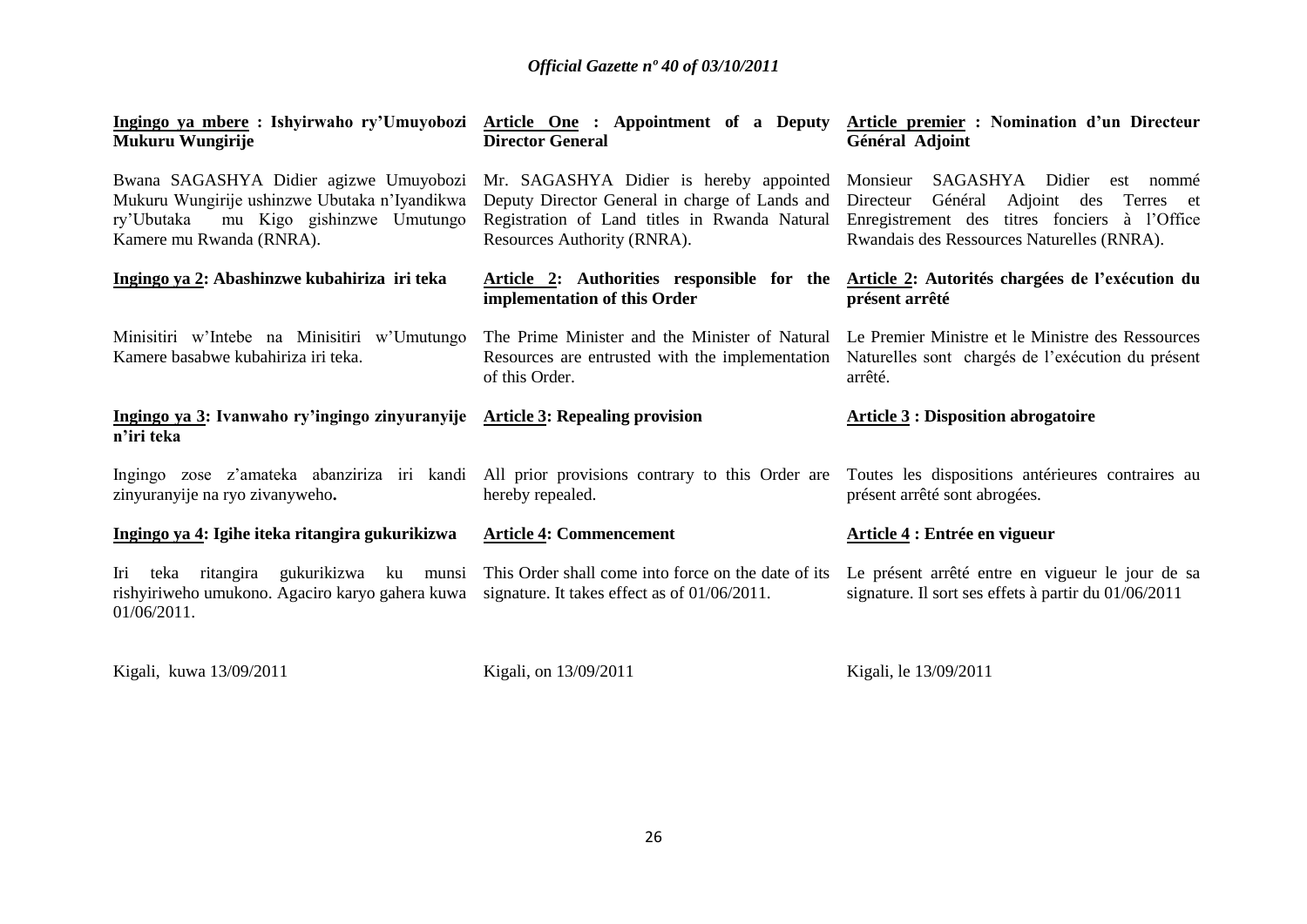**Ingingo ya mbere : Ishyirwaho ry'Umuyobozi Mukuru Wungirije**

Bwana SAGASHYA Didier agizwe Umuyobozi Mukuru Wungirije ushinzwe Ubutaka n'Iyandikwa ry'Ubutaka mu Kigo gishinzwe Umutungo Kamere mu Rwanda (RNRA).

**Ingingo ya 2: Abashinzwe kubahiriza iri teka**

Minisitiri w'Intebe na Minisitiri w'Umutungo Kamere basabwe kubahiriza iri teka.

**Ingingo ya 3: Ivanwaho ry'ingingo zinyuranyije n'iri teka**

Ingingo zose z'amateka abanziriza iri kandi zinyuranyije na ryo zivanyweho**.**

**Ingingo ya 4: Igihe iteka ritangira gukurikizwa**

Iri teka ritangira gukurikizwa ku munsi rishyiriweho umukono. Agaciro karyo gahera kuwa 01/06/2011.

Kigali, kuwa 13/09/2011

**Article One : Appointment of a Deputy Director General**

Mr. SAGASHYA Didier is hereby appointed Deputy Director General in charge of Lands and Registration of Land titles in Rwanda Natural Resources Authority (RNRA).

**Article 2: Authorities responsible for the implementation of this Order**

The Prime Minister and the Minister of Natural Resources are entrusted with the implementation of this Order.

**Article 3: Repealing provision**

All prior provisions contrary to this Order are hereby repealed.

**Article 4: Commencement**

This Order shall come into force on the date of its signature. It takes effect as of 01/06/2011.

Kigali, on 13/09/2011

**Article premier : Nomination d'un Directeur Général Adjoint**

Monsieur SAGASHYA Didier est nommé Directeur Général Adjoint des Terres et Enregistrement des titres fonciers à l'Office Rwandais des Ressources Naturelles (RNRA).

**Article 2: Autorités chargées de l'exécution du présent arrêté**

Le Premier Ministre et le Ministre des Ressources Naturelles sont chargés de l'exécution du présent arrêté.

**Article 3 : Disposition abrogatoire**

Toutes les dispositions antérieures contraires au présent arrêté sont abrogées.

**Article 4 : Entrée en vigueur**

Le présent arrêté entre en vigueur le jour de sa signature. Il sort ses effets à partir du 01/06/2011

Kigali, le 13/09/2011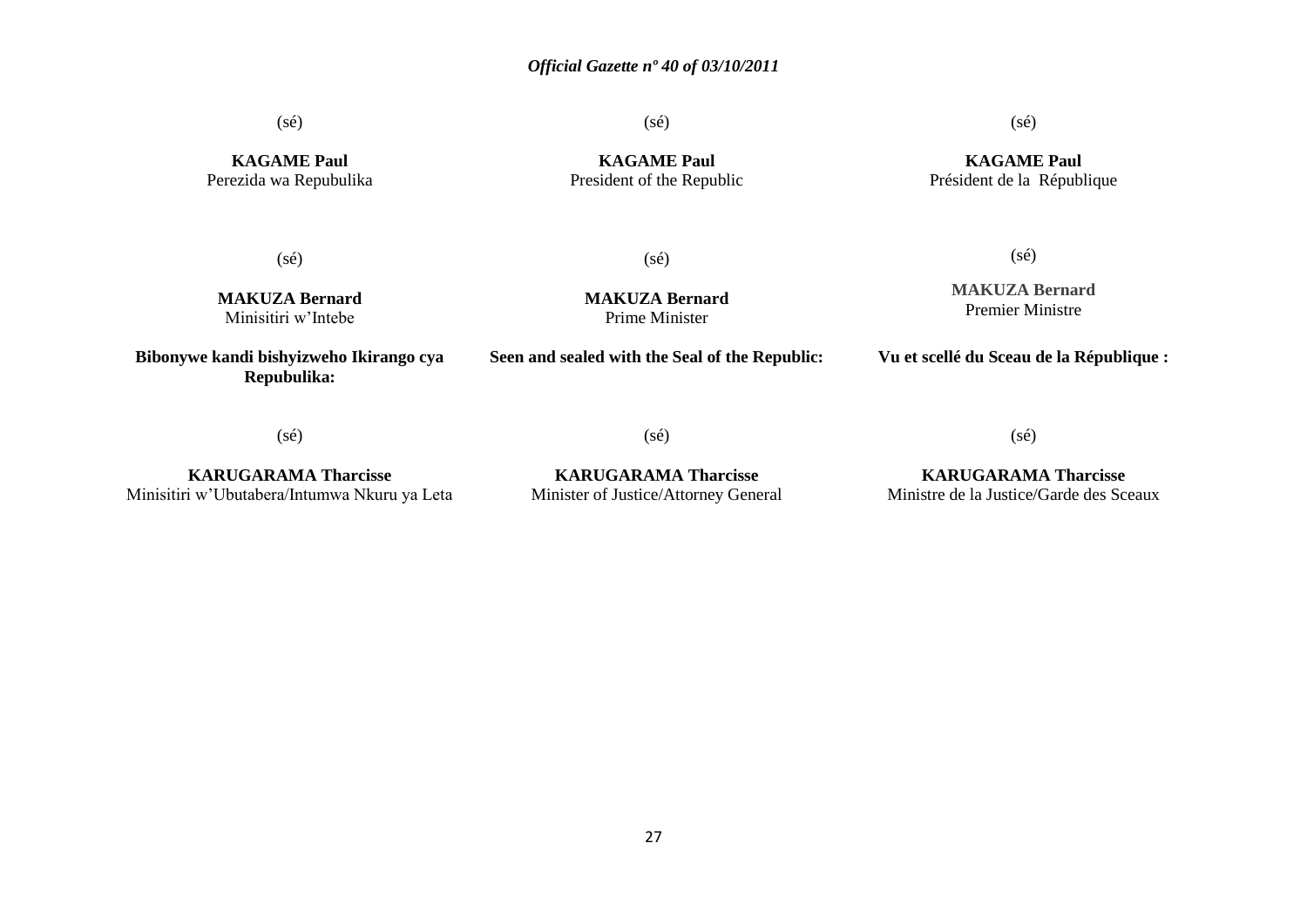(sé)

**KAGAME Paul**
Perezida wa Repubulika

(sé)

**MAKUZA Bernard**
Minisitiri w'Intebe

**Bibonywe kandi bishyizweho Ikirango cya Repubulika:**

(sé)

**KARUGARAMA Tharcisse**
Minisitiri w'Ubutabera/Intumwa Nkuru ya Leta

(sé)

**KAGAME Paul**
President of the Republic

(sé)

**MAKUZA Bernard**
Prime Minister

**Seen and sealed with the Seal of the Republic:**

(sé)

**KARUGARAMA Tharcisse**
Minister of Justice/Attorney General

(sé)

**KAGAME Paul**
Président de la République

(sé)

**MAKUZA Bernard**
Premier Ministre

**Vu et scellé du Sceau de la République :**

(sé)

**KARUGARAMA Tharcisse**
Ministre de la Justice/Garde des Sceaux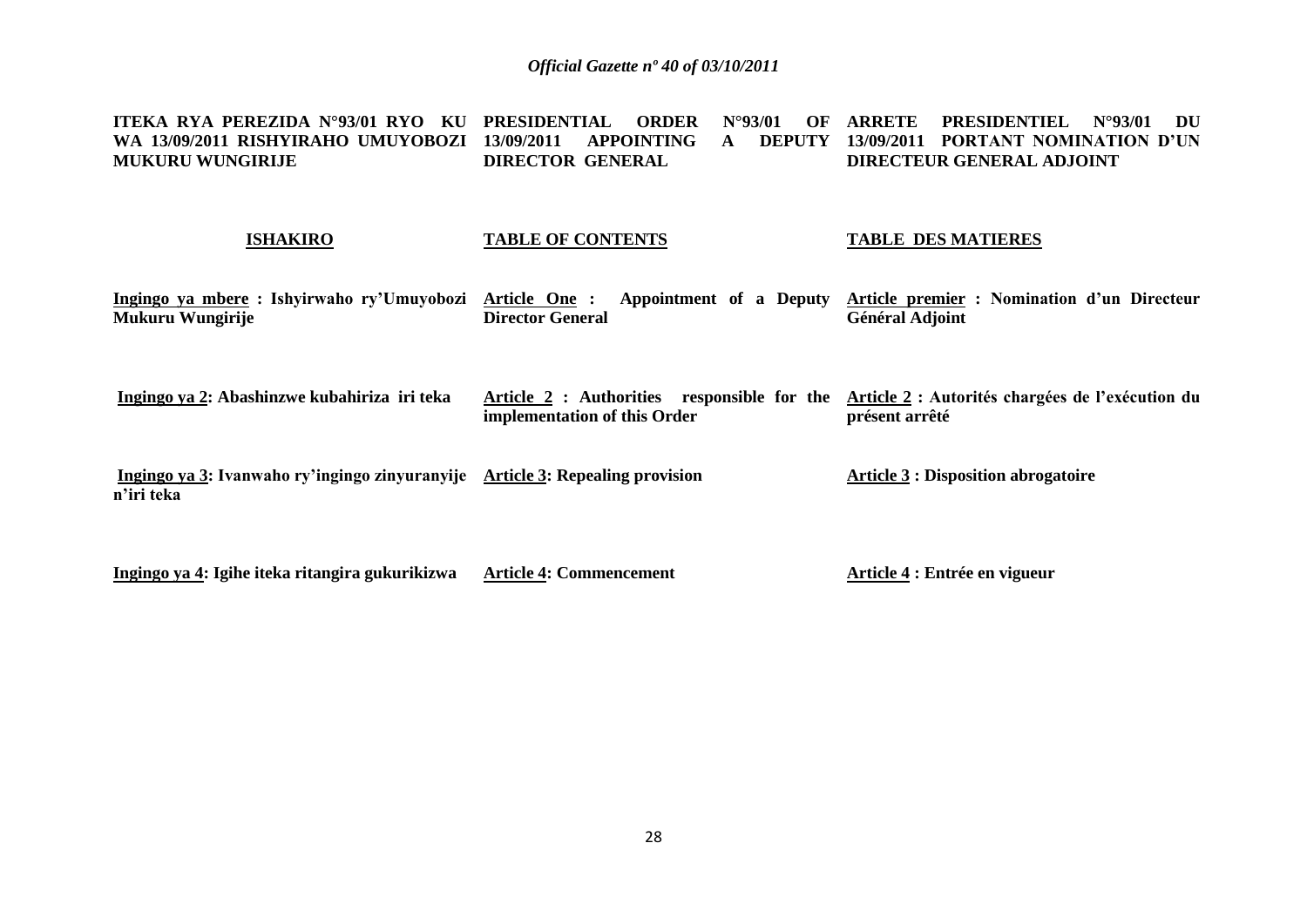**ITEKA RYA PEREZIDA N°93/01 RYO KU WA 13/09/2011 RISHYIRAHO UMUYOBOZI MUKURU WUNGIRIJE**

**PRESIDENTIAL ORDER N°93/01 OF 13/09/2011 APPOINTING A DEPUTY DIRECTOR GENERAL**

**ARRETE PRESIDENTIEL N°93/01 DU 13/09/2011 PORTANT NOMINATION D'UN DIRECTEUR GENERAL ADJOINT**

| **ISHAKIRO** | **TABLE OF CONTENTS** | **TABLE DES MATIERES** |
|---|---|---|
| **Ingingo ya mbere : Ishyirwaho ry'Umuyobozi Mukuru Wungirije** | **Article One : Appointment of a Deputy Director General** | **Article premier : Nomination d'un Directeur Général Adjoint** |
| **Ingingo ya 2: Abashinzwe kubahiriza iri teka** | **Article 2 : Authorities responsible for the implementation of this Order** | **Article 2 : Autorités chargées de l'exécution du présent arrêté** |
| **Ingingo ya 3: Ivanwaho ry'ingingo zinyuranyije n'iri teka** | **Article 3: Repealing provision** | **Article 3 : Disposition abrogatoire** |
| **Ingingo ya 4: Igihe iteka ritangira gukurikizwa** | **Article 4: Commencement** | **Article 4 : Entrée en vigueur** |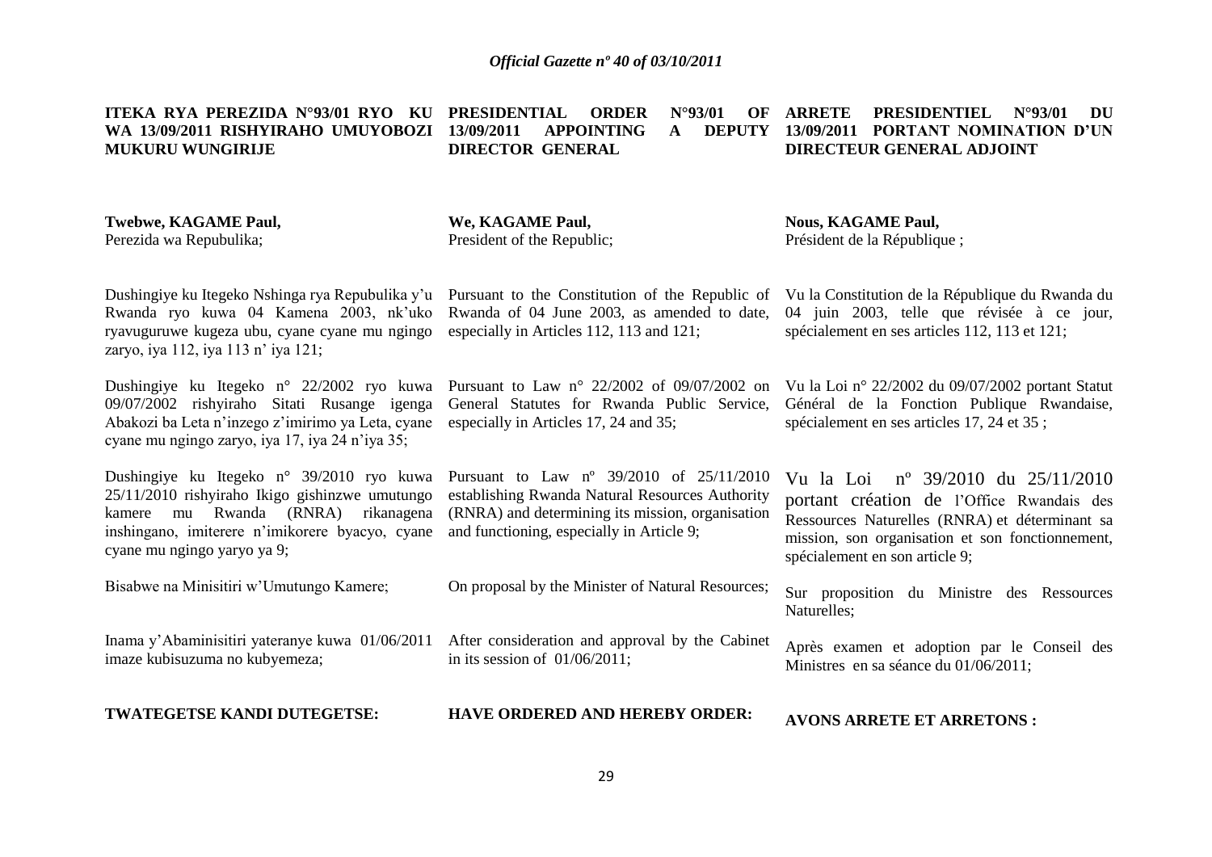**ITEKA RYA PEREZIDA N°93/01 RYO KU WA 13/09/2011 RISHYIRAHO UMUYOBOZI MUKURU WUNGIRIJE**

**Twebwe, KAGAME Paul,**
Perezida wa Repubulika;

Dushingiye ku Itegeko Nshinga rya Repubulika y'u Rwanda ryo kuwa 04 Kamena 2003, nk'uko ryavuguruwe kugeza ubu, cyane cyane mu ngingo zaryo, iya 112, iya 113 n' iya 121;

Dushingiye ku Itegeko n° 22/2002 ryo kuwa 09/07/2002 rishyiraho Sitati Rusange igenga Abakozi ba Leta n'inzego z'imirimo ya Leta, cyane cyane mu ngingo zaryo, iya 17, iya 24 n'iya 35;

Dushingiye ku Itegeko n° 39/2010 ryo kuwa 25/11/2010 rishyiraho Ikigo gishinzwe umutungo kamere mu Rwanda (RNRA) rikanagena inshingano, imiterere n'imikorere byacyo, cyane cyane mu ngingo yaryo ya 9;

Bisabwe na Minisitiri w'Umutungo Kamere;

Inama y'Abaminisitiri yateranye kuwa 01/06/2011 imaze kubisuzuma no kubyemeza;

**TWATEGETSE KANDI DUTEGETSE:**

**PRESIDENTIAL ORDER N°93/01 OF 13/09/2011 APPOINTING A DEPUTY DIRECTOR GENERAL**

**We, KAGAME Paul,**
President of the Republic;

Pursuant to the Constitution of the Republic of Rwanda of 04 June 2003, as amended to date, especially in Articles 112, 113 and 121;

Pursuant to Law n° 22/2002 of 09/07/2002 on General Statutes for Rwanda Public Service, especially in Articles 17, 24 and 35;

Pursuant to Law nº 39/2010 of 25/11/2010 establishing Rwanda Natural Resources Authority (RNRA) and determining its mission, organisation and functioning, especially in Article 9;

On proposal by the Minister of Natural Resources;

After consideration and approval by the Cabinet in its session of 01/06/2011;

**HAVE ORDERED AND HEREBY ORDER:**

**ARRETE PRESIDENTIEL N°93/01 DU 13/09/2011 PORTANT NOMINATION D'UN DIRECTEUR GENERAL ADJOINT**

**Nous, KAGAME Paul,**
Président de la République ;

Vu la Constitution de la République du Rwanda du 04 juin 2003, telle que révisée à ce jour, spécialement en ses articles 112, 113 et 121;

Vu la Loi n° 22/2002 du 09/07/2002 portant Statut Général de la Fonction Publique Rwandaise, spécialement en ses articles 17, 24 et 35 ;

Vu la Loi nº 39/2010 du 25/11/2010 portant création de l'Office Rwandais des Ressources Naturelles (RNRA) et déterminant sa mission, son organisation et son fonctionnement, spécialement en son article 9;

Sur proposition du Ministre des Ressources Naturelles;

Après examen et adoption par le Conseil des Ministres en sa séance du 01/06/2011;

**AVONS ARRETE ET ARRETONS :**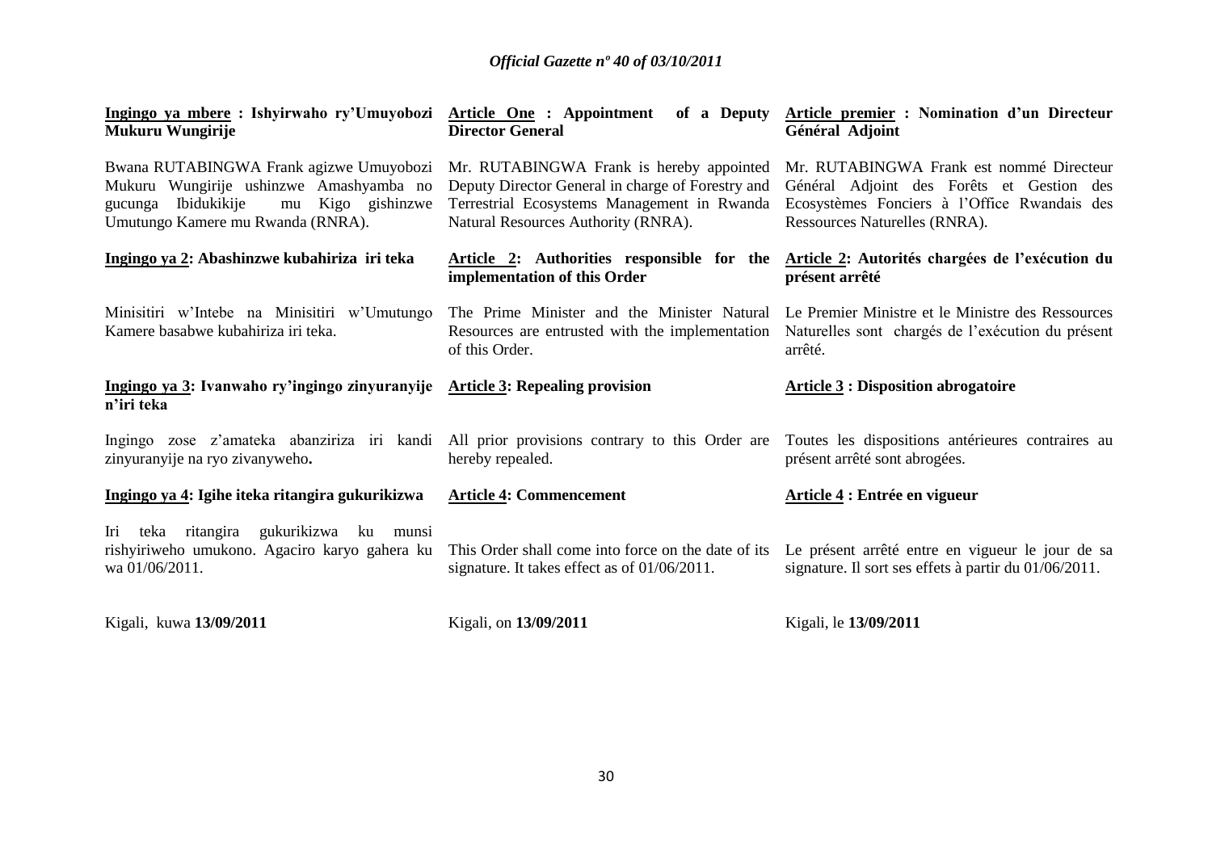**Ingingo ya mbere : Ishyirwaho ry'Umuyobozi Mukuru Wungirije**

Bwana RUTABINGWA Frank agizwe Umuyobozi Mukuru Wungirije ushinzwe Amashyamba no gucunga Ibidukikije mu Kigo gishinzwe Umutungo Kamere mu Rwanda (RNRA).

**Ingingo ya 2: Abashinzwe kubahiriza iri teka**

Minisitiri w'Intebe na Minisitiri w'Umutungo Kamere basabwe kubahiriza iri teka.

**Ingingo ya 3: Ivanwaho ry'ingingo zinyuranyije n'iri teka**

Ingingo zose z'amateka abanziriza iri kandi zinyuranyije na ryo zivanyweho**.**

**Ingingo ya 4: Igihe iteka ritangira gukurikizwa**

Iri teka ritangira gukurikizwa ku munsi rishyiriweho umukono. Agaciro karyo gahera ku wa 01/06/2011.

Kigali, kuwa **13/09/2011**

**Article One : Appointment of a Deputy Director General**

Mr. RUTABINGWA Frank is hereby appointed Deputy Director General in charge of Forestry and Terrestrial Ecosystems Management in Rwanda Natural Resources Authority (RNRA).

**Article 2: Authorities responsible for the implementation of this Order**

The Prime Minister and the Minister Natural Resources are entrusted with the implementation of this Order.

**Article 3: Repealing provision**

All prior provisions contrary to this Order are hereby repealed.

**Article 4: Commencement**

This Order shall come into force on the date of its signature. It takes effect as of 01/06/2011.

Kigali, on **13/09/2011**

**Article premier : Nomination d'un Directeur Général Adjoint**

Mr. RUTABINGWA Frank est nommé Directeur Général Adjoint des Forêts et Gestion des Ecosystèmes Fonciers à l'Office Rwandais des Ressources Naturelles (RNRA).

**Article 2: Autorités chargées de l'exécution du présent arrêté**

Le Premier Ministre et le Ministre des Ressources Naturelles sont chargés de l'exécution du présent arrêté.

**Article 3 : Disposition abrogatoire**

Toutes les dispositions antérieures contraires au présent arrêté sont abrogées.

**Article 4 : Entrée en vigueur**

Le présent arrêté entre en vigueur le jour de sa signature. Il sort ses effets à partir du 01/06/2011.

Kigali, le **13/09/2011**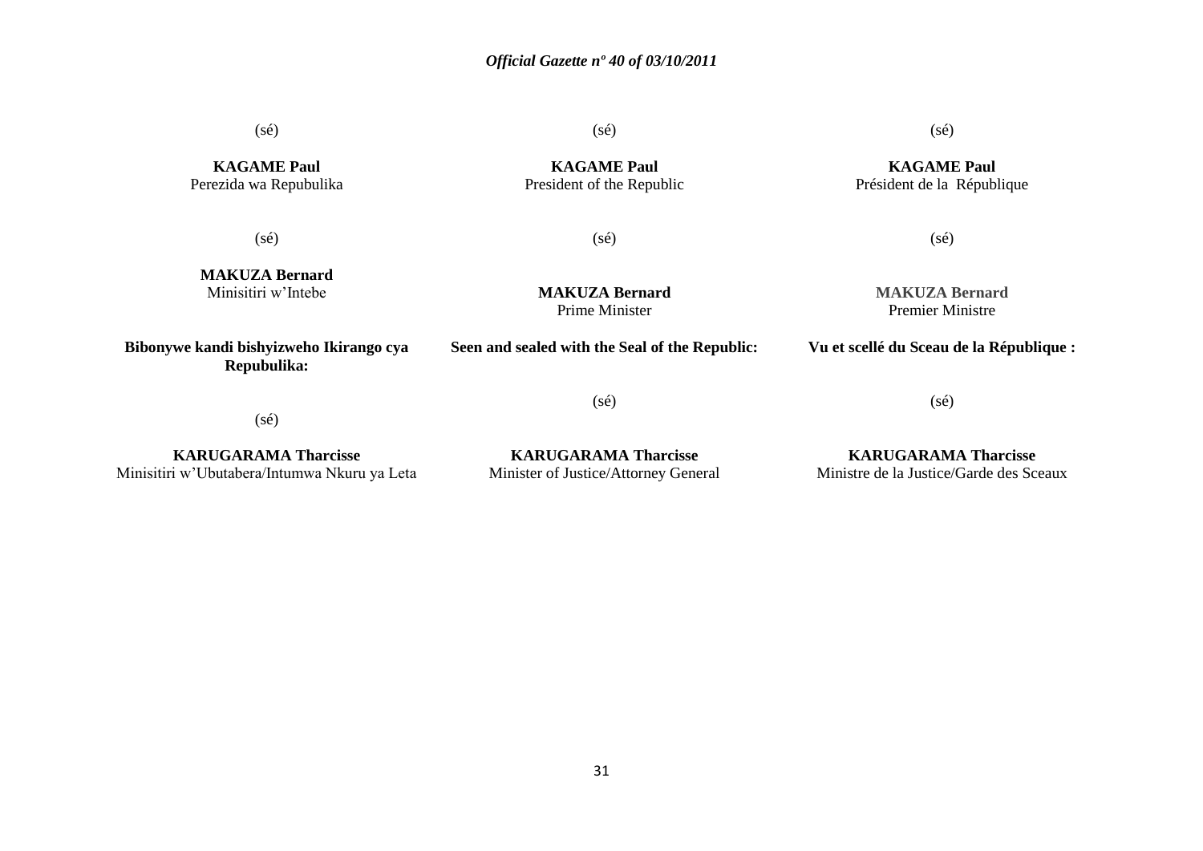(sé)

**KAGAME Paul**
Perezida wa Repubulika

(sé)

**MAKUZA Bernard**
Minisitiri w'Intebe

**Bibonywe kandi bishyizweho Ikirango cya Repubulika:**

(sé)

**KARUGARAMA Tharcisse**
Minisitiri w'Ubutabera/Intumwa Nkuru ya Leta

(sé)

**KAGAME Paul**
President of the Republic

(sé)

**MAKUZA Bernard**
Prime Minister

**Seen and sealed with the Seal of the Republic:**

(sé)

**KARUGARAMA Tharcisse**
Minister of Justice/Attorney General

(sé)

**KAGAME Paul**
Président de la République

(sé)

**MAKUZA Bernard**
Premier Ministre

**Vu et scellé du Sceau de la République :**

(sé)

**KARUGARAMA Tharcisse**
Ministre de la Justice/Garde des Sceaux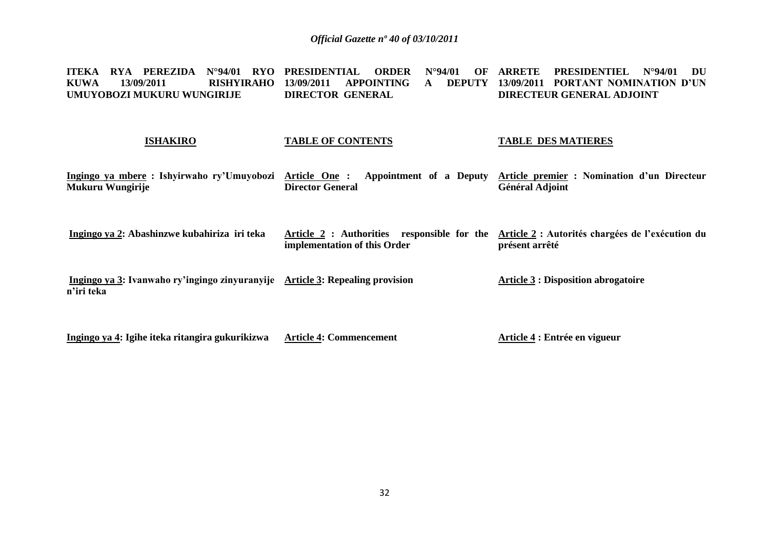**ITEKA RYA PEREZIDA N°94/01 RYO KUWA 13/09/2011 RISHYIRAHO UMUYOBOZI MUKURU WUNGIRIJE**

**PRESIDENTIAL ORDER N°94/01 OF 13/09/2011 APPOINTING A DEPUTY DIRECTOR GENERAL**

**ARRETE PRESIDENTIEL N°94/01 DU 13/09/2011 PORTANT NOMINATION D'UN DIRECTEUR GENERAL ADJOINT**

| **ISHAKIRO** | **TABLE OF CONTENTS** | **TABLE DES MATIERES** |
|---|---|---|
| **Ingingo ya mbere : Ishyirwaho ry'Umuyobozi Mukuru Wungirije** | **Article One : Appointment of a Deputy Director General** | **Article premier : Nomination d'un Directeur Général Adjoint** |
| **Ingingo ya 2: Abashinzwe kubahiriza iri teka** | **Article 2 : Authorities responsible for the implementation of this Order** | **Article 2 : Autorités chargées de l'exécution du présent arrêté** |
| **Ingingo ya 3: Ivanwaho ry'ingingo zinyuranyije n'iri teka** | **Article 3: Repealing provision** | **Article 3 : Disposition abrogatoire** |
| **Ingingo ya 4: Igihe iteka ritangira gukurikizwa** | **Article 4: Commencement** | **Article 4 : Entrée en vigueur** |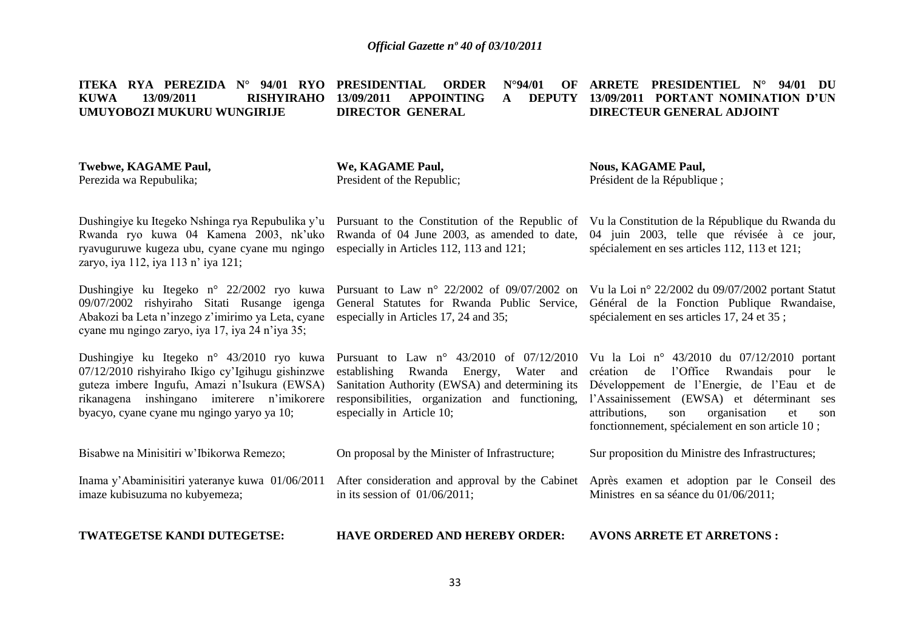**ITEKA RYA PEREZIDA N° 94/01 RYO KUWA 13/09/2011 RISHYIRAHO UMUYOBOZI MUKURU WUNGIRIJE**

**Twebwe, KAGAME Paul,**
Perezida wa Repubulika;

Dushingiye ku Itegeko Nshinga rya Repubulika y'u Rwanda ryo kuwa 04 Kamena 2003, nk'uko ryavuguruwe kugeza ubu, cyane cyane mu ngingo zaryo, iya 112, iya 113 n' iya 121;

Dushingiye ku Itegeko n° 22/2002 ryo kuwa 09/07/2002 rishyiraho Sitati Rusange igenga Abakozi ba Leta n'inzego z'imirimo ya Leta, cyane cyane mu ngingo zaryo, iya 17, iya 24 n'iya 35;

Dushingiye ku Itegeko n° 43/2010 ryo kuwa 07/12/2010 rishyiraho Ikigo cy'Igihugu gishinzwe guteza imbere Ingufu, Amazi n'Isukura (EWSA) rikanagena inshingano imiterere n'imikorere byacyo, cyane cyane mu ngingo yaryo ya 10;

Bisabwe na Minisitiri w'Ibikorwa Remezo;

Inama y'Abaminisitiri yateranye kuwa 01/06/2011 imaze kubisuzuma no kubyemeza;

**TWATEGETSE KANDI DUTEGETSE:**

**PRESIDENTIAL ORDER N°94/01 OF 13/09/2011 APPOINTING A DEPUTY DIRECTOR GENERAL**

**We, KAGAME Paul,**
President of the Republic;

Pursuant to the Constitution of the Republic of Rwanda of 04 June 2003, as amended to date, especially in Articles 112, 113 and 121;

Pursuant to Law n° 22/2002 of 09/07/2002 on General Statutes for Rwanda Public Service, especially in Articles 17, 24 and 35;

Pursuant to Law n° 43/2010 of 07/12/2010 establishing Rwanda Energy, Water and Sanitation Authority (EWSA) and determining its responsibilities, organization and functioning, especially in Article 10;

On proposal by the Minister of Infrastructure;

After consideration and approval by the Cabinet in its session of 01/06/2011;

**HAVE ORDERED AND HEREBY ORDER:**

**ARRETE PRESIDENTIEL N° 94/01 DU 13/09/2011 PORTANT NOMINATION D'UN DIRECTEUR GENERAL ADJOINT**

**Nous, KAGAME Paul,**
Président de la République ;

Vu la Constitution de la République du Rwanda du 04 juin 2003, telle que révisée à ce jour, spécialement en ses articles 112, 113 et 121;

Vu la Loi n° 22/2002 du 09/07/2002 portant Statut Général de la Fonction Publique Rwandaise, spécialement en ses articles 17, 24 et 35 ;

Vu la Loi n° 43/2010 du 07/12/2010 portant création de l'Office Rwandais pour le Développement de l'Energie, de l'Eau et de l'Assainissement (EWSA) et déterminant ses attributions, son organisation et son fonctionnement, spécialement en son article 10 ;

Sur proposition du Ministre des Infrastructures;

Après examen et adoption par le Conseil des Ministres en sa séance du 01/06/2011;

**AVONS ARRETE ET ARRETONS :**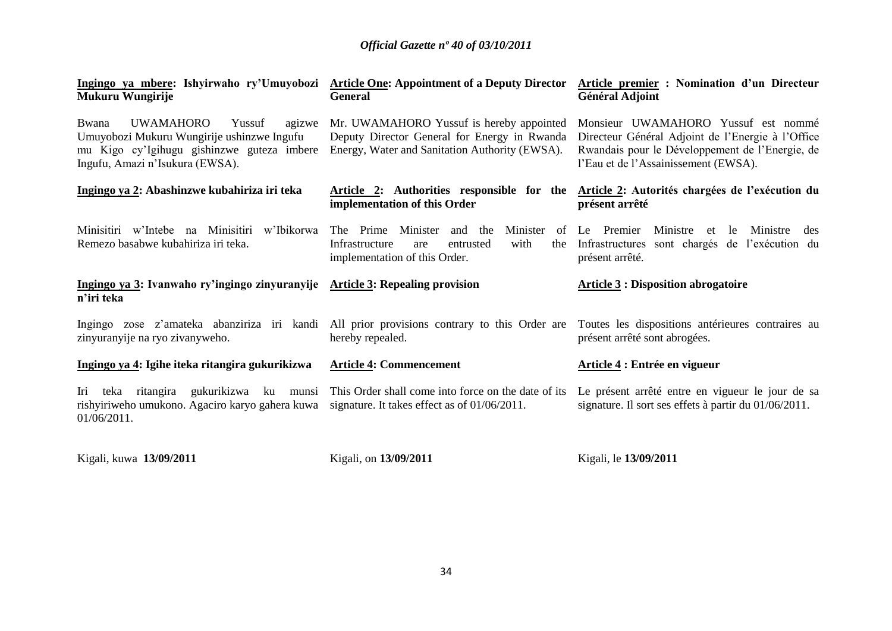**<u>Ingingo ya mbere</u>: Ishyirwaho ry'Umuyobozi Mukuru Wungirije**

Bwana UWAMAHORO Yussuf agizwe Umuyobozi Mukuru Wungirije ushinzwe Ingufu mu Kigo cy'Igihugu gishinzwe guteza imbere Ingufu, Amazi n'Isukura (EWSA).

**<u>Ingingo ya 2</u>: Abashinzwe kubahiriza iri teka**

Minisitiri w'Intebe na Minisitiri w'Ibikorwa Remezo basabwe kubahiriza iri teka.

**<u>Ingingo ya 3</u>: Ivanwaho ry'ingingo zinyuranyije n'iri teka**

Ingingo zose z'amateka abanziriza iri kandi zinyuranyije na ryo zivanyweho.

**<u>Ingingo ya 4</u>: Igihe iteka ritangira gukurikizwa**

Iri teka ritangira gukurikizwa ku munsi rishyiriweho umukono. Agaciro karyo gahera kuwa 01/06/2011.

Kigali, kuwa **13/09/2011**

**<u>Article One</u>: Appointment of a Deputy Director General**

Mr. UWAMAHORO Yussuf is hereby appointed Deputy Director General for Energy in Rwanda Energy, Water and Sanitation Authority (EWSA).

**<u>Article 2</u>: Authorities responsible for the implementation of this Order**

The Prime Minister and the Minister of Infrastructure are entrusted with the implementation of this Order.

**<u>Article 3</u>: Repealing provision**

All prior provisions contrary to this Order are hereby repealed.

**<u>Article 4</u>: Commencement**

This Order shall come into force on the date of its signature. It takes effect as of 01/06/2011.

Kigali, on **13/09/2011**

**<u>Article premier</u> : Nomination d'un Directeur Général Adjoint**

Monsieur UWAMAHORO Yussuf est nommé Directeur Général Adjoint de l'Energie à l'Office Rwandais pour le Développement de l'Energie, de l'Eau et de l'Assainissement (EWSA).

**<u>Article 2</u>: Autorités chargées de l'exécution du présent arrêté**

Le Premier Ministre et le Ministre des Infrastructures sont chargés de l'exécution du présent arrêté.

**<u>Article 3</u> : Disposition abrogatoire**

Toutes les dispositions antérieures contraires au présent arrêté sont abrogées.

**<u>Article 4</u> : Entrée en vigueur**

Le présent arrêté entre en vigueur le jour de sa signature. Il sort ses effets à partir du 01/06/2011.

Kigali, le **13/09/2011**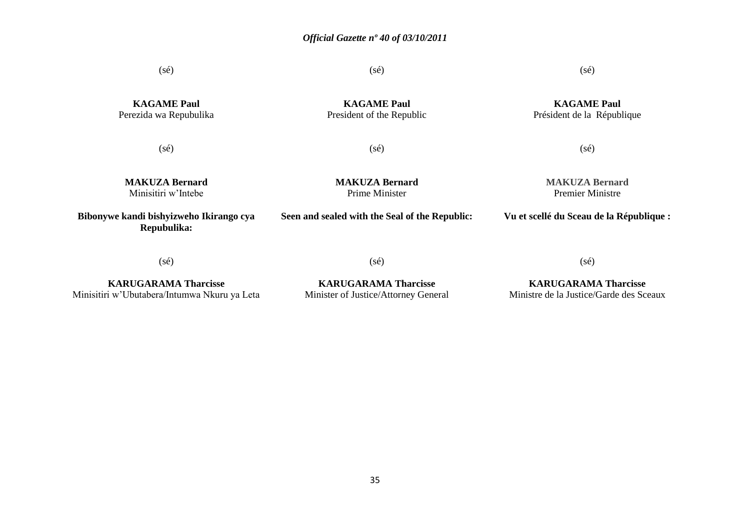(sé)

**KAGAME Paul**
Perezida wa Repubulika

(sé)

**MAKUZA Bernard**
Minisitiri w'Intebe

**Bibonywe kandi bishyizweho Ikirango cya Repubulika:**

(sé)

**KARUGARAMA Tharcisse**
Minisitiri w'Ubutabera/Intumwa Nkuru ya Leta

(sé)

**KAGAME Paul**
President of the Republic

(sé)

**MAKUZA Bernard**
Prime Minister

**Seen and sealed with the Seal of the Republic:**

(sé)

**KARUGARAMA Tharcisse**
Minister of Justice/Attorney General

(sé)

**KAGAME Paul**
Président de la République

(sé)

**MAKUZA Bernard**
Premier Ministre

**Vu et scellé du Sceau de la République :**

(sé)

**KARUGARAMA Tharcisse**
Ministre de la Justice/Garde des Sceaux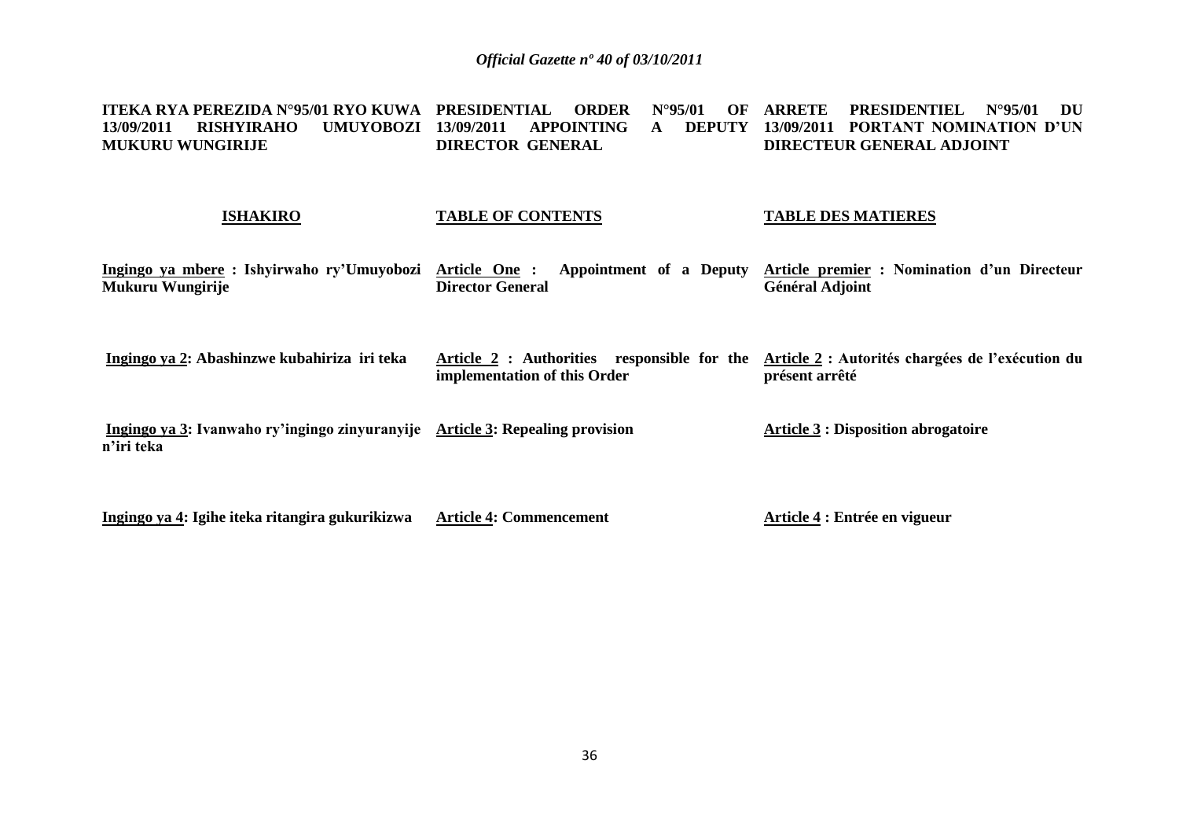| **ITEKA RYA PEREZIDA N°95/01 RYO KUWA 13/09/2011 RISHYIRAHO UMUYOBOZI MUKURU WUNGIRIJE** | **PRESIDENTIAL ORDER N°95/01 OF 13/09/2011 APPOINTING A DEPUTY DIRECTOR GENERAL** | **ARRETE PRESIDENTIEL N°95/01 DU 13/09/2011 PORTANT NOMINATION D'UN DIRECTEUR GENERAL ADJOINT** |
|---|---|---|
| **ISHAKIRO** | **TABLE OF CONTENTS** | **TABLE DES MATIERES** |
| **Ingingo ya mbere : Ishyirwaho ry'Umuyobozi Mukuru Wungirije** | **Article One : Appointment of a Deputy Director General** | **Article premier : Nomination d'un Directeur Général Adjoint** |
| **Ingingo ya 2: Abashinzwe kubahiriza iri teka** | **Article 2 : Authorities responsible for the implementation of this Order** | **Article 2 : Autorités chargées de l'exécution du présent arrêté** |
| **Ingingo ya 3: Ivanwaho ry'ingingo zinyuranyije n'iri teka** | **Article 3: Repealing provision** | **Article 3 : Disposition abrogatoire** |
| **Ingingo ya 4: Igihe iteka ritangira gukurikizwa** | **Article 4: Commencement** | **Article 4 : Entrée en vigueur** |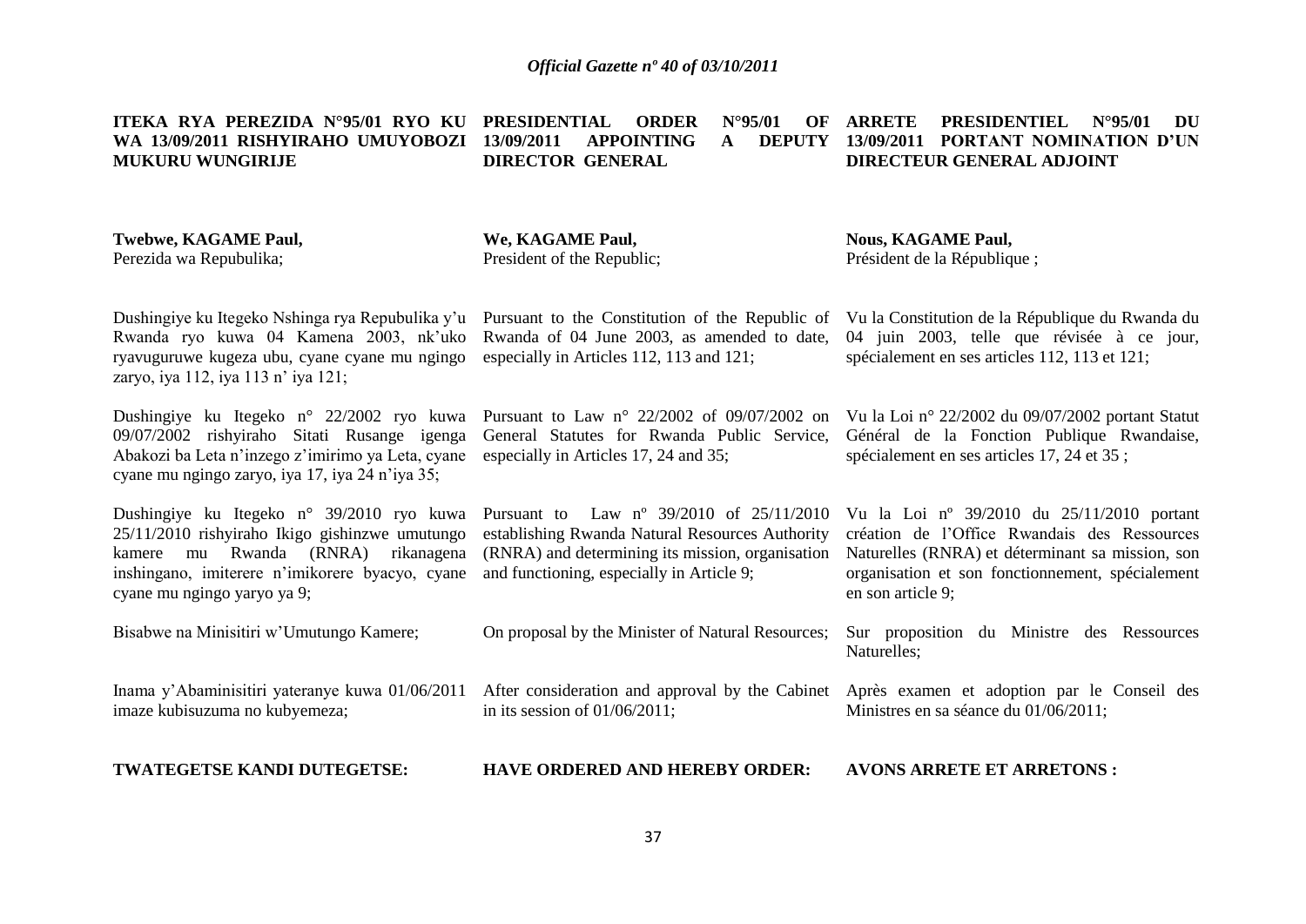**ITEKA RYA PEREZIDA N°95/01 RYO KU WA 13/09/2011 RISHYIRAHO UMUYOBOZI MUKURU WUNGIRIJE**

**Twebwe, KAGAME Paul,**
Perezida wa Repubulika;

Dushingiye ku Itegeko Nshinga rya Repubulika y'u Rwanda ryo kuwa 04 Kamena 2003, nk'uko ryavuguruwe kugeza ubu, cyane cyane mu ngingo zaryo, iya 112, iya 113 n' iya 121;

Dushingiye ku Itegeko n° 22/2002 ryo kuwa 09/07/2002 rishyiraho Sitati Rusange igenga Abakozi ba Leta n'inzego z'imirimo ya Leta, cyane cyane mu ngingo zaryo, iya 17, iya 24 n'iya 35;

Dushingiye ku Itegeko n° 39/2010 ryo kuwa 25/11/2010 rishyiraho Ikigo gishinzwe umutungo kamere mu Rwanda (RNRA) rikanagena inshingano, imiterere n'imikorere byacyo, cyane cyane mu ngingo yaryo ya 9;

Bisabwe na Minisitiri w'Umutungo Kamere;

Inama y'Abaminisitiri yateranye kuwa 01/06/2011 imaze kubisuzuma no kubyemeza;

**TWATEGETSE KANDI DUTEGETSE:**

**PRESIDENTIAL ORDER N°95/01 OF 13/09/2011 APPOINTING A DEPUTY DIRECTOR GENERAL**

**We, KAGAME Paul,**
President of the Republic;

Pursuant to the Constitution of the Republic of Rwanda of 04 June 2003, as amended to date, especially in Articles 112, 113 and 121;

Pursuant to Law n° 22/2002 of 09/07/2002 on General Statutes for Rwanda Public Service, especially in Articles 17, 24 and 35;

Pursuant to Law nº 39/2010 of 25/11/2010 establishing Rwanda Natural Resources Authority (RNRA) and determining its mission, organisation and functioning, especially in Article 9;

On proposal by the Minister of Natural Resources;

After consideration and approval by the Cabinet in its session of 01/06/2011;

**HAVE ORDERED AND HEREBY ORDER:**

**ARRETE PRESIDENTIEL N°95/01 DU 13/09/2011 PORTANT NOMINATION D'UN DIRECTEUR GENERAL ADJOINT**

**Nous, KAGAME Paul,**
Président de la République ;

Vu la Constitution de la République du Rwanda du 04 juin 2003, telle que révisée à ce jour, spécialement en ses articles 112, 113 et 121;

Vu la Loi n° 22/2002 du 09/07/2002 portant Statut Général de la Fonction Publique Rwandaise, spécialement en ses articles 17, 24 et 35 ;

Vu la Loi nº 39/2010 du 25/11/2010 portant création de l'Office Rwandais des Ressources Naturelles (RNRA) et déterminant sa mission, son organisation et son fonctionnement, spécialement en son article 9;

Sur proposition du Ministre des Ressources Naturelles;

Après examen et adoption par le Conseil des Ministres en sa séance du 01/06/2011;

**AVONS ARRETE ET ARRETONS :**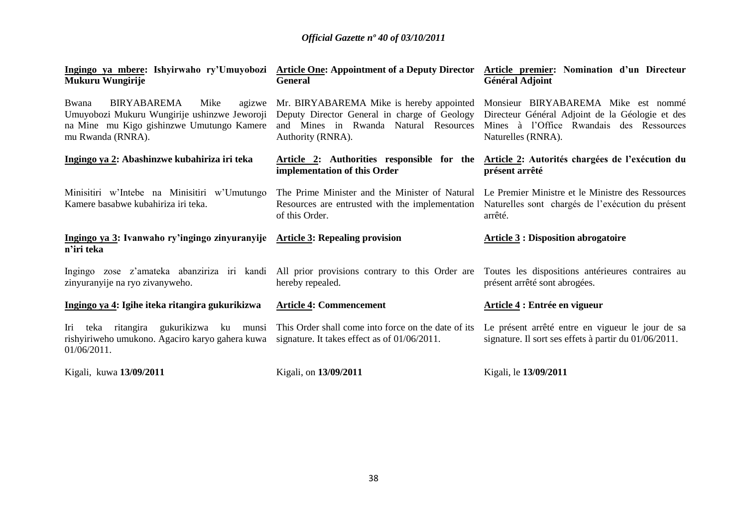**Ingingo ya mbere: Ishyirwaho ry'Umuyobozi Mukuru Wungirije**

Bwana BIRYABAREMA Mike agizwe Umuyobozi Mukuru Wungirije ushinzwe Jeworoji na Mine mu Kigo gishinzwe Umutungo Kamere mu Rwanda (RNRA).

**Ingingo ya 2: Abashinzwe kubahiriza iri teka**

Minisitiri w'Intebe na Minisitiri w'Umutungo Kamere basabwe kubahiriza iri teka.

**Ingingo ya 3: Ivanwaho ry'ingingo zinyuranyije n'iri teka**

Ingingo zose z'amateka abanziriza iri kandi zinyuranyije na ryo zivanyweho.

**Ingingo ya 4: Igihe iteka ritangira gukurikizwa**

Iri teka ritangira gukurikizwa ku munsi rishyiriweho umukono. Agaciro karyo gahera kuwa 01/06/2011.

Kigali, kuwa **13/09/2011**

**Article One: Appointment of a Deputy Director General**

Mr. BIRYABAREMA Mike is hereby appointed Deputy Director General in charge of Geology and Mines in Rwanda Natural Resources Authority (RNRA).

**Article 2: Authorities responsible for the implementation of this Order**

The Prime Minister and the Minister of Natural Resources are entrusted with the implementation of this Order.

**Article 3: Repealing provision**

All prior provisions contrary to this Order are hereby repealed.

**Article 4: Commencement**

This Order shall come into force on the date of its signature. It takes effect as of 01/06/2011.

Kigali, on **13/09/2011**

**Article premier: Nomination d'un Directeur Général Adjoint**

Monsieur BIRYABAREMA Mike est nommé Directeur Général Adjoint de la Géologie et des Mines à l'Office Rwandais des Ressources Naturelles (RNRA).

**Article 2: Autorités chargées de l'exécution du présent arrêté**

Le Premier Ministre et le Ministre des Ressources Naturelles sont chargés de l'exécution du présent arrêté.

**Article 3 : Disposition abrogatoire**

Toutes les dispositions antérieures contraires au présent arrêté sont abrogées.

**Article 4 : Entrée en vigueur**

Le présent arrêté entre en vigueur le jour de sa signature. Il sort ses effets à partir du 01/06/2011.

Kigali, le **13/09/2011**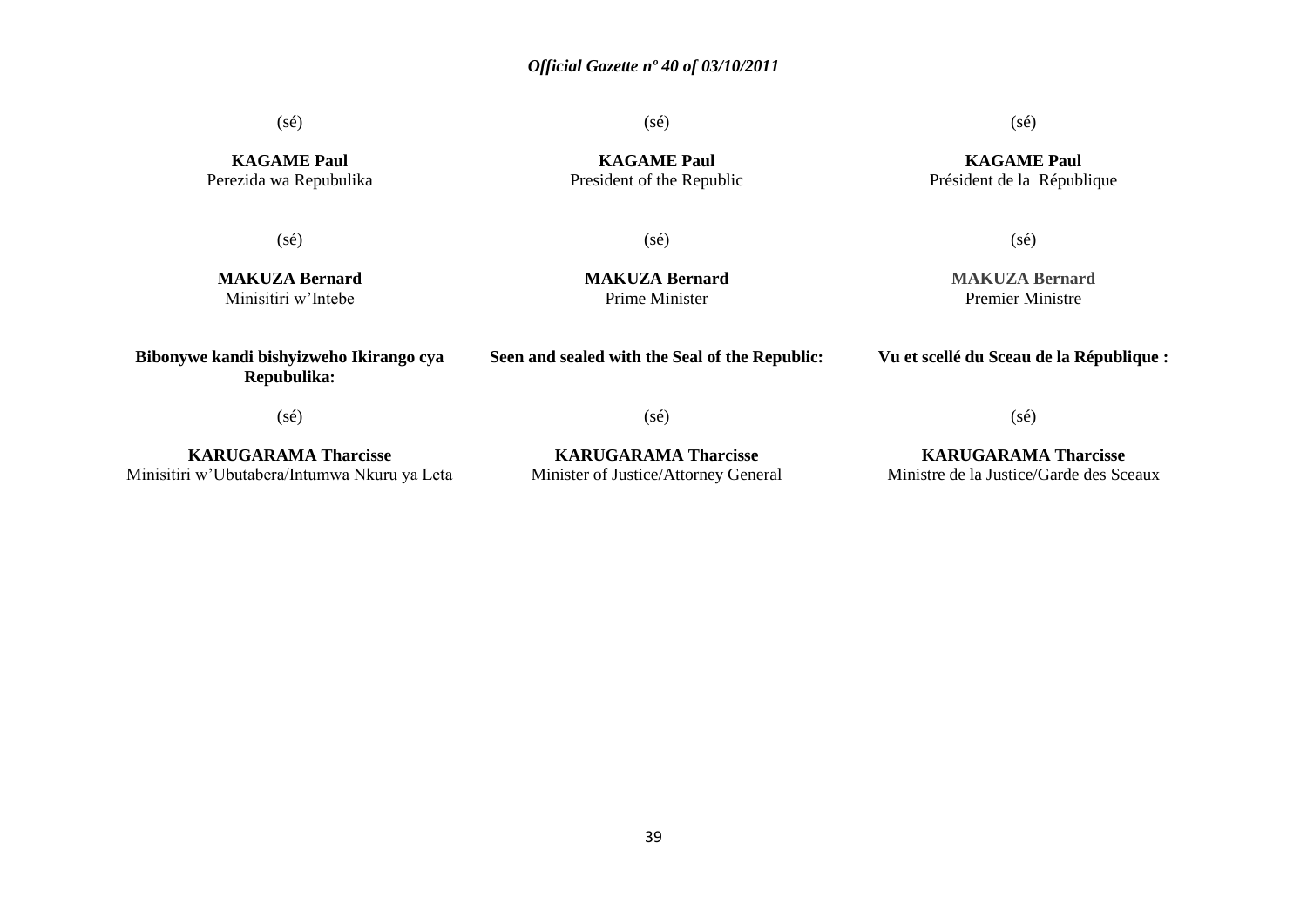(sé)

**KAGAME Paul**
Perezida wa Repubulika

(sé)

**KAGAME Paul**
President of the Republic

(sé)

**KAGAME Paul**
Président de la République

(sé)

**MAKUZA Bernard**
Minisitiri w'Intebe

(sé)

**MAKUZA Bernard**
Prime Minister

(sé)

**MAKUZA Bernard**
Premier Ministre

**Bibonywe kandi bishyizweho Ikirango cya Repubulika:**

(sé)

**KARUGARAMA Tharcisse**
Minisitiri w'Ubutabera/Intumwa Nkuru ya Leta

**Seen and sealed with the Seal of the Republic:**

(sé)

**KARUGARAMA Tharcisse**
Minister of Justice/Attorney General

**Vu et scellé du Sceau de la République :**

(sé)

**KARUGARAMA Tharcisse**
Ministre de la Justice/Garde des Sceaux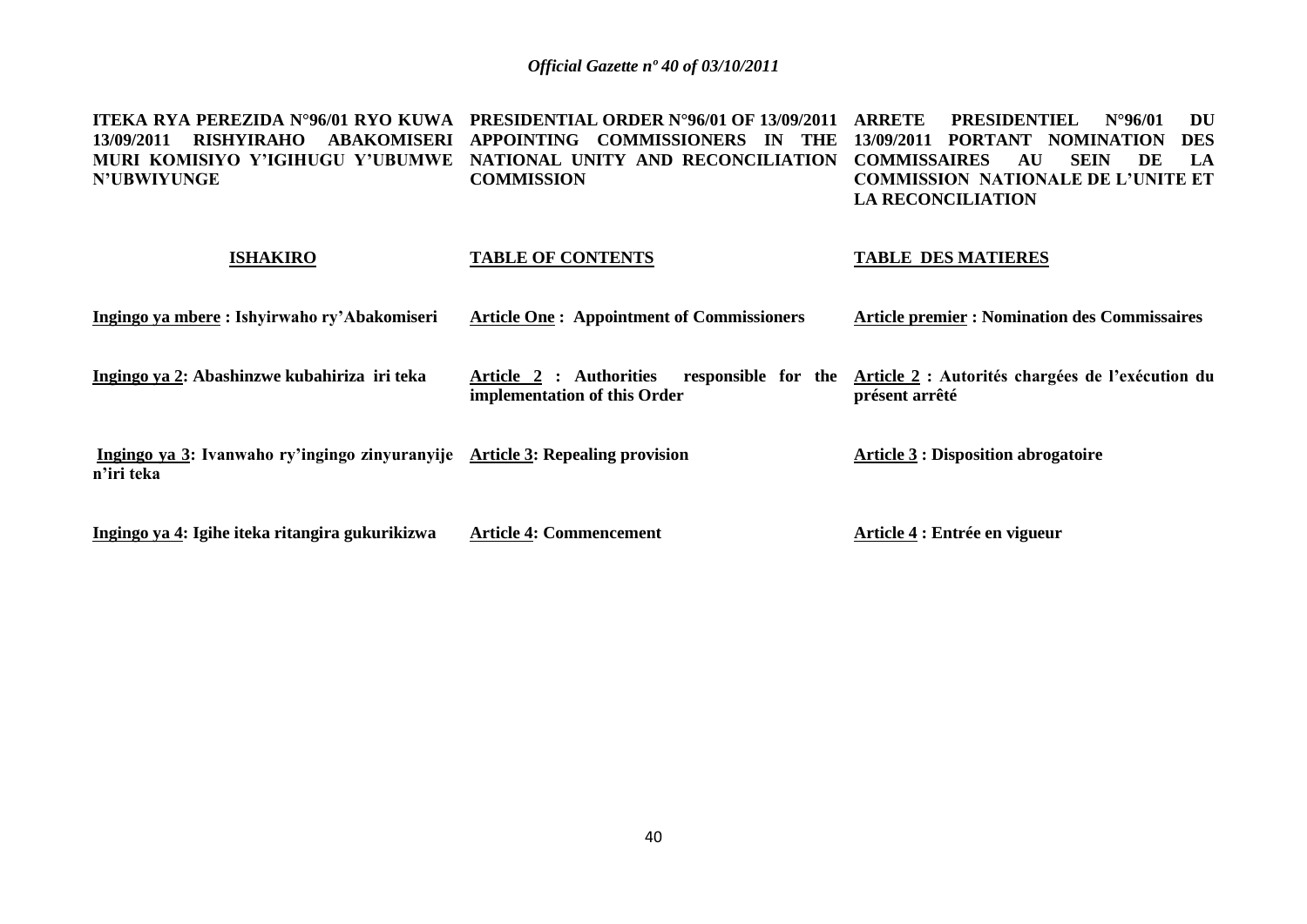**ITEKA RYA PEREZIDA N°96/01 RYO KUWA 13/09/2011 RISHYIRAHO ABAKOMISERI MURI KOMISIYO Y'IGIHUGU Y'UBUMWE N'UBWIYUNGE**

**ISHAKIRO**

**Ingingo ya mbere : Ishyirwaho ry'Abakomiseri**

**Ingingo ya 2: Abashinzwe kubahiriza iri teka**

**Ingingo ya 3: Ivanwaho ry'ingingo zinyuranyije n'iri teka**

**Ingingo ya 4: Igihe iteka ritangira gukurikizwa**

**PRESIDENTIAL ORDER N°96/01 OF 13/09/2011 APPOINTING COMMISSIONERS IN THE NATIONAL UNITY AND RECONCILIATION COMMISSION**

**TABLE OF CONTENTS**

**Article One : Appointment of Commissioners**

**Article 2 : Authorities responsible for the implementation of this Order**

**Article 3: Repealing provision**

**Article 4: Commencement**

**ARRETE PRESIDENTIEL N°96/01 DU 13/09/2011 PORTANT NOMINATION DES COMMISSAIRES AU SEIN DE LA COMMISSION NATIONALE DE L'UNITE ET LA RECONCILIATION**

**TABLE DES MATIERES**

**Article premier : Nomination des Commissaires**

**Article 2 : Autorités chargées de l'exécution du présent arrêté**

**Article 3 : Disposition abrogatoire**

**Article 4 : Entrée en vigueur**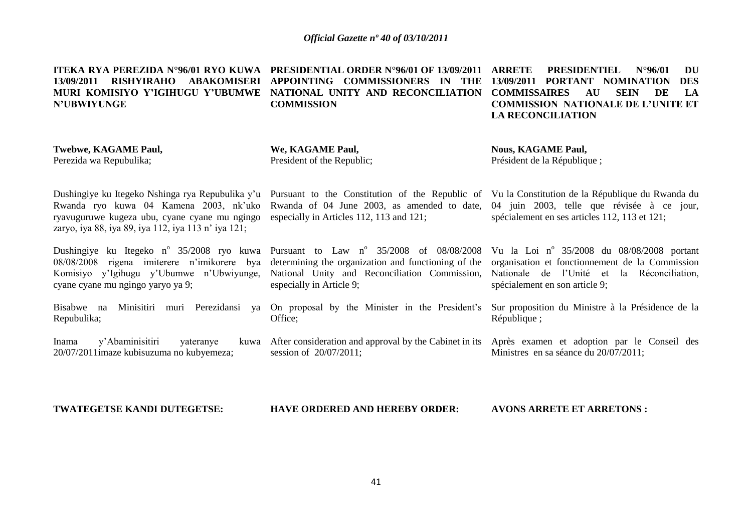**ITEKA RYA PEREZIDA N°96/01 RYO KUWA 13/09/2011 RISHYIRAHO ABAKOMISERI MURI KOMISIYO Y'IGIHUGU Y'UBUMWE N'UBWIYUNGE**

**Twebwe, KAGAME Paul,**
Perezida wa Repubulika;

Dushingiye ku Itegeko Nshinga rya Repubulika y'u Rwanda ryo kuwa 04 Kamena 2003, nk'uko ryavuguruwe kugeza ubu, cyane cyane mu ngingo zaryo, iya 88, iya 89, iya 112, iya 113 n' iya 121;

Dushingiye ku Itegeko n° 35/2008 ryo kuwa 08/08/2008 rigena imiterere n'imikorere bya Komisiyo y'Igihugu y'Ubumwe n'Ubwiyunge, cyane cyane mu ngingo yaryo ya 9;

Bisabwe na Minisitiri muri Perezidansi ya Repubulika;

Inama y'Abaminisitiri yateranye kuwa 20/07/2011imaze kubisuzuma no kubyemeza;

**TWATEGETSE KANDI DUTEGETSE:**

**PRESIDENTIAL ORDER N°96/01 OF 13/09/2011 APPOINTING COMMISSIONERS IN THE NATIONAL UNITY AND RECONCILIATION COMMISSION**

**We, KAGAME Paul,**
President of the Republic;

Pursuant to the Constitution of the Republic of Rwanda of 04 June 2003, as amended to date, especially in Articles 112, 113 and 121;

Pursuant to Law n° 35/2008 of 08/08/2008 determining the organization and functioning of the National Unity and Reconciliation Commission, especially in Article 9;

On proposal by the Minister in the President's Office;

After consideration and approval by the Cabinet in its session of 20/07/2011;

**HAVE ORDERED AND HEREBY ORDER:**

**ARRETE PRESIDENTIEL N°96/01 DU 13/09/2011 PORTANT NOMINATION DES COMMISSAIRES AU SEIN DE LA COMMISSION NATIONALE DE L'UNITE ET LA RECONCILIATION**

**Nous, KAGAME Paul,**
Président de la République ;

Vu la Constitution de la République du Rwanda du 04 juin 2003, telle que révisée à ce jour, spécialement en ses articles 112, 113 et 121;

Vu la Loi n° 35/2008 du 08/08/2008 portant organisation et fonctionnement de la Commission Nationale de l'Unité et la Réconciliation, spécialement en son article 9;

Sur proposition du Ministre à la Présidence de la République ;

Après examen et adoption par le Conseil des Ministres en sa séance du 20/07/2011;

**AVONS ARRETE ET ARRETONS :**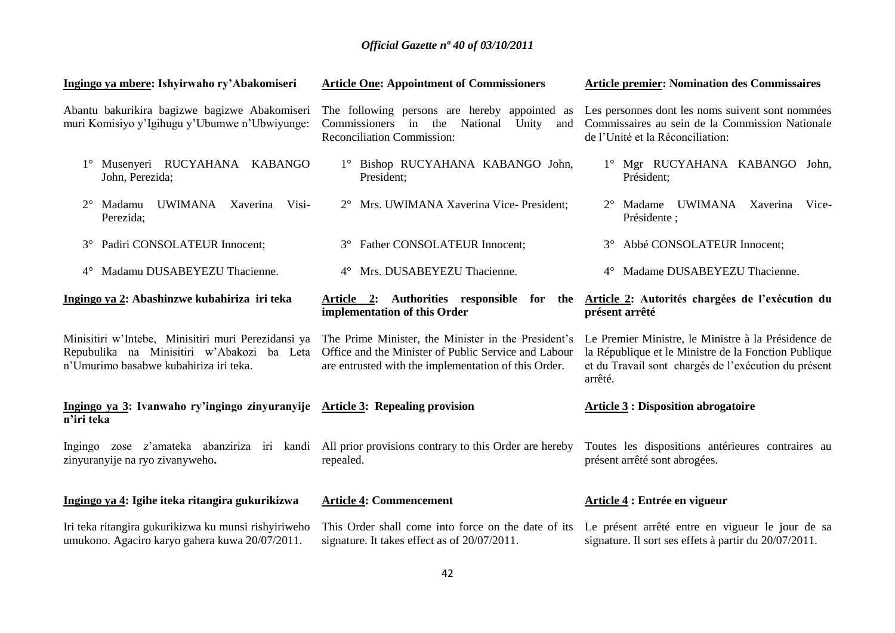**Ingingo ya mbere: Ishyirwaho ry'Abakomiseri**

Abantu bakurikira bagizwe bagizwe Abakomiseri muri Komisiyo y'Igihugu y'Ubumwe n'Ubwiyunge:

1° Musenyeri RUCYAHANA KABANGO John, Perezida;

2° Madamu UWIMANA Xaverina Visi-Perezida;

3° Padiri CONSOLATEUR Innocent;

4° Madamu DUSABEYEZU Thacienne.

**Ingingo ya 2: Abashinzwe kubahiriza iri teka**

Minisitiri w'Intebe, Minisitiri muri Perezidansi ya Repubulika na Minisitiri w'Abakozi ba Leta n'Umurimo basabwe kubahiriza iri teka.

**Ingingo ya 3: Ivanwaho ry'ingingo zinyuranyije n'iri teka**

Ingingo zose z'amateka abanziriza iri kandi zinyuranyije na ryo zivanyweho**.**

**Ingingo ya 4: Igihe iteka ritangira gukurikizwa**

Iri teka ritangira gukurikizwa ku munsi rishyiriweho umukono. Agaciro karyo gahera kuwa 20/07/2011.

**Article One: Appointment of Commissioners**

The following persons are hereby appointed as Commissioners in the National Unity and Reconciliation Commission:

1° Bishop RUCYAHANA KABANGO John, President;

2° Mrs. UWIMANA Xaverina Vice- President;

3° Father CONSOLATEUR Innocent;

4° Mrs. DUSABEYEZU Thacienne.

**Article 2: Authorities responsible for the implementation of this Order**

The Prime Minister, the Minister in the President's Office and the Minister of Public Service and Labour are entrusted with the implementation of this Order.

**Article 3: Repealing provision**

All prior provisions contrary to this Order are hereby repealed.

**Article 4: Commencement**

This Order shall come into force on the date of its signature. It takes effect as of 20/07/2011.

**Article premier: Nomination des Commissaires**

Les personnes dont les noms suivent sont nommées Commissaires au sein de la Commission Nationale de l'Unité et la Réconciliation:

1° Mgr RUCYAHANA KABANGO John, Président;

2° Madame UWIMANA Xaverina Vice-Présidente ;

3° Abbé CONSOLATEUR Innocent;

4° Madame DUSABEYEZU Thacienne.

**Article 2: Autorités chargées de l'exécution du présent arrêté**

Le Premier Ministre, le Ministre à la Présidence de la République et le Ministre de la Fonction Publique et du Travail sont chargés de l'exécution du présent arrêté.

**Article 3 : Disposition abrogatoire**

Toutes les dispositions antérieures contraires au présent arrêté sont abrogées.

**Article 4 : Entrée en vigueur**

Le présent arrêté entre en vigueur le jour de sa signature. Il sort ses effets à partir du 20/07/2011.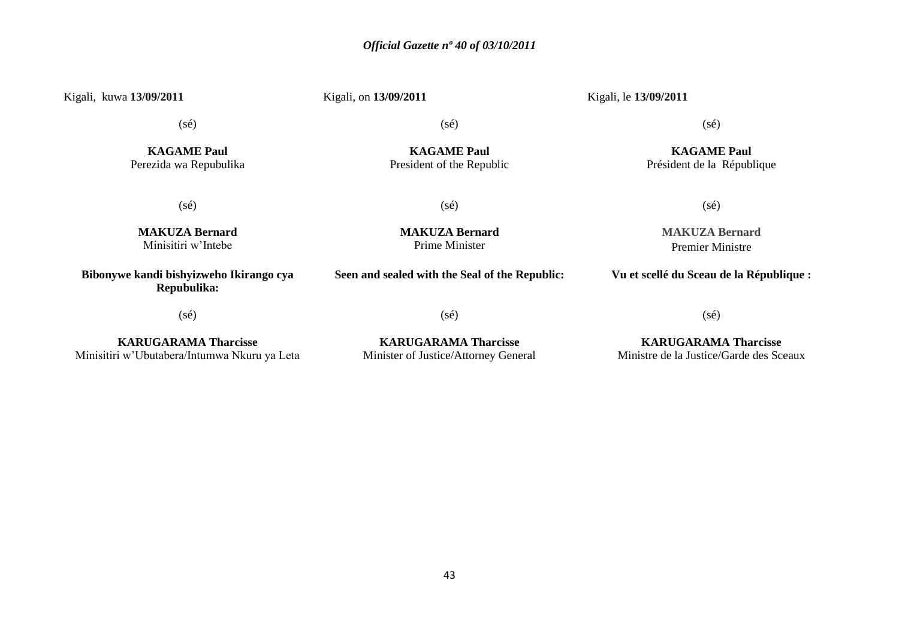Kigali, kuwa **13/09/2011**

(sé)

**KAGAME Paul**
Perezida wa Repubulika

(sé)

**MAKUZA Bernard**
Minisitiri w'Intebe

**Bibonywe kandi bishyizweho Ikirango cya Repubulika:**

(sé)

**KARUGARAMA Tharcisse**
Minisitiri w'Ubutabera/Intumwa Nkuru ya Leta

Kigali, on **13/09/2011**

(sé)

**KAGAME Paul**
President of the Republic

(sé)

**MAKUZA Bernard**
Prime Minister

**Seen and sealed with the Seal of the Republic:**

(sé)

**KARUGARAMA Tharcisse**
Minister of Justice/Attorney General

Kigali, le **13/09/2011**

(sé)

**KAGAME Paul**
Président de la République

(sé)

**MAKUZA Bernard**
Premier Ministre

**Vu et scellé du Sceau de la République :**

(sé)

**KARUGARAMA Tharcisse**
Ministre de la Justice/Garde des Sceaux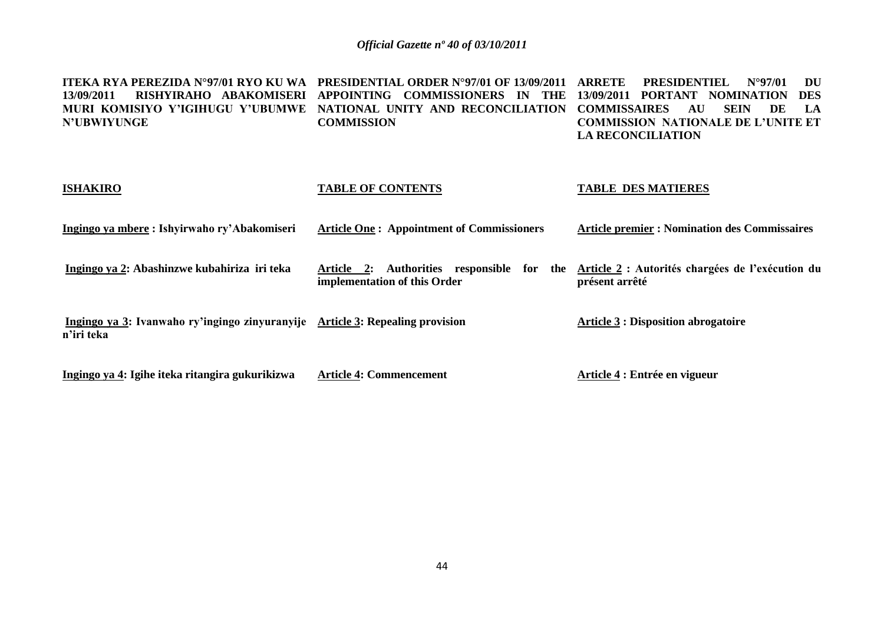**ITEKA RYA PEREZIDA N°97/01 RYO KU WA 13/09/2011 RISHYIRAHO ABAKOMISERI MURI KOMISIYO Y'IGIHUGU Y'UBUMWE N'UBWIYUNGE**

**ISHAKIRO**

**Ingingo ya mbere : Ishyirwaho ry'Abakomiseri**

**Ingingo ya 2: Abashinzwe kubahiriza iri teka**

**Ingingo ya 3: Ivanwaho ry'ingingo zinyuranyije n'iri teka**

**Ingingo ya 4: Igihe iteka ritangira gukurikizwa**

**PRESIDENTIAL ORDER N°97/01 OF 13/09/2011 APPOINTING COMMISSIONERS IN THE NATIONAL UNITY AND RECONCILIATION COMMISSION**

**TABLE OF CONTENTS**

**Article One : Appointment of Commissioners**

**Article 2: Authorities responsible for the implementation of this Order**

**Article 3: Repealing provision**

**Article 4: Commencement**

**ARRETE PRESIDENTIEL N°97/01 DU 13/09/2011 PORTANT NOMINATION DES COMMISSAIRES AU SEIN DE LA COMMISSION NATIONALE DE L'UNITE ET LA RECONCILIATION**

**TABLE DES MATIERES**

**Article premier : Nomination des Commissaires**

**Article 2 : Autorités chargées de l'exécution du présent arrêté**

**Article 3 : Disposition abrogatoire**

**Article 4 : Entrée en vigueur**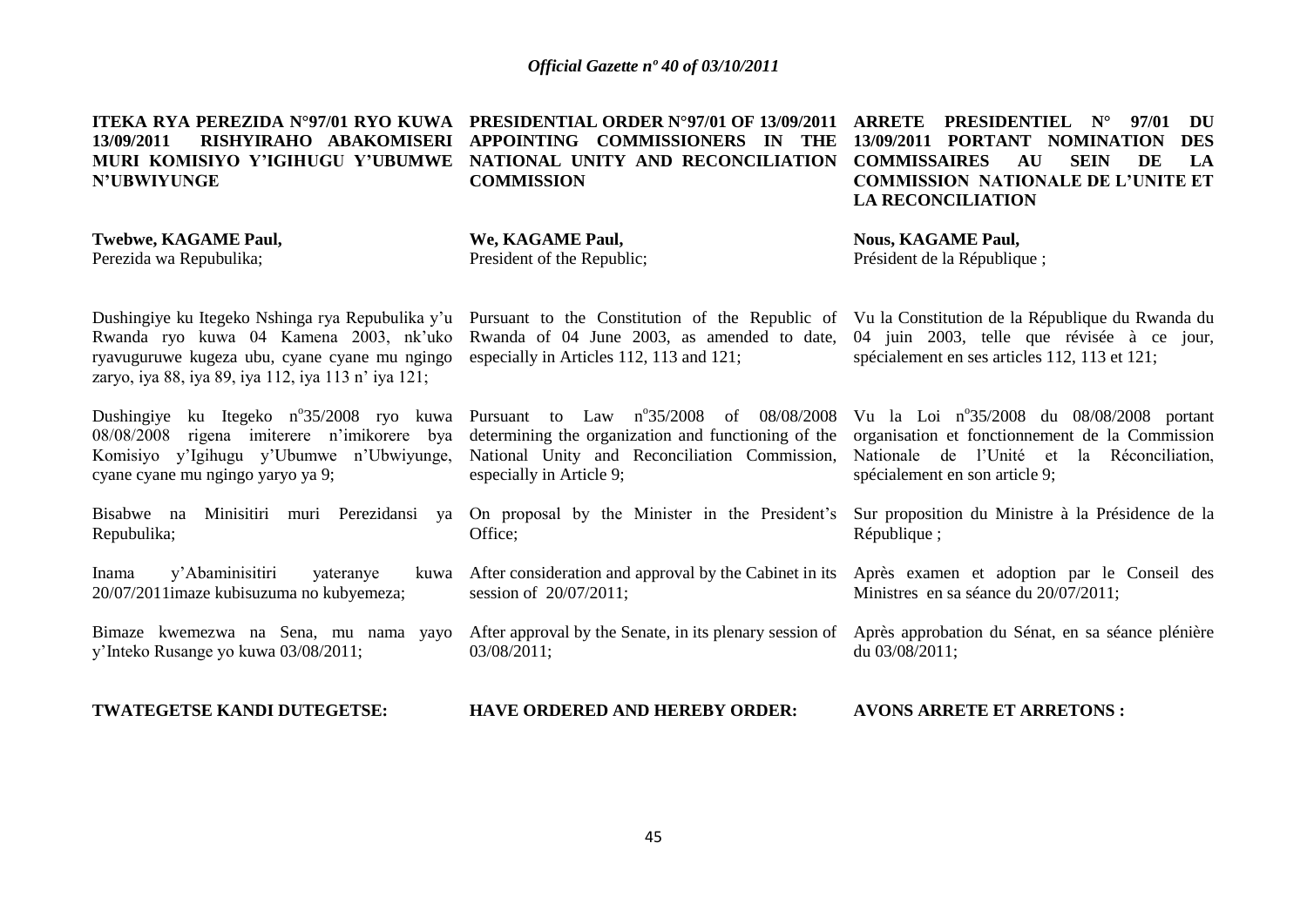**ITEKA RYA PEREZIDA N°97/01 RYO KUWA 13/09/2011 RISHYIRAHO ABAKOMISERI MURI KOMISIYO Y'IGIHUGU Y'UBUMWE N'UBWIYUNGE**

**Twebwe, KAGAME Paul,**
Perezida wa Repubulika;

Dushingiye ku Itegeko Nshinga rya Repubulika y'u Rwanda ryo kuwa 04 Kamena 2003, nk'uko ryavuguruwe kugeza ubu, cyane cyane mu ngingo zaryo, iya 88, iya 89, iya 112, iya 113 n' iya 121;

Dushingiye ku Itegeko n°35/2008 ryo kuwa 08/08/2008 rigena imiterere n'imikorere bya Komisiyo y'Igihugu y'Ubumwe n'Ubwiyunge, cyane cyane mu ngingo yaryo ya 9;

Bisabwe na Minisitiri muri Perezidansi ya Repubulika;

Inama y'Abaminisitiri yateranye kuwa 20/07/2011imaze kubisuzuma no kubyemeza;

Bimaze kwemezwa na Sena, mu nama yayo y'Inteko Rusange yo kuwa 03/08/2011;

**TWATEGETSE KANDI DUTEGETSE:**

**PRESIDENTIAL ORDER N°97/01 OF 13/09/2011 APPOINTING COMMISSIONERS IN THE NATIONAL UNITY AND RECONCILIATION COMMISSION**

**We, KAGAME Paul,**
President of the Republic;

Pursuant to the Constitution of the Republic of Rwanda of 04 June 2003, as amended to date, especially in Articles 112, 113 and 121;

Pursuant to Law n°35/2008 of 08/08/2008 determining the organization and functioning of the National Unity and Reconciliation Commission, especially in Article 9;

On proposal by the Minister in the President's Office;

After consideration and approval by the Cabinet in its session of 20/07/2011;

After approval by the Senate, in its plenary session of 03/08/2011;

**HAVE ORDERED AND HEREBY ORDER:**

**ARRETE PRESIDENTIEL N° 97/01 DU 13/09/2011 PORTANT NOMINATION DES COMMISSAIRES AU SEIN DE LA COMMISSION NATIONALE DE L'UNITE ET LA RECONCILIATION**

**Nous, KAGAME Paul,**
Président de la République ;

Vu la Constitution de la République du Rwanda du 04 juin 2003, telle que révisée à ce jour, spécialement en ses articles 112, 113 et 121;

Vu la Loi n°35/2008 du 08/08/2008 portant organisation et fonctionnement de la Commission Nationale de l'Unité et la Réconciliation, spécialement en son article 9;

Sur proposition du Ministre à la Présidence de la République ;

Après examen et adoption par le Conseil des Ministres en sa séance du 20/07/2011;

Après approbation du Sénat, en sa séance plénière du 03/08/2011;

**AVONS ARRETE ET ARRETONS :**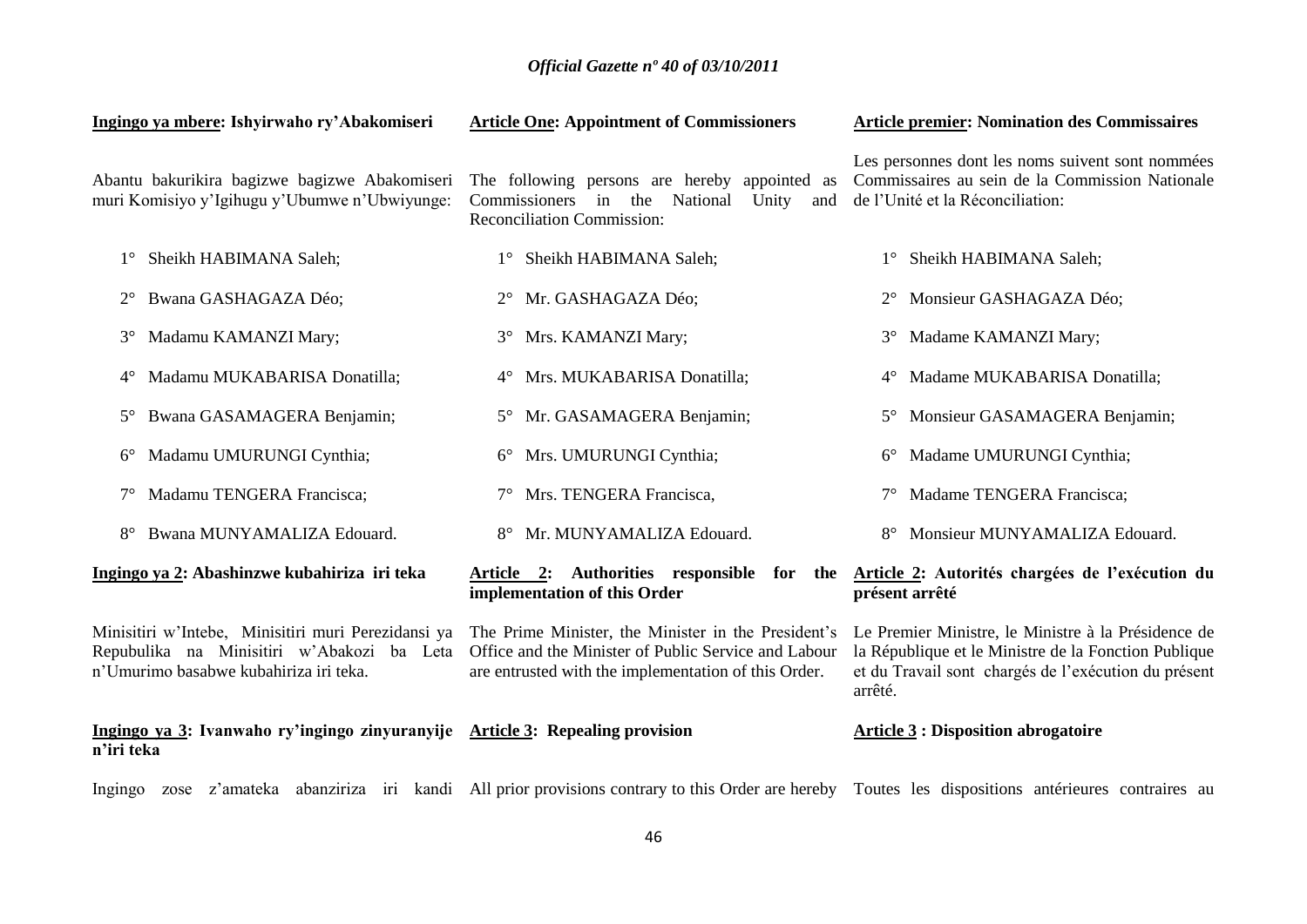**Ingingo ya mbere: Ishyirwaho ry'Abakomiseri**

Abantu bakurikira bagizwe bagizwe Abakomiseri muri Komisiyo y'Igihugu y'Ubumwe n'Ubwiyunge:

1° Sheikh HABIMANA Saleh;

2° Bwana GASHAGAZA Déo;

3° Madamu KAMANZI Mary;

4° Madamu MUKABARISA Donatilla;

5° Bwana GASAMAGERA Benjamin;

6° Madamu UMURUNGI Cynthia;

7° Madamu TENGERA Francisca;

8° Bwana MUNYAMALIZA Edouard.

**Ingingo ya 2: Abashinzwe kubahiriza iri teka**

Minisitiri w'Intebe, Minisitiri muri Perezidansi ya Repubulika na Minisitiri w'Abakozi ba Leta n'Umurimo basabwe kubahiriza iri teka.

**Ingingo ya 3: Ivanwaho ry'ingingo zinyuranyije n'iri teka**

Ingingo zose z'amateka abanziriza iri kandi

**Article One: Appointment of Commissioners**

The following persons are hereby appointed as Commissioners in the National Unity and Reconciliation Commission:

1° Sheikh HABIMANA Saleh;

2° Mr. GASHAGAZA Déo;

3° Mrs. KAMANZI Mary;

4° Mrs. MUKABARISA Donatilla;

5° Mr. GASAMAGERA Benjamin;

6° Mrs. UMURUNGI Cynthia;

7° Mrs. TENGERA Francisca,

8° Mr. MUNYAMALIZA Edouard.

**Article 2: Authorities responsible for the implementation of this Order**

The Prime Minister, the Minister in the President's Office and the Minister of Public Service and Labour are entrusted with the implementation of this Order.

**Article 3: Repealing provision**

All prior provisions contrary to this Order are hereby

**Article premier: Nomination des Commissaires**

Les personnes dont les noms suivent sont nommées Commissaires au sein de la Commission Nationale de l'Unité et la Réconciliation:

1° Sheikh HABIMANA Saleh;

2° Monsieur GASHAGAZA Déo;

3° Madame KAMANZI Mary;

4° Madame MUKABARISA Donatilla;

5° Monsieur GASAMAGERA Benjamin;

6° Madame UMURUNGI Cynthia;

7° Madame TENGERA Francisca;

8° Monsieur MUNYAMALIZA Edouard.

**Article 2: Autorités chargées de l'exécution du présent arrêté**

Le Premier Ministre, le Ministre à la Présidence de la République et le Ministre de la Fonction Publique et du Travail sont chargés de l'exécution du présent arrêté.

**Article 3 : Disposition abrogatoire**

Toutes les dispositions antérieures contraires au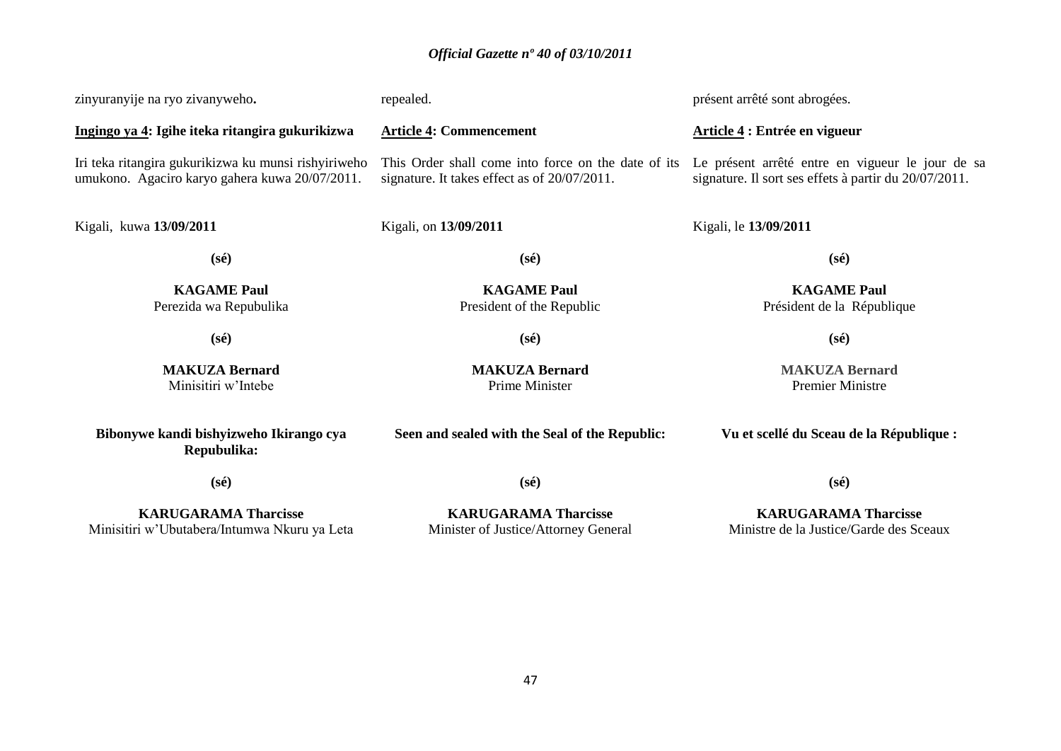zinyuranyije na ryo zivanyweho**.**

**Ingingo ya 4: Igihe iteka ritangira gukurikizwa**

Iri teka ritangira gukurikizwa ku munsi rishyiriweho umukono. Agaciro karyo gahera kuwa 20/07/2011.

Kigali, kuwa **13/09/2011**

**(sé)**

**KAGAME Paul**
Perezida wa Repubulika

**(sé)**

**MAKUZA Bernard**
Minisitiri w'Intebe

**Bibonywe kandi bishyizweho Ikirango cya Repubulika:**

**(sé)**

**KARUGARAMA Tharcisse**
Minisitiri w'Ubutabera/Intumwa Nkuru ya Leta

repealed.

**Article 4: Commencement**

This Order shall come into force on the date of its signature. It takes effect as of 20/07/2011.

Kigali, on **13/09/2011**

**(sé)**

**KAGAME Paul**
President of the Republic

**(sé)**

**MAKUZA Bernard**
Prime Minister

**Seen and sealed with the Seal of the Republic:**

**(sé)**

**KARUGARAMA Tharcisse**
Minister of Justice/Attorney General

présent arrêté sont abrogées.

**Article 4 : Entrée en vigueur**

Le présent arrêté entre en vigueur le jour de sa signature. Il sort ses effets à partir du 20/07/2011.

Kigali, le **13/09/2011**

**(sé)**

**KAGAME Paul**
Président de la République

**(sé)**

**MAKUZA Bernard**
Premier Ministre

**Vu et scellé du Sceau de la République :**

**(sé)**

**KARUGARAMA Tharcisse**
Ministre de la Justice/Garde des Sceaux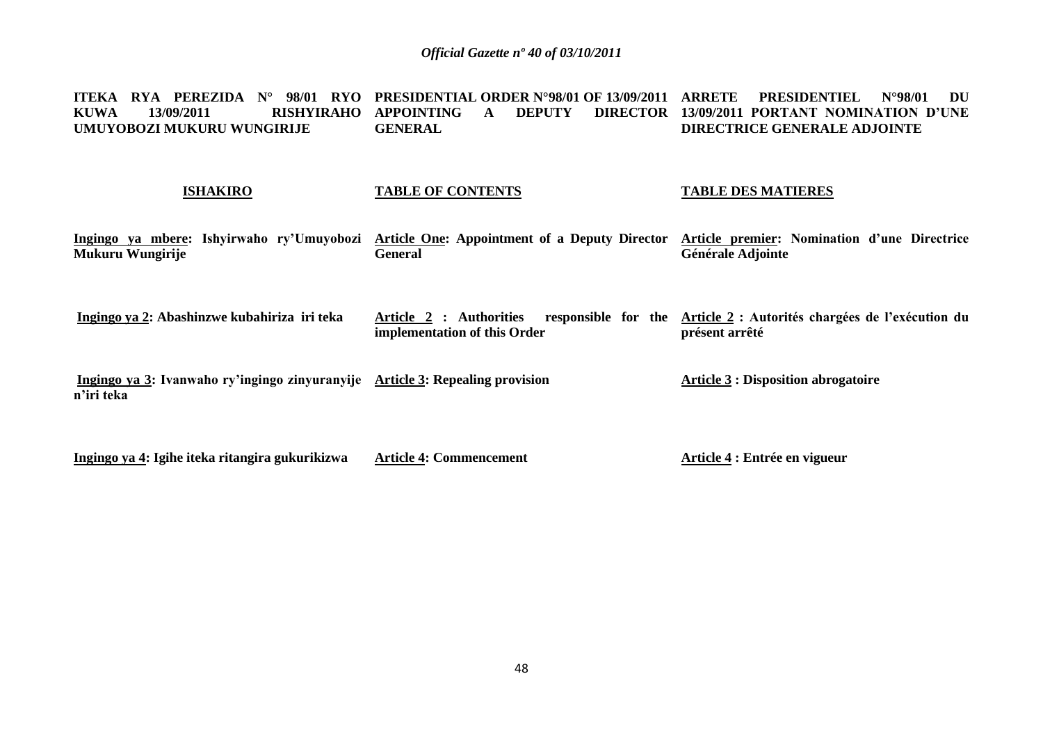**ITEKA RYA PEREZIDA N° 98/01 RYO KUWA 13/09/2011 RISHYIRAHO UMUYOBOZI MUKURU WUNGIRIJE**

**ISHAKIRO**

**Ingingo ya mbere: Ishyirwaho ry'Umuyobozi Mukuru Wungirije**

**Ingingo ya 2: Abashinzwe kubahiriza iri teka**

**Ingingo ya 3: Ivanwaho ry'ingingo zinyuranyije n'iri teka**

**Ingingo ya 4: Igihe iteka ritangira gukurikizwa**

**PRESIDENTIAL ORDER N°98/01 OF 13/09/2011 APPOINTING A DEPUTY DIRECTOR GENERAL**

**TABLE OF CONTENTS**

**Article One: Appointment of a Deputy Director General**

**Article 2 : Authorities responsible for the implementation of this Order**

**Article 3: Repealing provision**

**Article 4: Commencement**

**ARRETE PRESIDENTIEL N°98/01 DU 13/09/2011 PORTANT NOMINATION D'UNE DIRECTRICE GENERALE ADJOINTE**

**TABLE DES MATIERES**

**Article premier: Nomination d'une Directrice Générale Adjointe**

**Article 2 : Autorités chargées de l'exécution du présent arrêté**

**Article 3 : Disposition abrogatoire**

**Article 4 : Entrée en vigueur**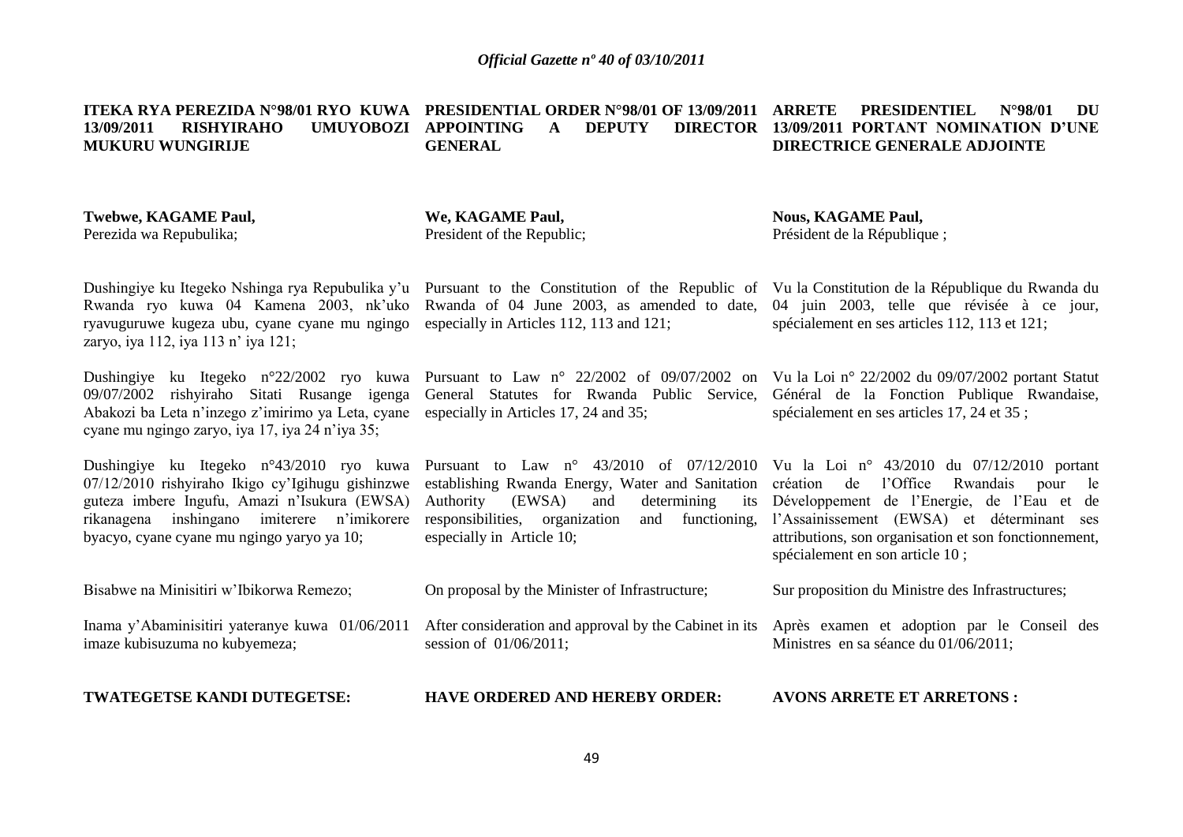**ITEKA RYA PEREZIDA N°98/01 RYO KUWA 13/09/2011 RISHYIRAHO UMUYOBOZI MUKURU WUNGIRIJE**

**Twebwe, KAGAME Paul,**
Perezida wa Repubulika;

Dushingiye ku Itegeko Nshinga rya Repubulika y'u Rwanda ryo kuwa 04 Kamena 2003, nk'uko ryavuguruwe kugeza ubu, cyane cyane mu ngingo zaryo, iya 112, iya 113 n' iya 121;

Dushingiye ku Itegeko n°22/2002 ryo kuwa 09/07/2002 rishyiraho Sitati Rusange igenga Abakozi ba Leta n'inzego z'imirimo ya Leta, cyane cyane mu ngingo zaryo, iya 17, iya 24 n'iya 35;

Dushingiye ku Itegeko n°43/2010 ryo kuwa 07/12/2010 rishyiraho Ikigo cy'Igihugu gishinzwe guteza imbere Ingufu, Amazi n'Isukura (EWSA) rikanagena inshingano imiterere n'imikorere byacyo, cyane cyane mu ngingo yaryo ya 10;

Bisabwe na Minisitiri w'Ibikorwa Remezo;

Inama y'Abaminisitiri yateranye kuwa 01/06/2011 imaze kubisuzuma no kubyemeza;

**TWATEGETSE KANDI DUTEGETSE:**

**PRESIDENTIAL ORDER N°98/01 OF 13/09/2011 APPOINTING A DEPUTY DIRECTOR GENERAL**

**We, KAGAME Paul,**
President of the Republic;

Pursuant to the Constitution of the Republic of Rwanda of 04 June 2003, as amended to date, especially in Articles 112, 113 and 121;

Pursuant to Law n° 22/2002 of 09/07/2002 on General Statutes for Rwanda Public Service, especially in Articles 17, 24 and 35;

Pursuant to Law n° 43/2010 of 07/12/2010 establishing Rwanda Energy, Water and Sanitation Authority (EWSA) and determining its responsibilities, organization and functioning, especially in Article 10;

On proposal by the Minister of Infrastructure;

After consideration and approval by the Cabinet in its session of 01/06/2011;

**HAVE ORDERED AND HEREBY ORDER:**

**ARRETE PRESIDENTIEL N°98/01 DU 13/09/2011 PORTANT NOMINATION D'UNE DIRECTRICE GENERALE ADJOINTE**

**Nous, KAGAME Paul,**
Président de la République ;

Vu la Constitution de la République du Rwanda du 04 juin 2003, telle que révisée à ce jour, spécialement en ses articles 112, 113 et 121;

Vu la Loi n° 22/2002 du 09/07/2002 portant Statut Général de la Fonction Publique Rwandaise, spécialement en ses articles 17, 24 et 35 ;

Vu la Loi n° 43/2010 du 07/12/2010 portant création de l'Office Rwandais pour le Développement de l'Energie, de l'Eau et de l'Assainissement (EWSA) et déterminant ses attributions, son organisation et son fonctionnement, spécialement en son article 10 ;

Sur proposition du Ministre des Infrastructures;

Après examen et adoption par le Conseil des Ministres en sa séance du 01/06/2011;

**AVONS ARRETE ET ARRETONS :**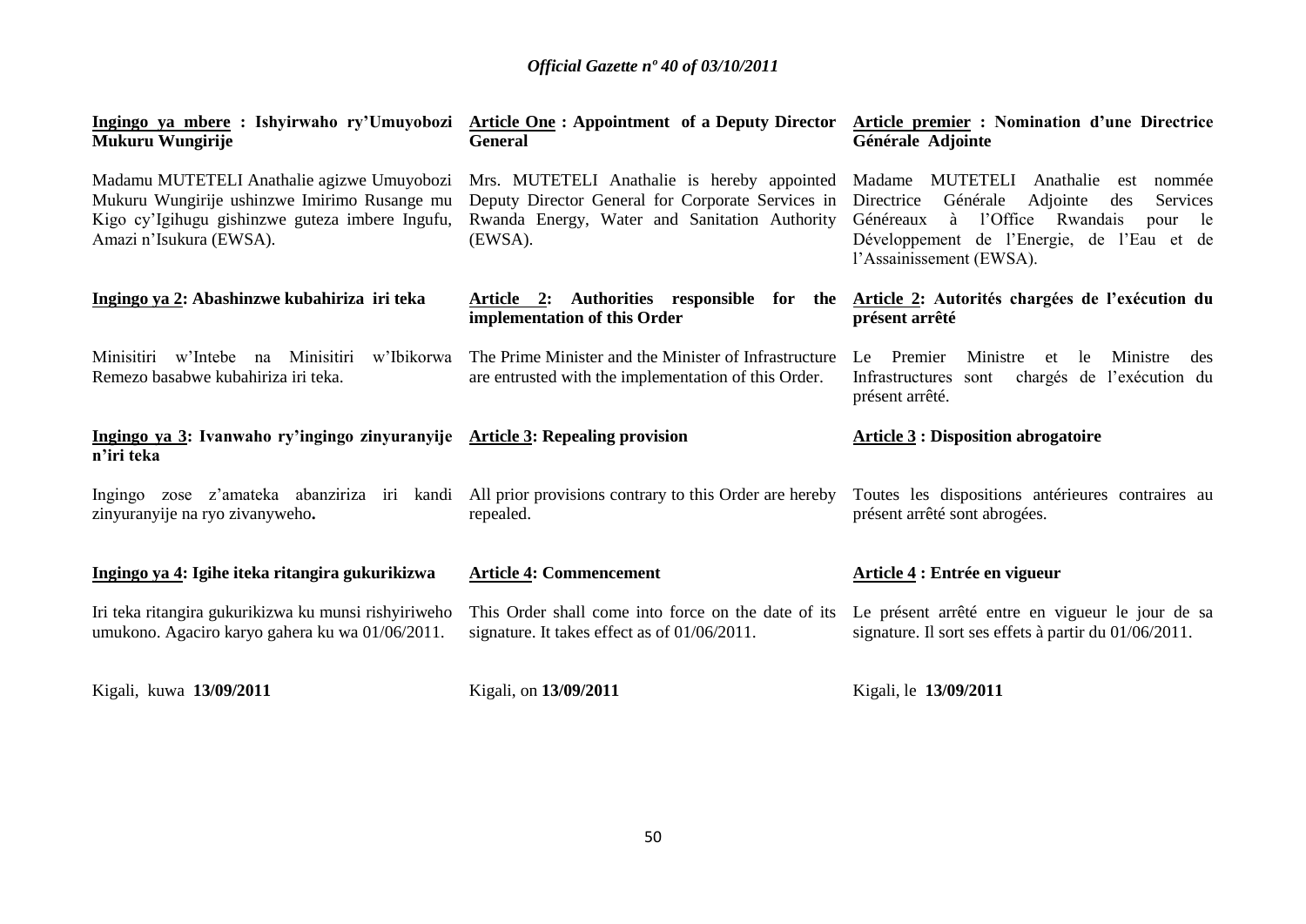**Ingingo ya mbere : Ishyirwaho ry'Umuyobozi Mukuru Wungirije**

Madamu MUTETELI Anathalie agizwe Umuyobozi Mukuru Wungirije ushinzwe Imirimo Rusange mu Kigo cy'Igihugu gishinzwe guteza imbere Ingufu, Amazi n'Isukura (EWSA).

**Ingingo ya 2: Abashinzwe kubahiriza iri teka**

Minisitiri w'Intebe na Minisitiri w'Ibikorwa Remezo basabwe kubahiriza iri teka.

**Ingingo ya 3: Ivanwaho ry'ingingo zinyuranyije n'iri teka**

Ingingo zose z'amateka abanziriza iri kandi zinyuranyije na ryo zivanyweho**.**

**Ingingo ya 4: Igihe iteka ritangira gukurikizwa**

Iri teka ritangira gukurikizwa ku munsi rishyiriweho umukono. Agaciro karyo gahera ku wa 01/06/2011.

Kigali, kuwa **13/09/2011**

**Article One : Appointment of a Deputy Director General**

Mrs. MUTETELI Anathalie is hereby appointed Deputy Director General for Corporate Services in Rwanda Energy, Water and Sanitation Authority (EWSA).

**Article 2: Authorities responsible for the implementation of this Order**

The Prime Minister and the Minister of Infrastructure are entrusted with the implementation of this Order.

**Article 3: Repealing provision**

All prior provisions contrary to this Order are hereby repealed.

**Article 4: Commencement**

This Order shall come into force on the date of its signature. It takes effect as of 01/06/2011.

Kigali, on **13/09/2011**

**Article premier : Nomination d'une Directrice Générale Adjointe**

Madame MUTETELI Anathalie est nommée Directrice Générale Adjointe des Services Généreaux à l'Office Rwandais pour le Développement de l'Energie, de l'Eau et de l'Assainissement (EWSA).

**Article 2: Autorités chargées de l'exécution du présent arrêté**

Le Premier Ministre et le Ministre des Infrastructures sont chargés de l'exécution du présent arrêté.

**Article 3 : Disposition abrogatoire**

Toutes les dispositions antérieures contraires au présent arrêté sont abrogées.

**Article 4 : Entrée en vigueur**

Le présent arrêté entre en vigueur le jour de sa signature. Il sort ses effets à partir du 01/06/2011.

Kigali, le **13/09/2011**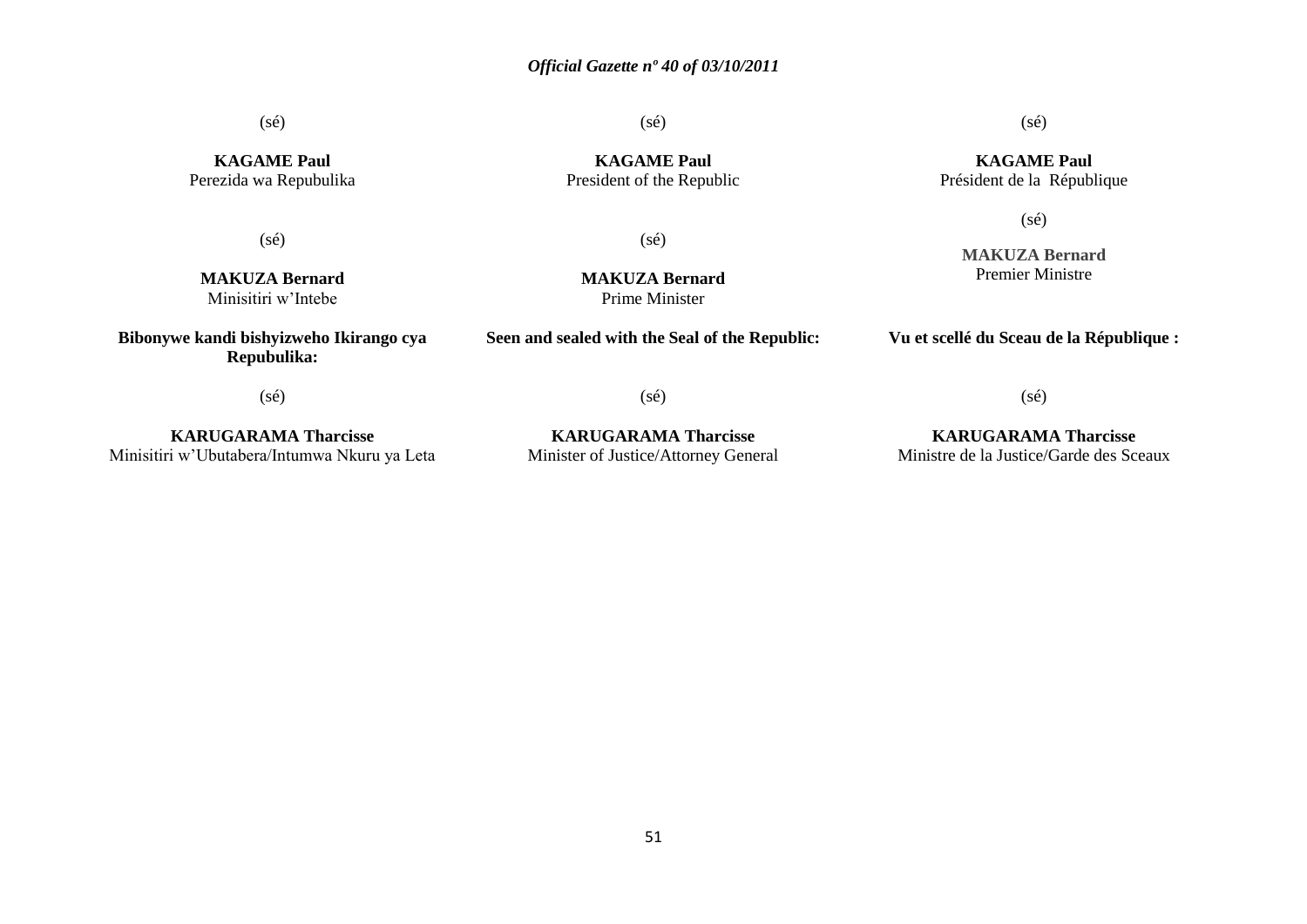(sé)

**KAGAME Paul**
Perezida wa Repubulika

(sé)

**MAKUZA Bernard**
Minisitiri w'Intebe

**Bibonywe kandi bishyizweho Ikirango cya Repubulika:**

(sé)

**KARUGARAMA Tharcisse**
Minisitiri w'Ubutabera/Intumwa Nkuru ya Leta

(sé)

**KAGAME Paul**
President of the Republic

(sé)

**MAKUZA Bernard**
Prime Minister

**Seen and sealed with the Seal of the Republic:**

(sé)

**KARUGARAMA Tharcisse**
Minister of Justice/Attorney General

(sé)

**KAGAME Paul**
Président de la République

(sé)

**MAKUZA Bernard**
Premier Ministre

**Vu et scellé du Sceau de la République :**

(sé)

**KARUGARAMA Tharcisse**
Ministre de la Justice/Garde des Sceaux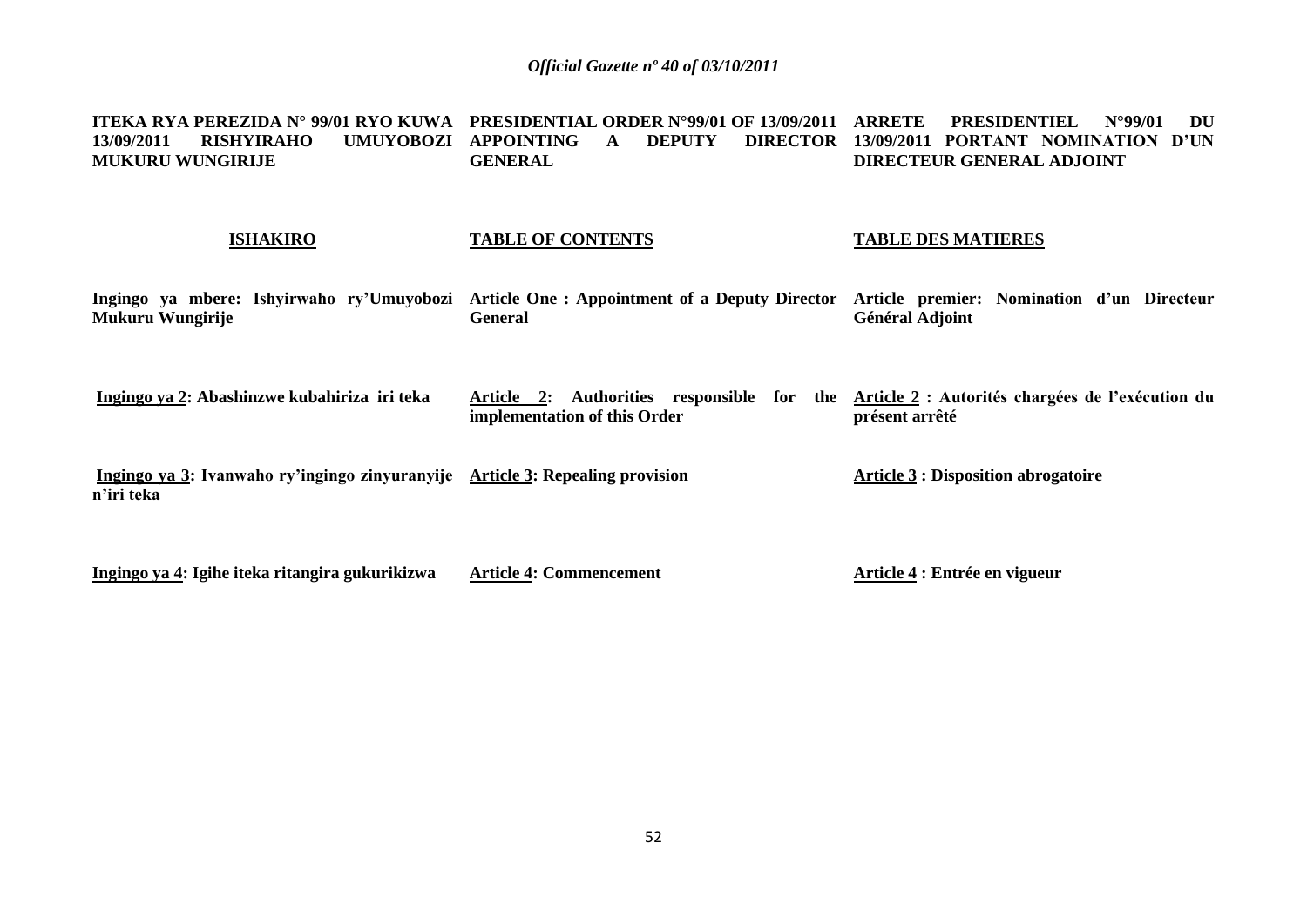**ITEKA RYA PEREZIDA N° 99/01 RYO KUWA 13/09/2011 RISHYIRAHO UMUYOBOZI MUKURU WUNGIRIJE**

**PRESIDENTIAL ORDER N°99/01 OF 13/09/2011 APPOINTING A DEPUTY DIRECTOR GENERAL**

**ARRETE PRESIDENTIEL N°99/01 DU 13/09/2011 PORTANT NOMINATION D'UN DIRECTEUR GENERAL ADJOINT**

**ISHAKIRO**

**Ingingo ya mbere: Ishyirwaho ry'Umuyobozi Mukuru Wungirije**

**Ingingo ya 2: Abashinzwe kubahiriza iri teka**

**Ingingo ya 3: Ivanwaho ry'ingingo zinyuranyije n'iri teka**

**Ingingo ya 4: Igihe iteka ritangira gukurikizwa**

**TABLE OF CONTENTS**

**Article One : Appointment of a Deputy Director General**

**Article 2: Authorities responsible for the implementation of this Order**

**Article 3: Repealing provision**

**Article 4: Commencement**

**TABLE DES MATIERES**

**Article premier: Nomination d'un Directeur Général Adjoint**

**Article 2 : Autorités chargées de l'exécution du présent arrêté**

**Article 3 : Disposition abrogatoire**

**Article 4 : Entrée en vigueur**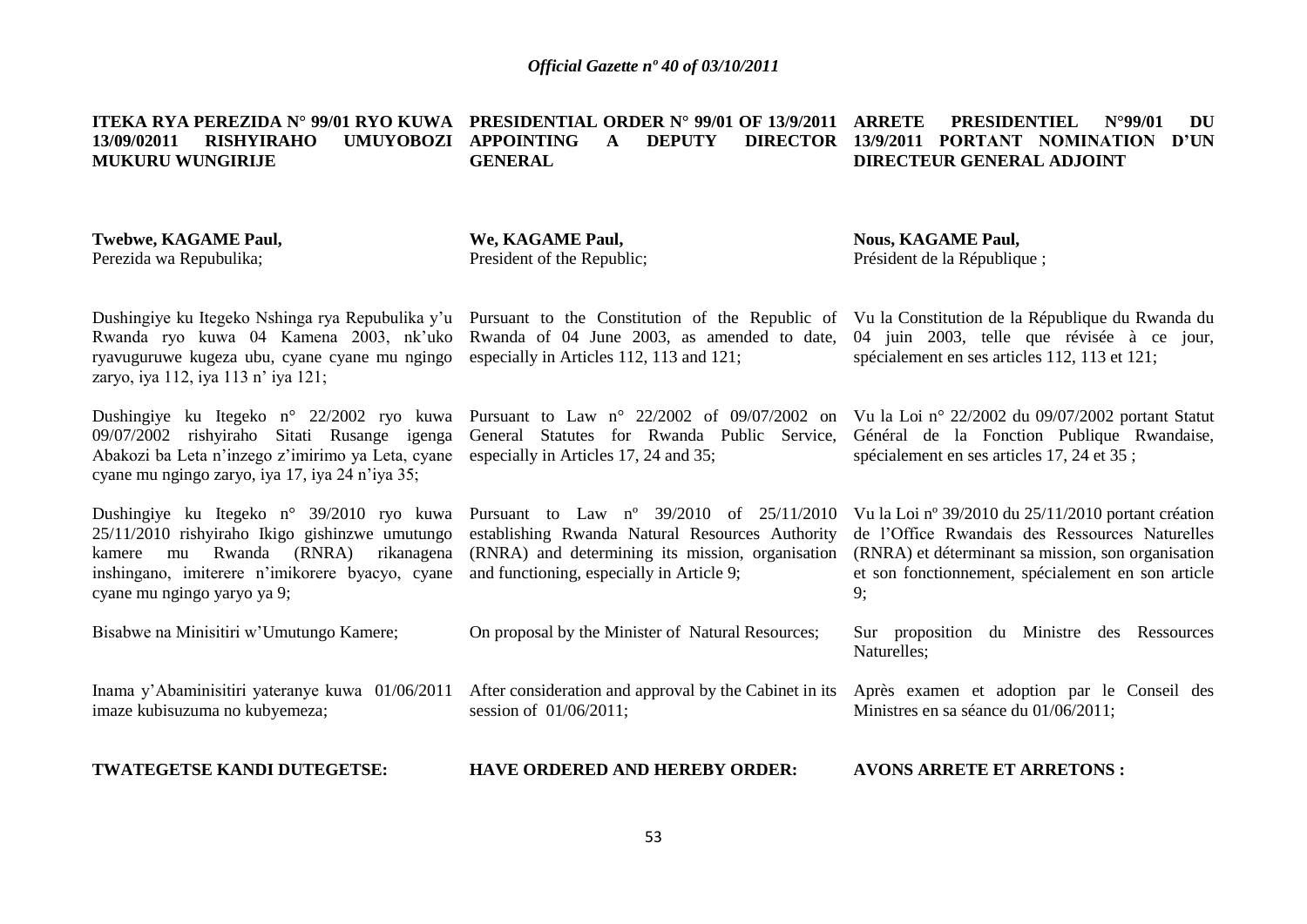**ITEKA RYA PEREZIDA N° 99/01 RYO KUWA 13/09/02011 RISHYIRAHO UMUYOBOZI MUKURU WUNGIRIJE**

**Twebwe, KAGAME Paul,**
Perezida wa Repubulika;

Dushingiye ku Itegeko Nshinga rya Repubulika y'u Rwanda ryo kuwa 04 Kamena 2003, nk'uko ryavuguruwe kugeza ubu, cyane cyane mu ngingo zaryo, iya 112, iya 113 n' iya 121;

Dushingiye ku Itegeko n° 22/2002 ryo kuwa 09/07/2002 rishyiraho Sitati Rusange igenga Abakozi ba Leta n'inzego z'imirimo ya Leta, cyane cyane mu ngingo zaryo, iya 17, iya 24 n'iya 35;

Dushingiye ku Itegeko n° 39/2010 ryo kuwa 25/11/2010 rishyiraho Ikigo gishinzwe umutungo kamere mu Rwanda (RNRA) rikanagena inshingano, imiterere n'imikorere byacyo, cyane cyane mu ngingo yaryo ya 9;

Bisabwe na Minisitiri w'Umutungo Kamere;

Inama y'Abaminisitiri yateranye kuwa 01/06/2011 imaze kubisuzuma no kubyemeza;

**TWATEGETSE KANDI DUTEGETSE:**

**PRESIDENTIAL ORDER N° 99/01 OF 13/9/2011 APPOINTING A DEPUTY DIRECTOR GENERAL**

**We, KAGAME Paul,**
President of the Republic;

Pursuant to the Constitution of the Republic of Rwanda of 04 June 2003, as amended to date, especially in Articles 112, 113 and 121;

Pursuant to Law n° 22/2002 of 09/07/2002 on General Statutes for Rwanda Public Service, especially in Articles 17, 24 and 35;

Pursuant to Law nº 39/2010 of 25/11/2010 establishing Rwanda Natural Resources Authority (RNRA) and determining its mission, organisation and functioning, especially in Article 9;

On proposal by the Minister of Natural Resources;

After consideration and approval by the Cabinet in its session of 01/06/2011;

**HAVE ORDERED AND HEREBY ORDER:**

**ARRETE PRESIDENTIEL N°99/01 DU 13/9/2011 PORTANT NOMINATION D'UN DIRECTEUR GENERAL ADJOINT**

**Nous, KAGAME Paul,**
Président de la République ;

Vu la Constitution de la République du Rwanda du 04 juin 2003, telle que révisée à ce jour, spécialement en ses articles 112, 113 et 121;

Vu la Loi n° 22/2002 du 09/07/2002 portant Statut Général de la Fonction Publique Rwandaise, spécialement en ses articles 17, 24 et 35 ;

Vu la Loi nº 39/2010 du 25/11/2010 portant création de l'Office Rwandais des Ressources Naturelles (RNRA) et déterminant sa mission, son organisation et son fonctionnement, spécialement en son article 9;

Sur proposition du Ministre des Ressources Naturelles;

Après examen et adoption par le Conseil des Ministres en sa séance du 01/06/2011;

**AVONS ARRETE ET ARRETONS :**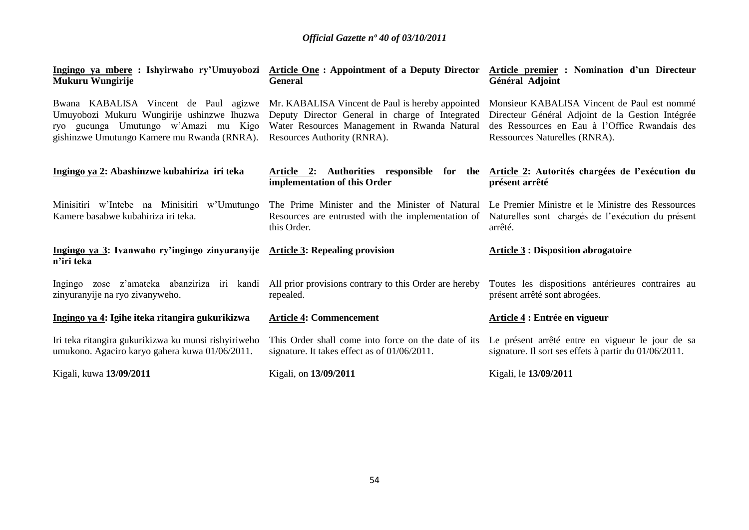**Ingingo ya mbere : Ishyirwaho ry'Umuyobozi Mukuru Wungirije**

Bwana KABALISA Vincent de Paul agizwe Umuyobozi Mukuru Wungirije ushinzwe Ihuzwa ryo gucunga Umutungo w'Amazi mu Kigo gishinzwe Umutungo Kamere mu Rwanda (RNRA).

**Ingingo ya 2: Abashinzwe kubahiriza iri teka**

Minisitiri w'Intebe na Minisitiri w'Umutungo Kamere basabwe kubahiriza iri teka.

**Ingingo ya 3: Ivanwaho ry'ingingo zinyuranyije n'iri teka**

Ingingo zose z'amateka abanziriza iri kandi zinyuranyije na ryo zivanyweho.

**Ingingo ya 4: Igihe iteka ritangira gukurikizwa**

Iri teka ritangira gukurikizwa ku munsi rishyiriweho umukono. Agaciro karyo gahera kuwa 01/06/2011.

Kigali, kuwa **13/09/2011**

**Article One : Appointment of a Deputy Director General**

Mr. KABALISA Vincent de Paul is hereby appointed Deputy Director General in charge of Integrated Water Resources Management in Rwanda Natural Resources Authority (RNRA).

**Article 2: Authorities responsible for the implementation of this Order**

The Prime Minister and the Minister of Natural Resources are entrusted with the implementation of this Order.

**Article 3: Repealing provision**

All prior provisions contrary to this Order are hereby repealed.

**Article 4: Commencement**

This Order shall come into force on the date of its signature. It takes effect as of 01/06/2011.

Kigali, on **13/09/2011**

**Article premier : Nomination d'un Directeur Général Adjoint**

Monsieur KABALISA Vincent de Paul est nommé Directeur Général Adjoint de la Gestion Intégrée des Ressources en Eau à l'Office Rwandais des Ressources Naturelles (RNRA).

**Article 2: Autorités chargées de l'exécution du présent arrêté**

Le Premier Ministre et le Ministre des Ressources Naturelles sont chargés de l'exécution du présent arrêté.

**Article 3 : Disposition abrogatoire**

Toutes les dispositions antérieures contraires au présent arrêté sont abrogées.

**Article 4 : Entrée en vigueur**

Le présent arrêté entre en vigueur le jour de sa signature. Il sort ses effets à partir du 01/06/2011.

Kigali, le **13/09/2011**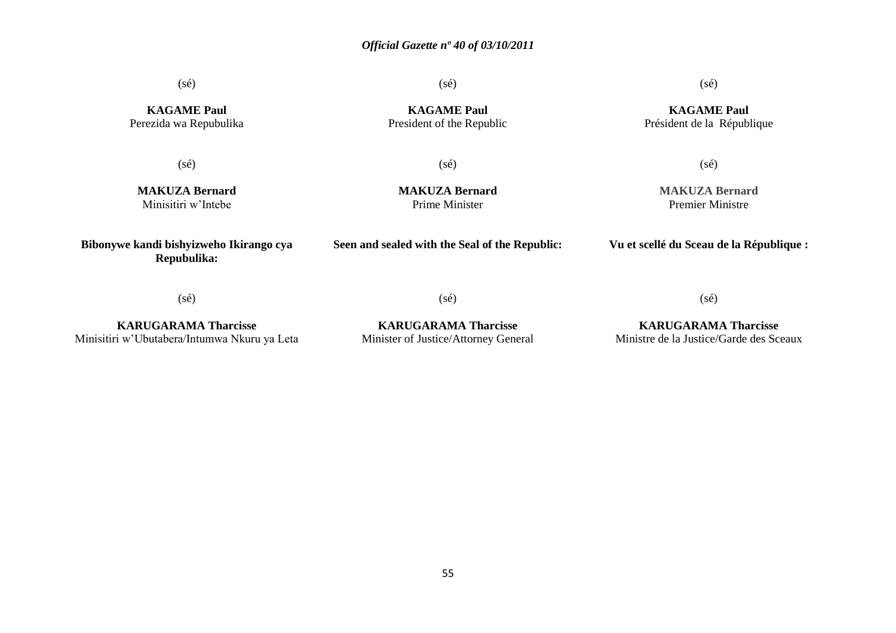(sé)

**KAGAME Paul**
Perezida wa Repubulika

(sé)

**MAKUZA Bernard**
Minisitiri w'Intebe

**Bibonywe kandi bishyizweho Ikirango cya Repubulika:**

(sé)

**KARUGARAMA Tharcisse**
Minisitiri w'Ubutabera/Intumwa Nkuru ya Leta

(sé)

**KAGAME Paul**
President of the Republic

(sé)

**MAKUZA Bernard**
Prime Minister

**Seen and sealed with the Seal of the Republic:**

(sé)

**KARUGARAMA Tharcisse**
Minister of Justice/Attorney General

(sé)

**KAGAME Paul**
Président de la République

(sé)

**MAKUZA Bernard**
Premier Ministre

**Vu et scellé du Sceau de la République :**

(sé)

**KARUGARAMA Tharcisse**
Ministre de la Justice/Garde des Sceaux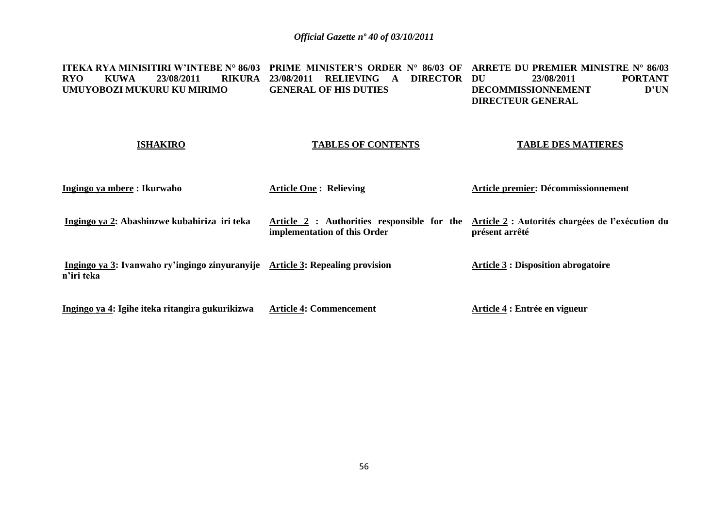**ITEKA RYA MINISITIRI W'INTEBE N° 86/03 RYO KUWA 23/08/2011 RIKURA UMUYOBOZI MUKURU KU MIRIMO**

**PRIME MINISTER'S ORDER N° 86/03 OF 23/08/2011 RELIEVING A DIRECTOR GENERAL OF HIS DUTIES**

**ARRETE DU PREMIER MINISTRE N° 86/03 DU 23/08/2011 PORTANT DECOMMISSIONNEMENT D'UN DIRECTEUR GENERAL**

| **ISHAKIRO** | **TABLES OF CONTENTS** | **TABLE DES MATIERES** |
|---|---|---|
| **Ingingo ya mbere : Ikurwaho** | **Article One : Relieving** | **Article premier: Décommissionnement** |
| **Ingingo ya 2: Abashinzwe kubahiriza iri teka** | **Article 2 : Authorities responsible for the implementation of this Order** | **Article 2 : Autorités chargées de l'exécution du présent arrêté** |
| **Ingingo ya 3: Ivanwaho ry'ingingo zinyuranyije n'iri teka** | **Article 3: Repealing provision** | **Article 3 : Disposition abrogatoire** |
| **Ingingo ya 4: Igihe iteka ritangira gukurikizwa** | **Article 4: Commencement** | **Article 4 : Entrée en vigueur** |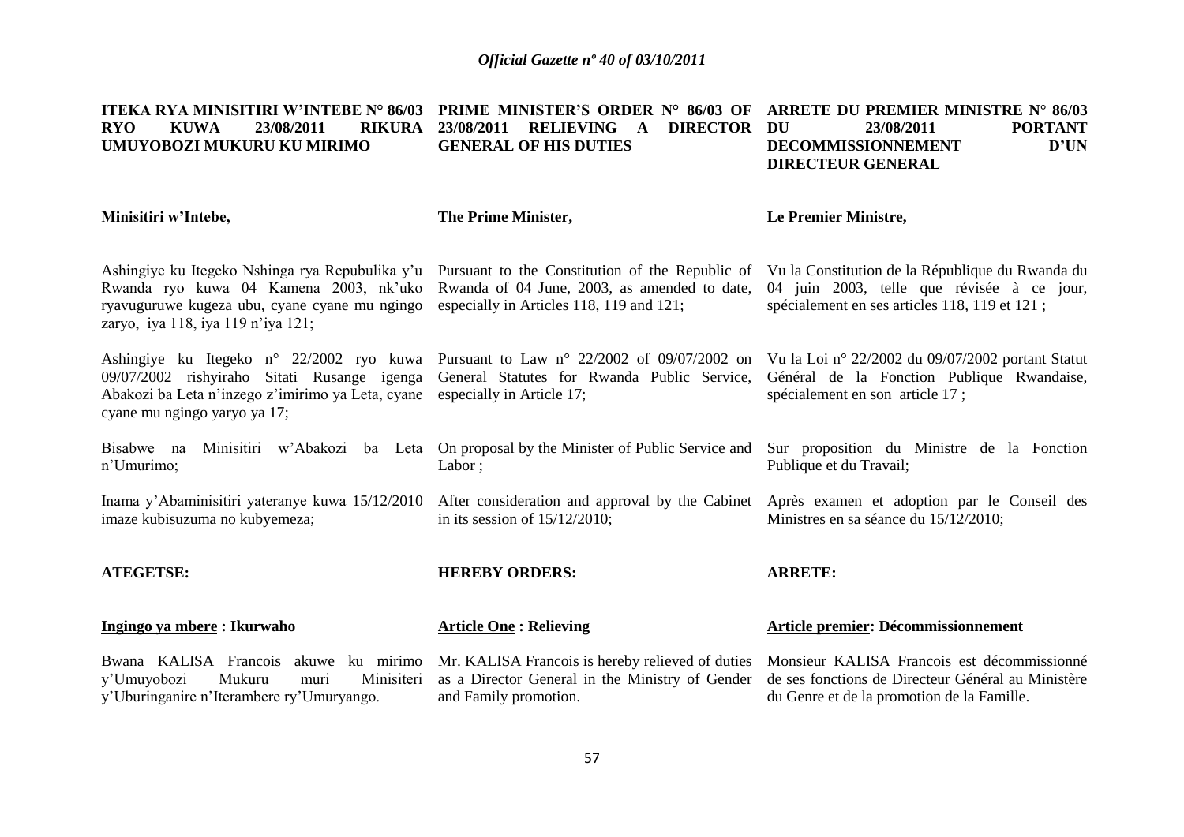**ITEKA RYA MINISITIRI W'INTEBE N° 86/03 RYO KUWA 23/08/2011 RIKURA UMUYOBOZI MUKURU KU MIRIMO**

**Minisitiri w'Intebe,**

Ashingiye ku Itegeko Nshinga rya Repubulika y'u Rwanda ryo kuwa 04 Kamena 2003, nk'uko ryavuguruwe kugeza ubu, cyane cyane mu ngingo zaryo, iya 118, iya 119 n'iya 121;

Ashingiye ku Itegeko n° 22/2002 ryo kuwa 09/07/2002 rishyiraho Sitati Rusange igenga Abakozi ba Leta n'inzego z'imirimo ya Leta, cyane cyane mu ngingo yaryo ya 17;

Bisabwe na Minisitiri w'Abakozi ba Leta n'Umurimo;

Inama y'Abaminisitiri yateranye kuwa 15/12/2010 imaze kubisuzuma no kubyemeza;

**ATEGETSE:**

**Ingingo ya mbere : Ikurwaho**

Bwana KALISA Francois akuwe ku mirimo y'Umuyobozi Mukuru muri Minisiteri y'Uburinganire n'Iterambere ry'Umuryango.

**PRIME MINISTER'S ORDER N° 86/03 OF 23/08/2011 RELIEVING A DIRECTOR GENERAL OF HIS DUTIES**

**The Prime Minister,**

Pursuant to the Constitution of the Republic of Rwanda of 04 June, 2003, as amended to date, especially in Articles 118, 119 and 121;

Pursuant to Law n° 22/2002 of 09/07/2002 on General Statutes for Rwanda Public Service, especially in Article 17;

On proposal by the Minister of Public Service and Labor ;

After consideration and approval by the Cabinet in its session of 15/12/2010;

**HEREBY ORDERS:**

**Article One : Relieving**

Mr. KALISA Francois is hereby relieved of duties as a Director General in the Ministry of Gender and Family promotion.

**ARRETE DU PREMIER MINISTRE N° 86/03 DU 23/08/2011 PORTANT DECOMMISSIONNEMENT D'UN DIRECTEUR GENERAL**

**Le Premier Ministre,**

Vu la Constitution de la République du Rwanda du 04 juin 2003, telle que révisée à ce jour, spécialement en ses articles 118, 119 et 121 ;

Vu la Loi n° 22/2002 du 09/07/2002 portant Statut Général de la Fonction Publique Rwandaise, spécialement en son article 17 ;

Sur proposition du Ministre de la Fonction Publique et du Travail;

Après examen et adoption par le Conseil des Ministres en sa séance du 15/12/2010;

**ARRETE:**

**Article premier: Décommissionnement**

Monsieur KALISA Francois est décommissionné de ses fonctions de Directeur Général au Ministère du Genre et de la promotion de la Famille.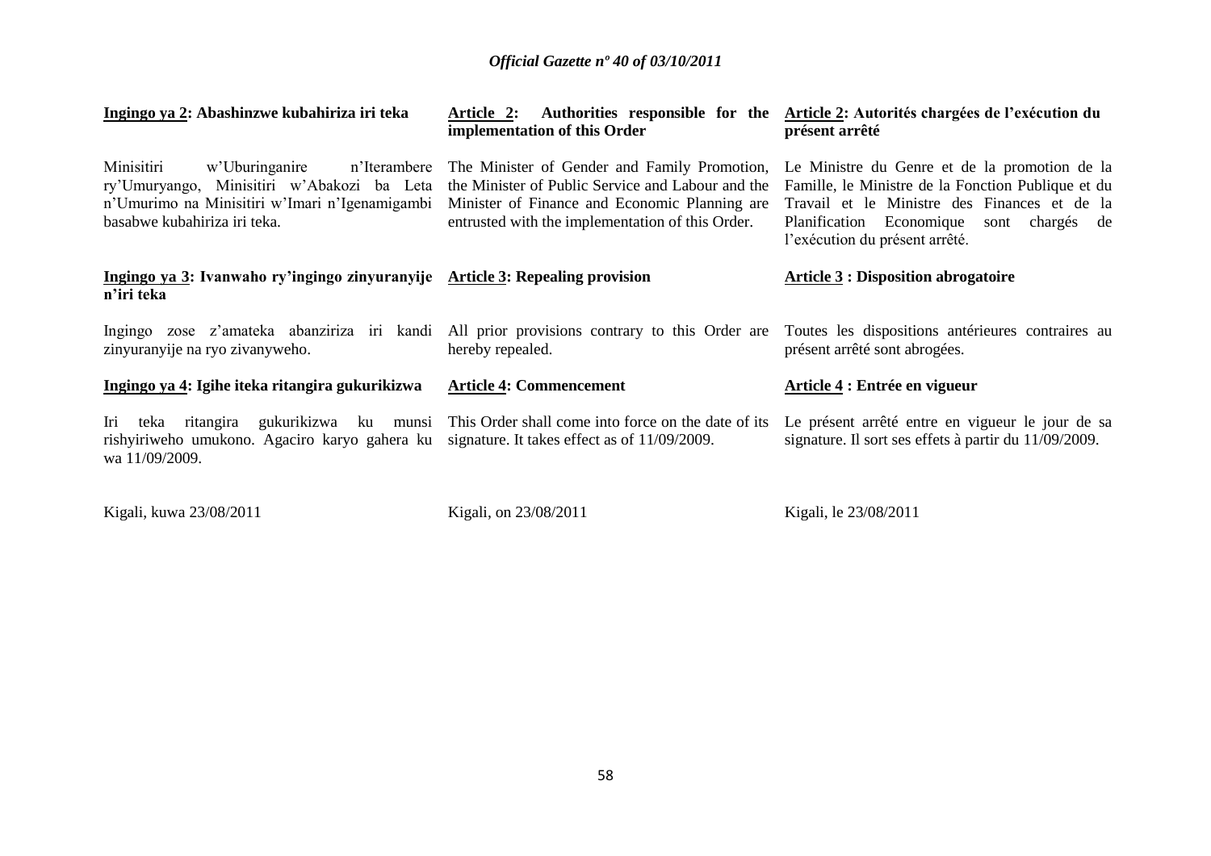**Ingingo ya 2: Abashinzwe kubahiriza iri teka**

Minisitiri w'Uburinganire n'Iterambere ry'Umuryango, Minisitiri w'Abakozi ba Leta n'Umurimo na Minisitiri w'Imari n'Igenamigambi basabwe kubahiriza iri teka.

**Ingingo ya 3: Ivanwaho ry'ingingo zinyuranyije n'iri teka**

Ingingo zose z'amateka abanziriza iri kandi zinyuranyije na ryo zivanyweho.

**Ingingo ya 4: Igihe iteka ritangira gukurikizwa**

Iri teka ritangira gukurikizwa ku munsi rishyiriweho umukono. Agaciro karyo gahera ku wa 11/09/2009.

Kigali, kuwa 23/08/2011

**Article 2: Authorities responsible for the implementation of this Order**

The Minister of Gender and Family Promotion, the Minister of Public Service and Labour and the Minister of Finance and Economic Planning are entrusted with the implementation of this Order.

**Article 3: Repealing provision**

All prior provisions contrary to this Order are hereby repealed.

**Article 4: Commencement**

This Order shall come into force on the date of its signature. It takes effect as of 11/09/2009.

Kigali, on 23/08/2011

**Article 2: Autorités chargées de l'exécution du présent arrêté**

Le Ministre du Genre et de la promotion de la Famille, le Ministre de la Fonction Publique et du Travail et le Ministre des Finances et de la Planification Economique sont chargés de l'exécution du présent arrêté.

**Article 3 : Disposition abrogatoire**

Toutes les dispositions antérieures contraires au présent arrêté sont abrogées.

**Article 4 : Entrée en vigueur**

Le présent arrêté entre en vigueur le jour de sa signature. Il sort ses effets à partir du 11/09/2009.

Kigali, le 23/08/2011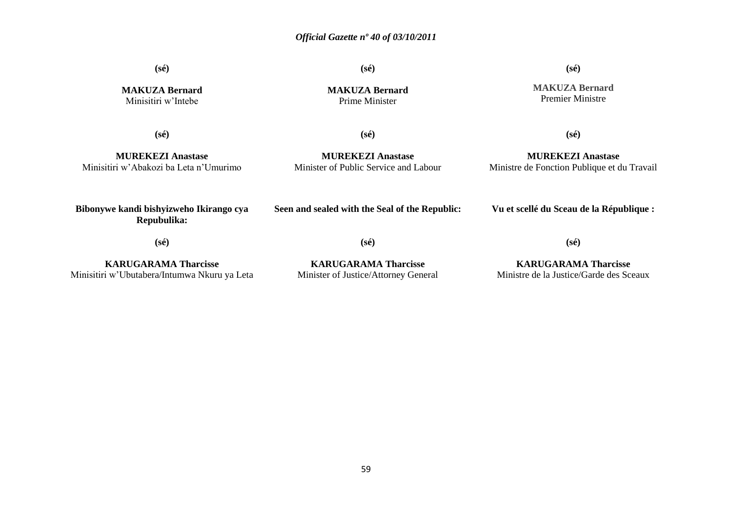**(sé)**

**MAKUZA Bernard**
Minisitiri w'Intebe

**(sé)**

**MUREKEZI Anastase**
Minisitiri w'Abakozi ba Leta n'Umurimo

**Bibonywe kandi bishyizweho Ikirango cya Repubulika:**

**(sé)**

**KARUGARAMA Tharcisse**
Minisitiri w'Ubutabera/Intumwa Nkuru ya Leta

**(sé)**

**MAKUZA Bernard**
Prime Minister

**(sé)**

**MUREKEZI Anastase**
Minister of Public Service and Labour

**Seen and sealed with the Seal of the Republic:**

**(sé)**

**KARUGARAMA Tharcisse**
Minister of Justice/Attorney General

**(sé)**

**MAKUZA Bernard**
Premier Ministre

**(sé)**

**MUREKEZI Anastase**
Ministre de Fonction Publique et du Travail

**Vu et scellé du Sceau de la République :**

**(sé)**

**KARUGARAMA Tharcisse**
Ministre de la Justice/Garde des Sceaux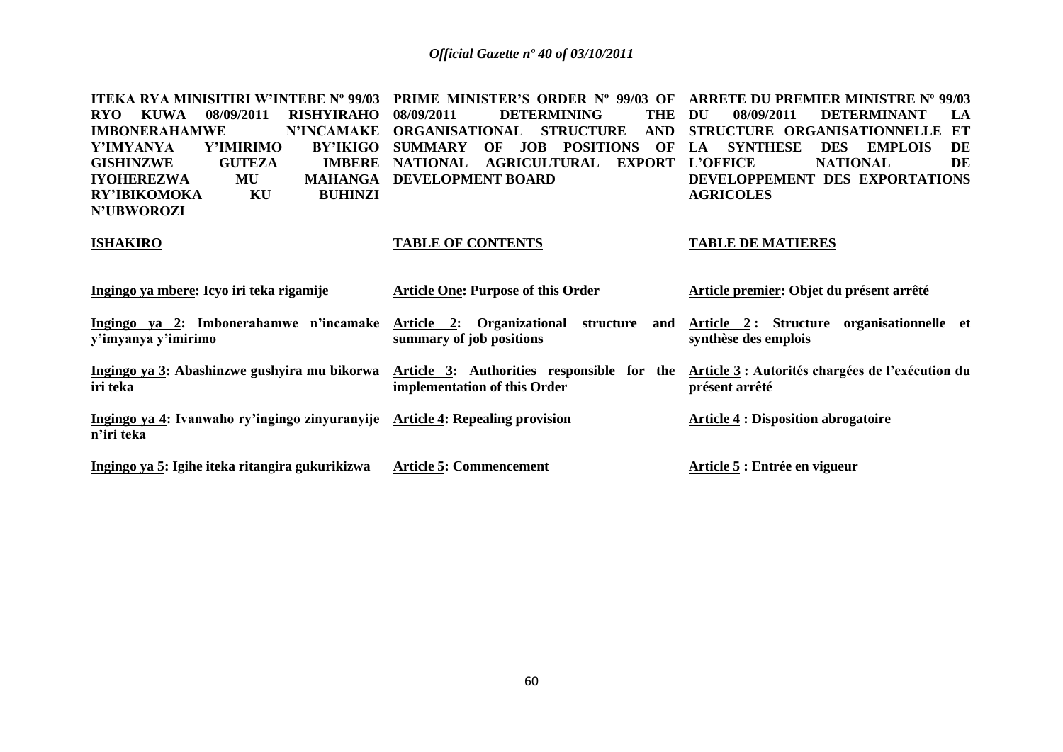**ITEKA RYA MINISITIRI W'INTEBE Nº 99/03 RYO KUWA 08/09/2011 RISHYIRAHO IMBONERAHAMWE N'INCAMAKE Y'IMYANYA Y'IMIRIMO BY'IKIGO GISHINZWE GUTEZA IMBERE IYOHEREZWA MU MAHANGA RY'IBIKOMOKA KU BUHINZI N'UBWOROZI**

**ISHAKIRO**

**Ingingo ya mbere: Icyo iri teka rigamije**

**Ingingo ya 2: Imbonerahamwe n'incamake y'imyanya y'imirimo**

**Ingingo ya 3: Abashinzwe gushyira mu bikorwa iri teka**

**Ingingo ya 4: Ivanwaho ry'ingingo zinyuranyije n'iri teka**

**Ingingo ya 5: Igihe iteka ritangira gukurikizwa**

**PRIME MINISTER'S ORDER Nº 99/03 OF 08/09/2011 DETERMINING THE ORGANISATIONAL STRUCTURE AND SUMMARY OF JOB POSITIONS OF NATIONAL AGRICULTURAL EXPORT DEVELOPMENT BOARD**

**TABLE OF CONTENTS**

**Article One: Purpose of this Order**

**Article 2: Organizational structure and summary of job positions**

**Article 3: Authorities responsible for the implementation of this Order**

**Article 4: Repealing provision**

**Article 5: Commencement**

**ARRETE DU PREMIER MINISTRE Nº 99/03 DU 08/09/2011 DETERMINANT LA STRUCTURE ORGANISATIONNELLE ET LA SYNTHESE DES EMPLOIS DE L'OFFICE NATIONAL DE DEVELOPPEMENT DES EXPORTATIONS AGRICOLES**

**TABLE DE MATIERES**

**Article premier: Objet du présent arrêté**

**Article 2 : Structure organisationnelle et synthèse des emplois**

**Article 3 : Autorités chargées de l'exécution du présent arrêté**

**Article 4 : Disposition abrogatoire**

**Article 5 : Entrée en vigueur**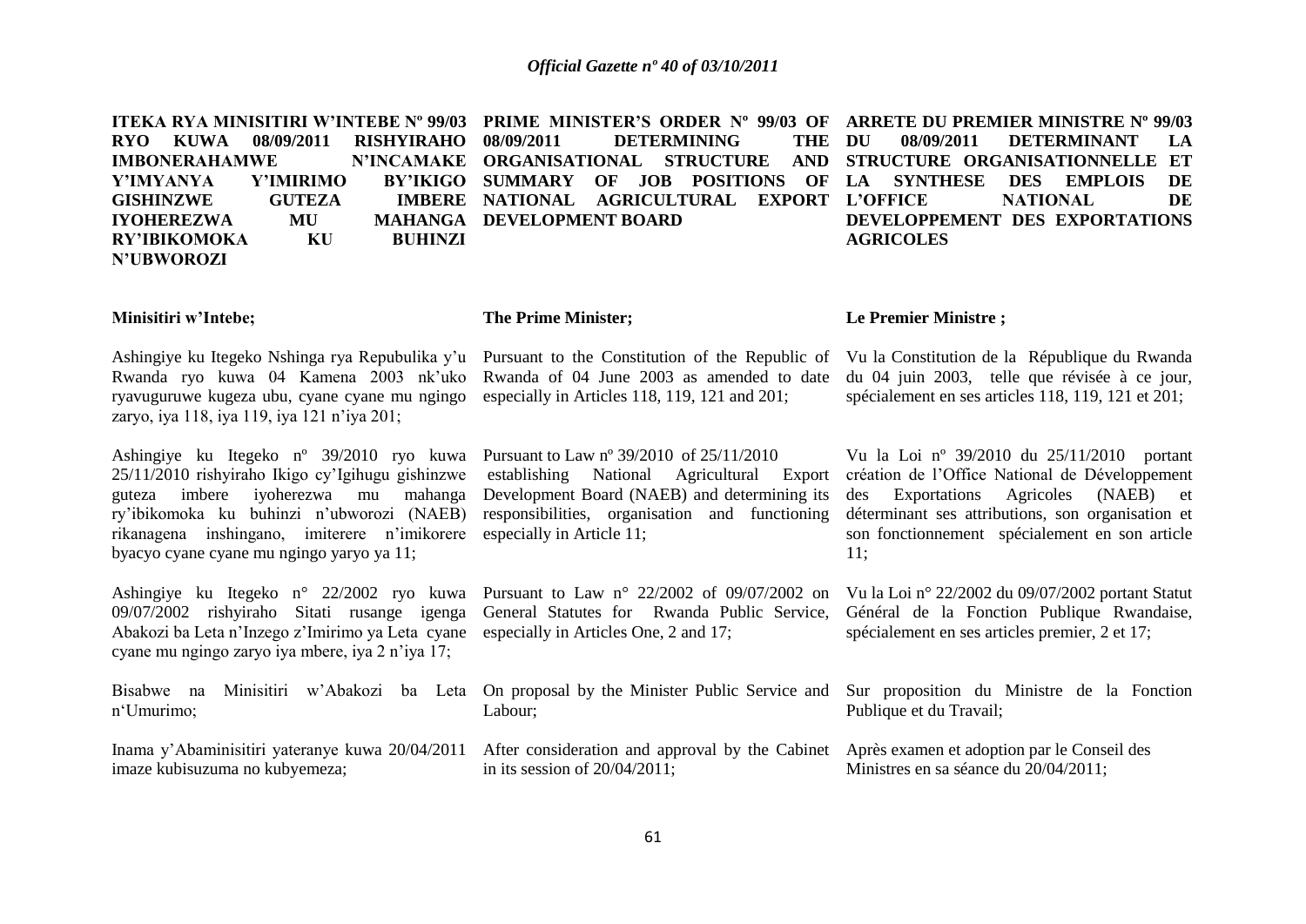**ITEKA RYA MINISITIRI W'INTEBE Nº 99/03 RYO KUWA 08/09/2011 RISHYIRAHO IMBONERAHAMWE N'INCAMAKE Y'IMYANYA Y'IMIRIMO BY'IKIGO GISHINZWE GUTEZA IMBERE IYOHEREZWA MU MAHANGA RY'IBIKOMOKA KU BUHINZI N'UBWOROZI**

**Minisitiri w'Intebe;**

Ashingiye ku Itegeko Nshinga rya Repubulika y'u Rwanda ryo kuwa 04 Kamena 2003 nk'uko ryavuguruwe kugeza ubu, cyane cyane mu ngingo zaryo, iya 118, iya 119, iya 121 n'iya 201;

Ashingiye ku Itegeko nº 39/2010 ryo kuwa 25/11/2010 rishyiraho Ikigo cy'Igihugu gishinzwe guteza imbere iyoherezwa mu mahanga ry'ibikomoka ku buhinzi n'ubworozi (NAEB) rikanagena inshingano, imiterere n'imikorere byacyo cyane cyane mu ngingo yaryo ya 11;

Ashingiye ku Itegeko n° 22/2002 ryo kuwa 09/07/2002 rishyiraho Sitati rusange igenga Abakozi ba Leta n'Inzego z'Imirimo ya Leta cyane cyane mu ngingo zaryo iya mbere, iya 2 n'iya 17;

Bisabwe na Minisitiri w'Abakozi ba Leta n'Umurimo;

Inama y'Abaminisitiri yateranye kuwa 20/04/2011 imaze kubisuzuma no kubyemeza;

**PRIME MINISTER'S ORDER Nº 99/03 OF 08/09/2011 DETERMINING THE ORGANISATIONAL STRUCTURE AND SUMMARY OF JOB POSITIONS OF NATIONAL AGRICULTURAL EXPORT DEVELOPMENT BOARD**

**The Prime Minister;**

Pursuant to the Constitution of the Republic of Rwanda of 04 June 2003 as amended to date especially in Articles 118, 119, 121 and 201;

Pursuant to Law nº 39/2010 of 25/11/2010 establishing National Agricultural Export Development Board (NAEB) and determining its responsibilities, organisation and functioning especially in Article 11;

Pursuant to Law n° 22/2002 of 09/07/2002 on General Statutes for Rwanda Public Service, especially in Articles One, 2 and 17;

On proposal by the Minister Public Service and Labour;

After consideration and approval by the Cabinet in its session of 20/04/2011;

**ARRETE DU PREMIER MINISTRE Nº 99/03 DU 08/09/2011 DETERMINANT LA STRUCTURE ORGANISATIONNELLE ET LA SYNTHESE DES EMPLOIS DE L'OFFICE NATIONAL DE DEVELOPPEMENT DES EXPORTATIONS AGRICOLES**

**Le Premier Ministre ;**

Vu la Constitution de la République du Rwanda du 04 juin 2003, telle que révisée à ce jour, spécialement en ses articles 118, 119, 121 et 201;

Vu la Loi nº 39/2010 du 25/11/2010 portant création de l'Office National de Développement des Exportations Agricoles (NAEB) et déterminant ses attributions, son organisation et son fonctionnement spécialement en son article 11;

Vu la Loi n° 22/2002 du 09/07/2002 portant Statut Général de la Fonction Publique Rwandaise, spécialement en ses articles premier, 2 et 17;

Sur proposition du Ministre de la Fonction Publique et du Travail;

Après examen et adoption par le Conseil des Ministres en sa séance du 20/04/2011;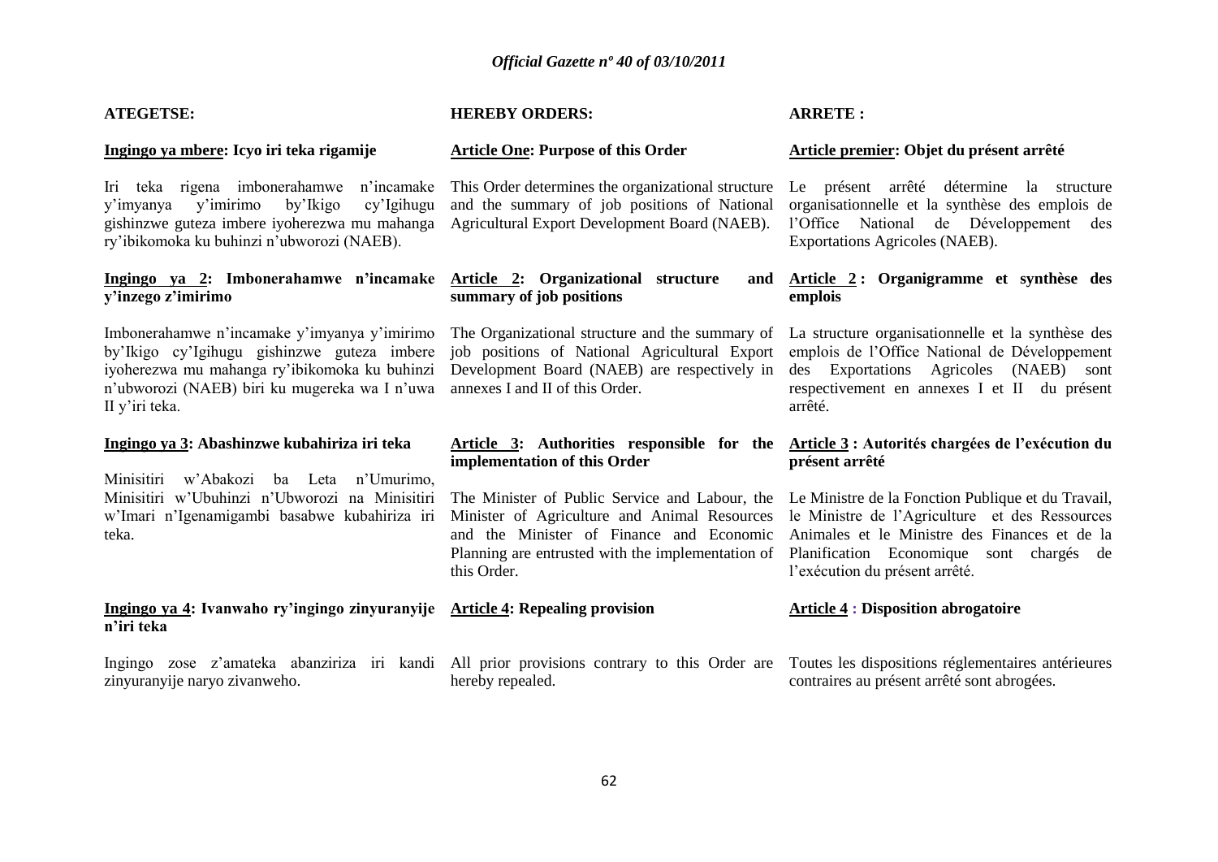**ATEGETSE:**

**Ingingo ya mbere: Icyo iri teka rigamije**

Iri teka rigena imbonerahamwe n'incamake y'imyanya y'imirimo by'Ikigo cy'Igihugu gishinzwe guteza imbere iyoherezwa mu mahanga ry'ibikomoka ku buhinzi n'ubworozi (NAEB).

**Ingingo ya 2: Imbonerahamwe n'incamake y'inzego z'imirimo**

Imbonerahamwe n'incamake y'imyanya y'imirimo by'Ikigo cy'Igihugu gishinzwe guteza imbere iyoherezwa mu mahanga ry'ibikomoka ku buhinzi n'ubworozi (NAEB) biri ku mugereka wa I n'uwa II y'iri teka.

**Ingingo ya 3: Abashinzwe kubahiriza iri teka**

Minisitiri w'Abakozi ba Leta n'Umurimo, Minisitiri w'Ubuhinzi n'Ubworozi na Minisitiri w'Imari n'Igenamigambi basabwe kubahiriza iri teka.

**Ingingo ya 4: Ivanwaho ry'ingingo zinyuranyije n'iri teka**

Ingingo zose z'amateka abanziriza iri kandi zinyuranyije naryo zivanweho.

**HEREBY ORDERS:**

**Article One: Purpose of this Order**

This Order determines the organizational structure and the summary of job positions of National Agricultural Export Development Board (NAEB).

**Article 2: Organizational structure and summary of job positions**

The Organizational structure and the summary of job positions of National Agricultural Export Development Board (NAEB) are respectively in annexes I and II of this Order.

**Article 3: Authorities responsible for the implementation of this Order**

The Minister of Public Service and Labour, the Minister of Agriculture and Animal Resources and the Minister of Finance and Economic Planning are entrusted with the implementation of this Order.

**Article 4: Repealing provision**

All prior provisions contrary to this Order are hereby repealed.

**ARRETE :**

**Article premier: Objet du présent arrêté**

Le présent arrêté détermine la structure organisationnelle et la synthèse des emplois de l'Office National de Développement des Exportations Agricoles (NAEB).

**Article 2 : Organigramme et synthèse des emplois**

La structure organisationnelle et la synthèse des emplois de l'Office National de Développement des Exportations Agricoles (NAEB) sont respectivement en annexes I et II du présent arrêté.

**Article 3 : Autorités chargées de l'exécution du présent arrêté**

Le Ministre de la Fonction Publique et du Travail, le Ministre de l'Agriculture et des Ressources Animales et le Ministre des Finances et de la Planification Economique sont chargés de l'exécution du présent arrêté.

**Article 4 : Disposition abrogatoire**

Toutes les dispositions réglementaires antérieures contraires au présent arrêté sont abrogées.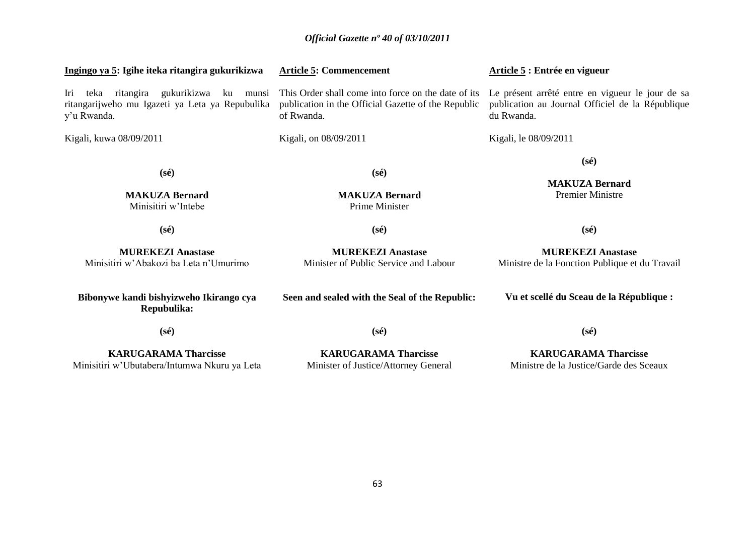**Ingingo ya 5: Igihe iteka ritangira gukurikizwa**

Iri teka ritangira gukurikizwa ku munsi ritangarijweho mu Igazeti ya Leta ya Repubulika y'u Rwanda.

Kigali, kuwa 08/09/2011

**(sé)**

**MAKUZA Bernard**
Minisitiri w'Intebe

**(sé)**

**MUREKEZI Anastase**
Minisitiri w'Abakozi ba Leta n'Umurimo

**Bibonywe kandi bishyizweho Ikirango cya Repubulika:**

**(sé)**

**KARUGARAMA Tharcisse**
Minisitiri w'Ubutabera/Intumwa Nkuru ya Leta

**Article 5: Commencement**

This Order shall come into force on the date of its publication in the Official Gazette of the Republic of Rwanda.

Kigali, on 08/09/2011

**(sé)**

**MAKUZA Bernard**
Prime Minister

**(sé)**

**MUREKEZI Anastase**
Minister of Public Service and Labour

**Seen and sealed with the Seal of the Republic:**

**(sé)**

**KARUGARAMA Tharcisse**
Minister of Justice/Attorney General

**Article 5 : Entrée en vigueur**

Le présent arrêté entre en vigueur le jour de sa publication au Journal Officiel de la République du Rwanda.

Kigali, le 08/09/2011

**(sé)**

**MAKUZA Bernard**
Premier Ministre

**(sé)**

**MUREKEZI Anastase**
Ministre de la Fonction Publique et du Travail

**Vu et scellé du Sceau de la République :**

**(sé)**

**KARUGARAMA Tharcisse**
Ministre de la Justice/Garde des Sceaux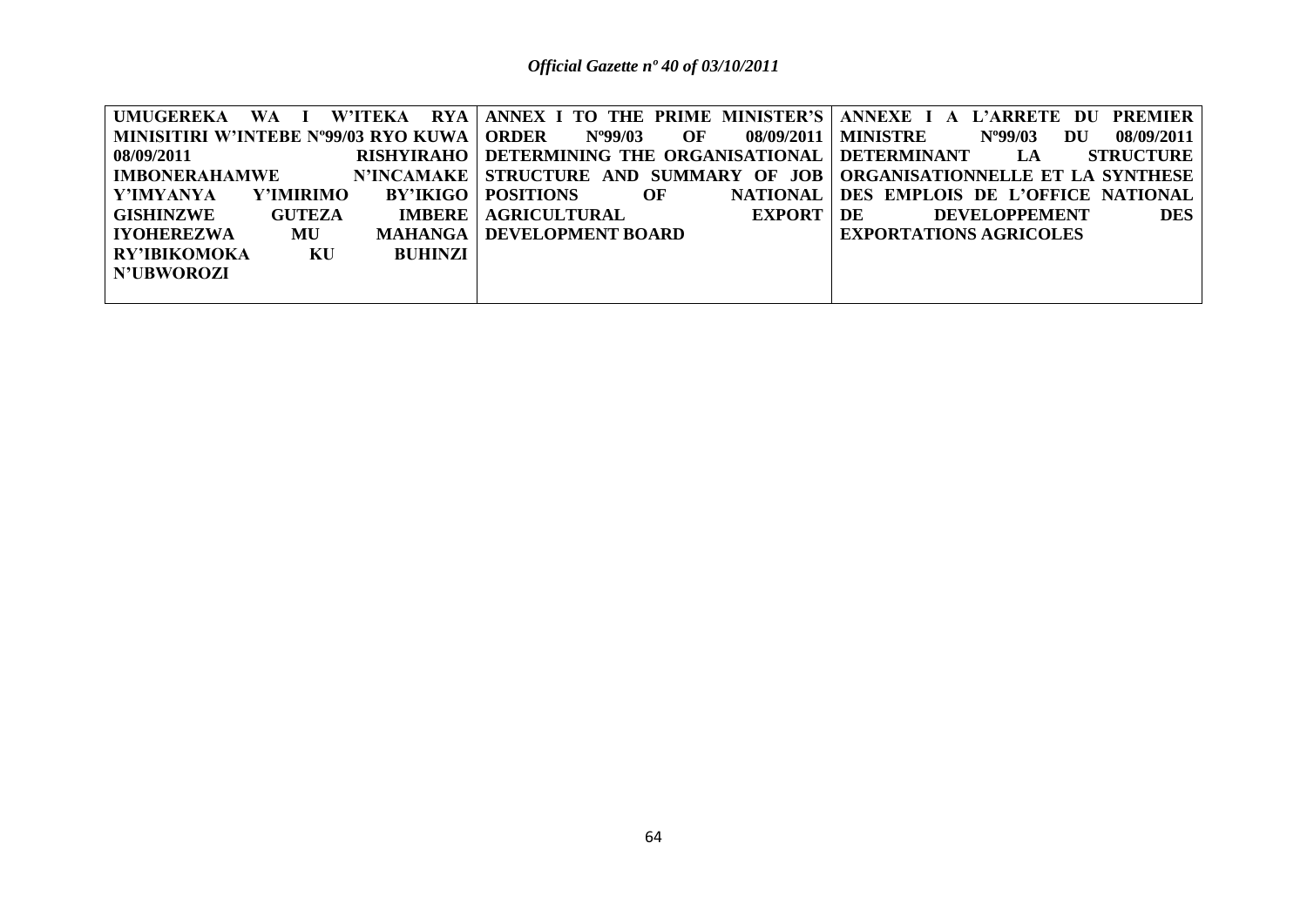| UMUGEREKA WA I W'ITEKA RYA MINISITIRI W'INTEBE Nº99/03 RYO KUWA 08/09/2011 RISHYIRAHO IMBONERAHAMWE N'INCAMAKE Y'IMYANYA Y'IMIRIMO BY'IKIGO GISHINZWE GUTEZA IMBERE IYOHEREZWA MU MAHANGA RY'IBIKOMOKA KU BUHINZI N'UBWOROZI | ANNEX I TO THE PRIME MINISTER'S ORDER Nº99/03 OF 08/09/2011 DETERMINING THE ORGANISATIONAL STRUCTURE AND SUMMARY OF JOB POSITIONS OF NATIONAL AGRICULTURAL EXPORT DEVELOPMENT BOARD | ANNEXE I A L'ARRETE DU PREMIER MINISTRE Nº99/03 DU 08/09/2011 DETERMINANT LA STRUCTURE ORGANISATIONNELLE ET LA SYNTHESE DES EMPLOIS DE L'OFFICE NATIONAL DE DEVELOPPEMENT DES EXPORTATIONS AGRICOLES |
|---|---|---|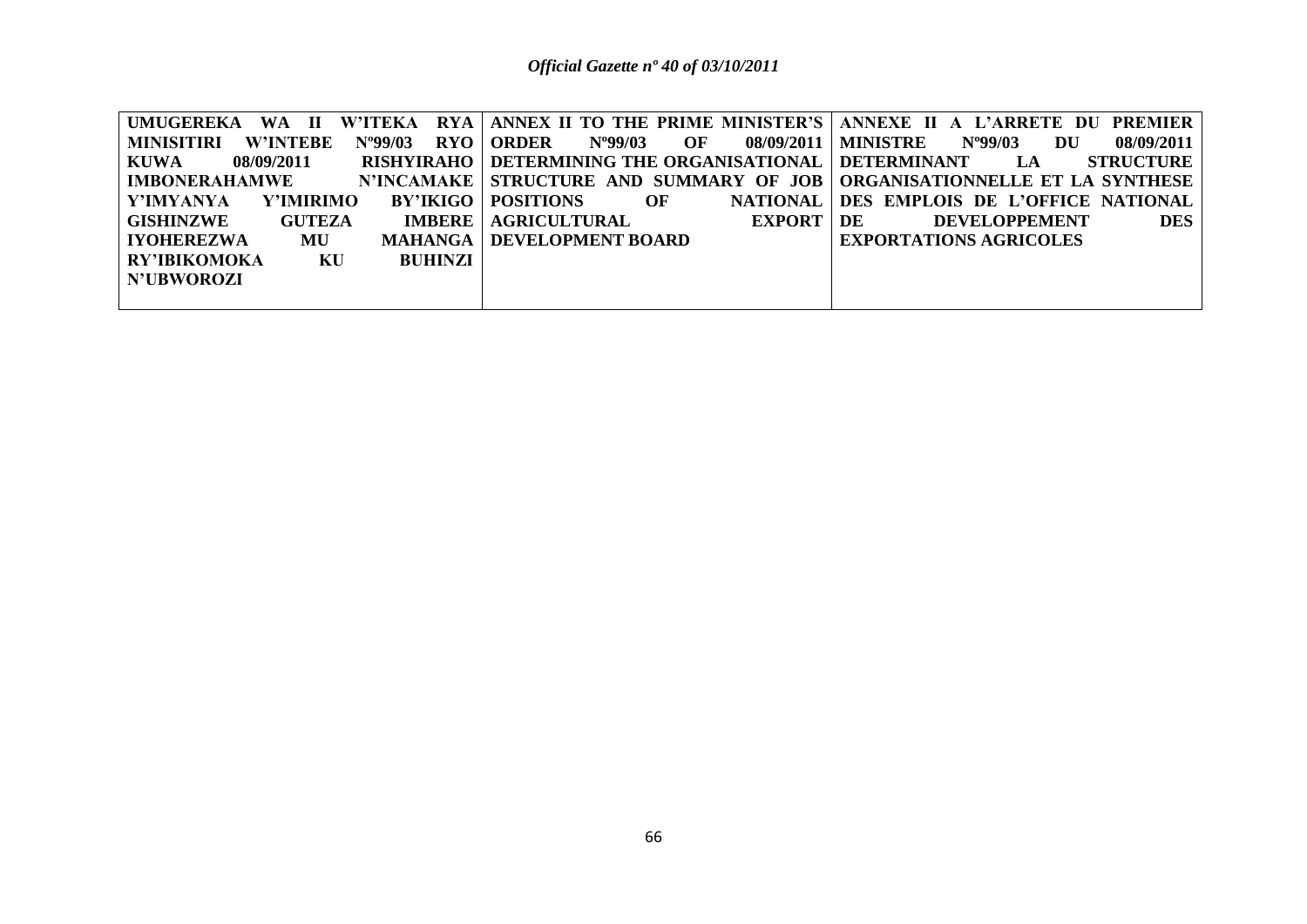| **UMUGEREKA WA II W'ITEKA RYA MINISITIRI W'INTEBE Nº99/03 RYO KUWA 08/09/2011 RISHYIRAHO IMBONERAHAMWE N'INCAMAKE Y'IMYANYA Y'IMIRIMO BY'IKIGO GISHINZWE GUTEZA IMBERE IYOHEREZWA MU MAHANGA RY'IBIKOMOKA KU BUHINZI N'UBWOROZI** | **ANNEX II TO THE PRIME MINISTER'S ORDER Nº99/03 OF 08/09/2011 DETERMINING THE ORGANISATIONAL STRUCTURE AND SUMMARY OF JOB POSITIONS OF NATIONAL AGRICULTURAL EXPORT DEVELOPMENT BOARD** | **ANNEXE II A L'ARRETE DU PREMIER MINISTRE Nº99/03 DU 08/09/2011 DETERMINANT LA STRUCTURE ORGANISATIONNELLE ET LA SYNTHESE DES EMPLOIS DE L'OFFICE NATIONAL DE DEVELOPPEMENT DES EXPORTATIONS AGRICOLES** |
|---|---|---|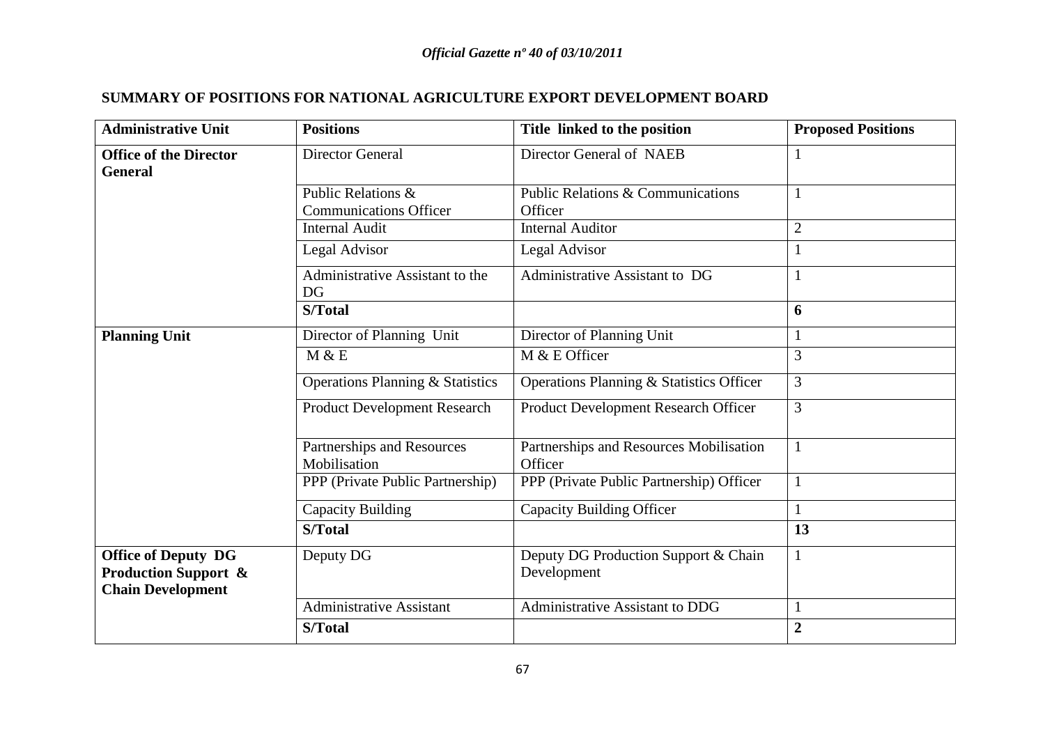## SUMMARY OF POSITIONS FOR NATIONAL AGRICULTURE EXPORT DEVELOPMENT BOARD

| Administrative Unit | Positions | Title linked to the position | Proposed Positions |
|---|---|---|---|
| **Office of the Director General** | Director General | Director General of NAEB | 1 |
| | Public Relations & Communications Officer | Public Relations & Communications Officer | 1 |
| | Internal Audit | Internal Auditor | 2 |
| | Legal Advisor | Legal Advisor | 1 |
| | Administrative Assistant to the DG | Administrative Assistant to DG | 1 |
| | **S/Total** | | **6** |
| **Planning Unit** | Director of Planning Unit | Director of Planning Unit | 1 |
| | M & E | M & E Officer | 3 |
| | Operations Planning & Statistics | Operations Planning & Statistics Officer | 3 |
| | Product Development Research | Product Development Research Officer | 3 |
| | Partnerships and Resources Mobilisation | Partnerships and Resources Mobilisation Officer | 1 |
| | PPP (Private Public Partnership) | PPP (Private Public Partnership) Officer | 1 |
| | Capacity Building | Capacity Building Officer | 1 |
| | **S/Total** | | **13** |
| **Office of Deputy DG Production Support & Chain Development** | Deputy DG | Deputy DG Production Support & Chain Development | 1 |
| | Administrative Assistant | Administrative Assistant to DDG | 1 |
| | **S/Total** | | **2** |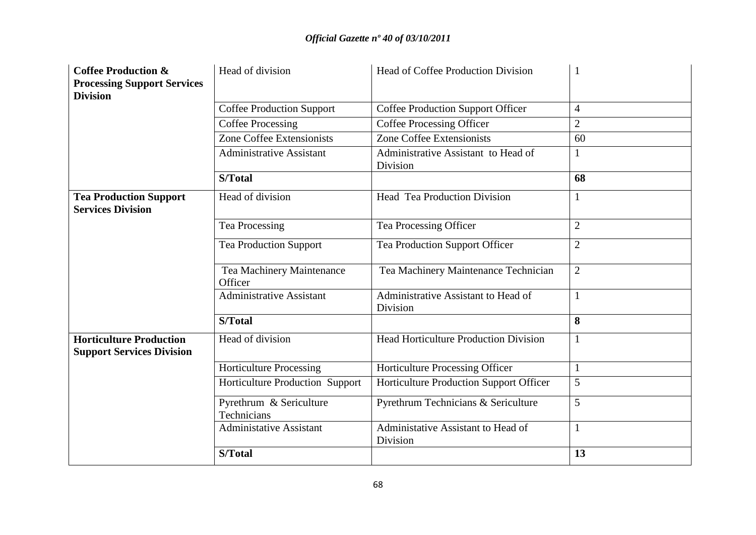| | | | |
|---|---|---|---|
| **Coffee Production & Processing Support Services Division** | Head of division | Head of Coffee Production Division | 1 |
| | Coffee Production Support | Coffee Production Support Officer | 4 |
| | Coffee Processing | Coffee Processing Officer | 2 |
| | Zone Coffee Extensionists | Zone Coffee Extensionists | 60 |
| | Administrative Assistant | Administrative Assistant to Head of Division | 1 |
| | **S/Total** | | **68** |
| **Tea Production Support Services Division** | Head of division | Head Tea Production Division | 1 |
| | Tea Processing | Tea Processing Officer | 2 |
| | Tea Production Support | Tea Production Support Officer | 2 |
| | Tea Machinery Maintenance Officer | Tea Machinery Maintenance Technician | 2 |
| | Administrative Assistant | Administrative Assistant to Head of Division | 1 |
| | **S/Total** | | **8** |
| **Horticulture Production Support Services Division** | Head of division | Head Horticulture Production Division | 1 |
| | Horticulture Processing | Horticulture Processing Officer | 1 |
| | Horticulture Production Support | Horticulture Production Support Officer | 5 |
| | Pyrethrum & Sericulture Technicians | Pyrethrum Technicians & Sericulture | 5 |
| | Administative Assistant | Administative Assistant to Head of Division | 1 |
| | **S/Total** | | **13** |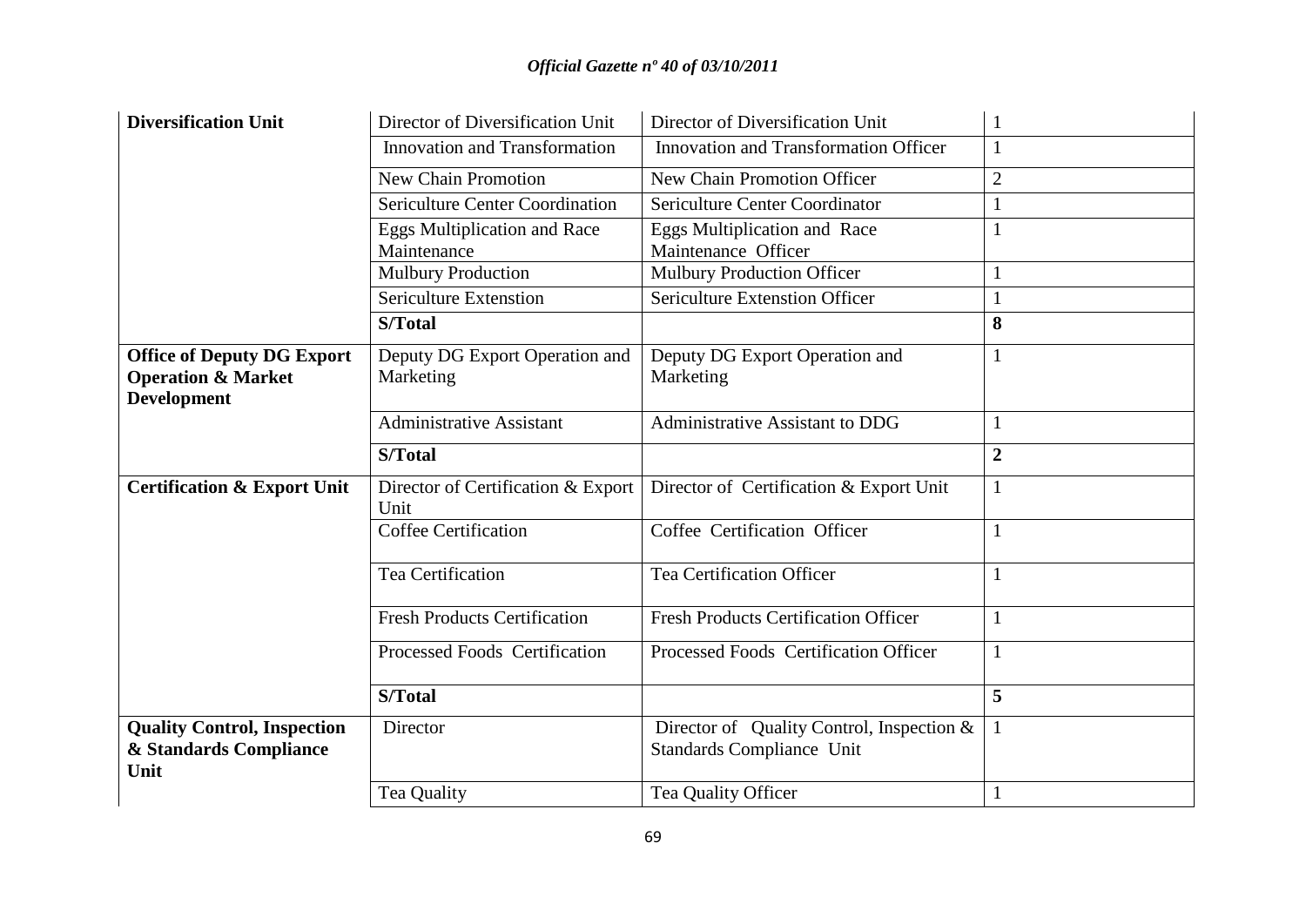| | | | |
|---|---|---|---|
| **Diversification Unit** | Director of Diversification Unit | Director of Diversification Unit | 1 |
| | Innovation and Transformation | Innovation and Transformation Officer | 1 |
| | New Chain Promotion | New Chain Promotion Officer | 2 |
| | Sericulture Center Coordination | Sericulture Center Coordinator | 1 |
| | Eggs Multiplication and Race Maintenance | Eggs Multiplication and Race Maintenance Officer | 1 |
| | Mulbury Production | Mulbury Production Officer | 1 |
| | Sericulture Extenstion | Sericulture Extenstion Officer | 1 |
| | **S/Total** | | **8** |
| **Office of Deputy DG Export Operation & Market Development** | Deputy DG Export Operation and Marketing | Deputy DG Export Operation and Marketing | 1 |
| | Administrative Assistant | Administrative Assistant to DDG | 1 |
| | **S/Total** | | **2** |
| **Certification & Export Unit** | Director of Certification & Export Unit | Director of Certification & Export Unit | 1 |
| | Coffee Certification | Coffee Certification Officer | 1 |
| | Tea Certification | Tea Certification Officer | 1 |
| | Fresh Products Certification | Fresh Products Certification Officer | 1 |
| | Processed Foods Certification | Processed Foods Certification Officer | 1 |
| | **S/Total** | | **5** |
| **Quality Control, Inspection & Standards Compliance Unit** | Director | Director of Quality Control, Inspection & Standards Compliance Unit | 1 |
| | Tea Quality | Tea Quality Officer | 1 |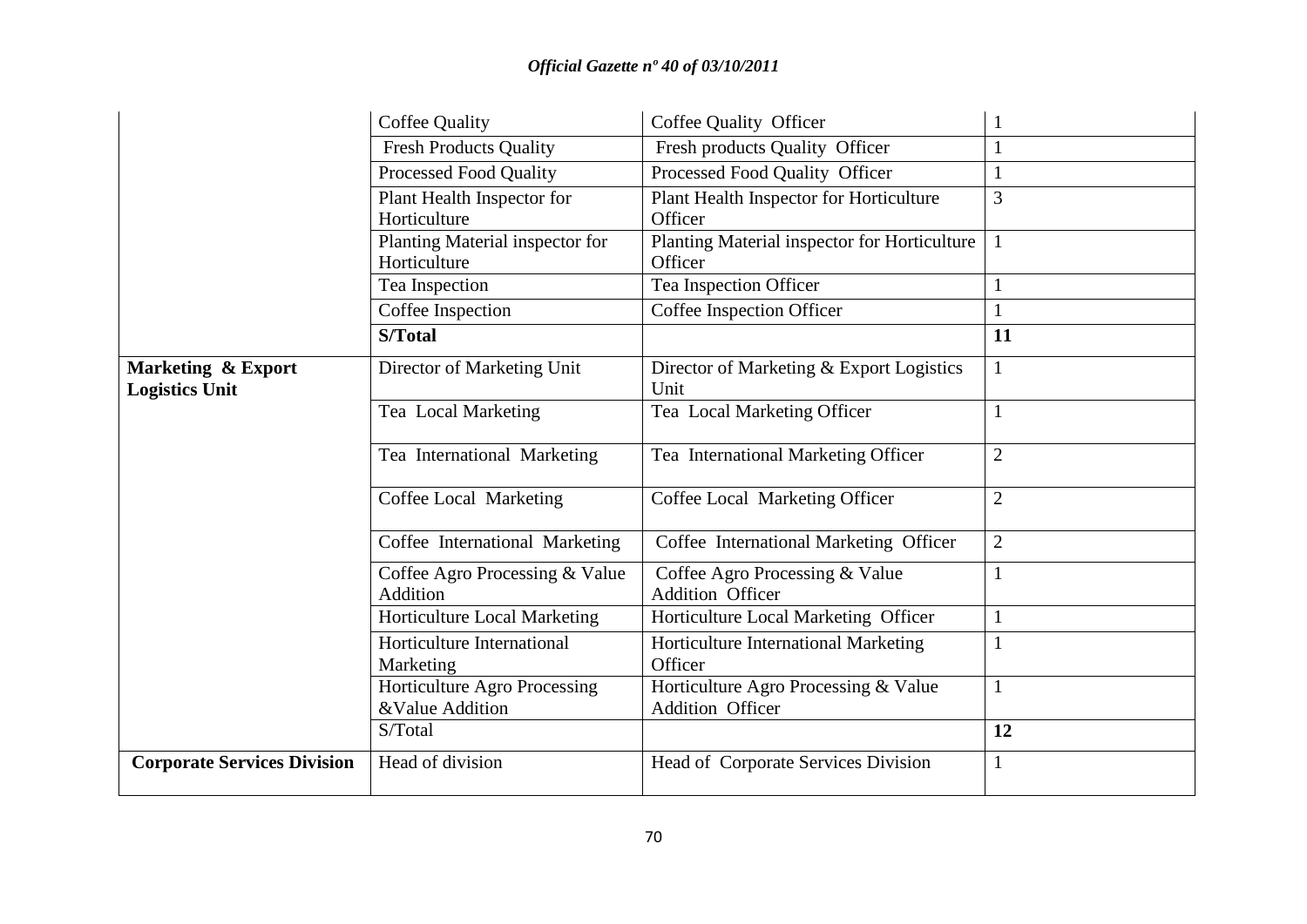| | | | |
|---|---|---|---|
| | Coffee Quality | Coffee Quality Officer | 1 |
| | Fresh Products Quality | Fresh products Quality Officer | 1 |
| | Processed Food Quality | Processed Food Quality Officer | 1 |
| | Plant Health Inspector for Horticulture | Plant Health Inspector for Horticulture Officer | 3 |
| | Planting Material inspector for Horticulture | Planting Material inspector for Horticulture Officer | 1 |
| | Tea Inspection | Tea Inspection Officer | 1 |
| | Coffee Inspection | Coffee Inspection Officer | 1 |
| | **S/Total** | | **11** |
| **Marketing & Export Logistics Unit** | Director of Marketing Unit | Director of Marketing & Export Logistics Unit | 1 |
| | Tea Local Marketing | Tea Local Marketing Officer | 1 |
| | Tea International Marketing | Tea International Marketing Officer | 2 |
| | Coffee Local Marketing | Coffee Local Marketing Officer | 2 |
| | Coffee International Marketing | Coffee International Marketing Officer | 2 |
| | Coffee Agro Processing & Value Addition | Coffee Agro Processing & Value Addition Officer | 1 |
| | Horticulture Local Marketing | Horticulture Local Marketing Officer | 1 |
| | Horticulture International Marketing | Horticulture International Marketing Officer | 1 |
| | Horticulture Agro Processing &Value Addition | Horticulture Agro Processing & Value Addition Officer | 1 |
| | S/Total | | **12** |
| **Corporate Services Division** | Head of division | Head of Corporate Services Division | 1 |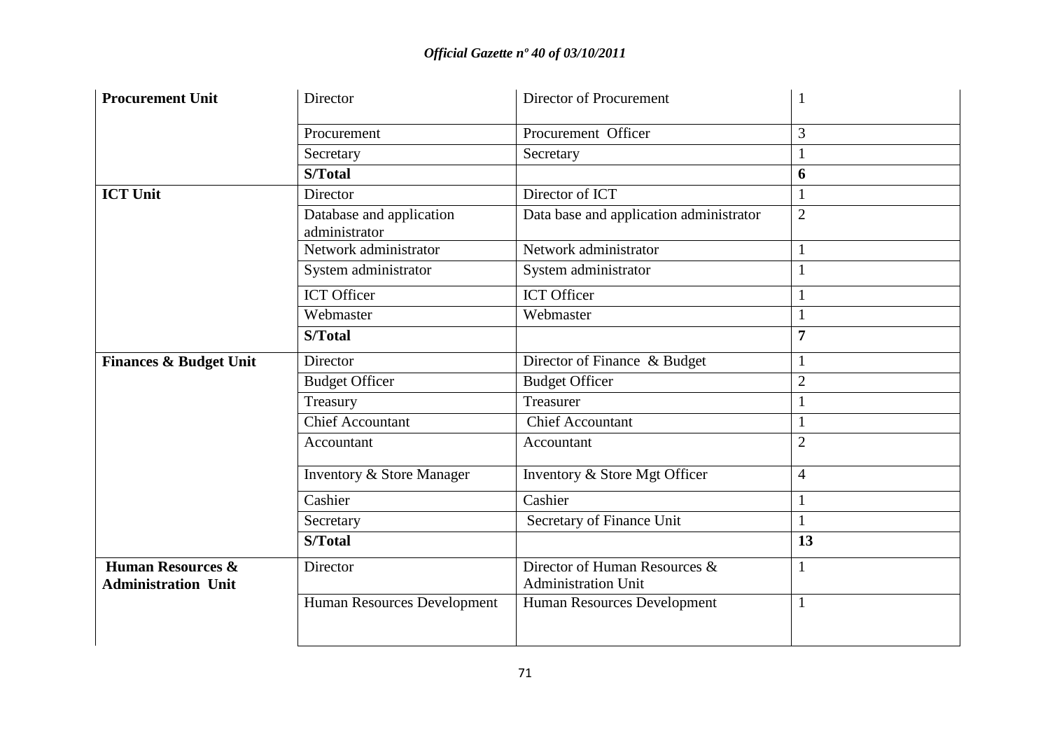| **Procurement Unit** | Director | Director of Procurement | 1 |
|---|---|---|---|
| | Procurement | Procurement Officer | 3 |
| | Secretary | Secretary | 1 |
| | **S/Total** | | **6** |
| **ICT Unit** | Director | Director of ICT | 1 |
| | Database and application administrator | Data base and application administrator | 2 |
| | Network administrator | Network administrator | 1 |
| | System administrator | System administrator | 1 |
| | ICT Officer | ICT Officer | 1 |
| | Webmaster | Webmaster | 1 |
| | **S/Total** | | **7** |
| **Finances & Budget Unit** | Director | Director of Finance & Budget | 1 |
| | Budget Officer | Budget Officer | 2 |
| | Treasury | Treasurer | 1 |
| | Chief Accountant | Chief Accountant | 1 |
| | Accountant | Accountant | 2 |
| | Inventory & Store Manager | Inventory & Store Mgt Officer | 4 |
| | Cashier | Cashier | 1 |
| | Secretary | Secretary of Finance Unit | 1 |
| | **S/Total** | | **13** |
| **Human Resources & Administration Unit** | Director | Director of Human Resources & Administration Unit | 1 |
| | Human Resources Development | Human Resources Development | 1 |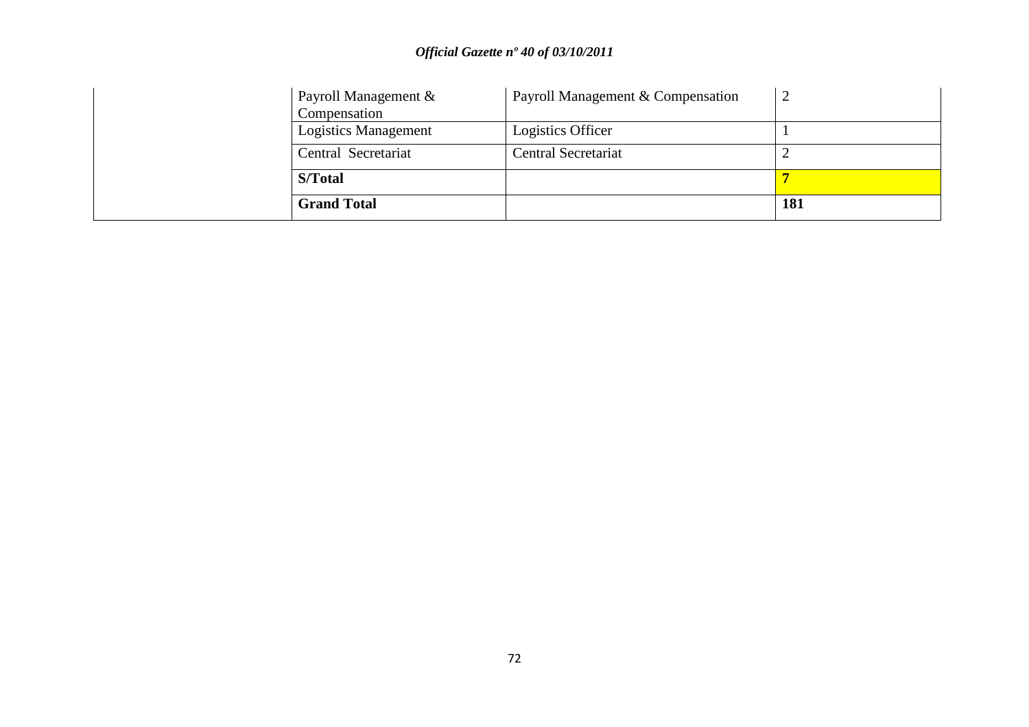| | | | |
|---|---|---|---|
| | Payroll Management & Compensation | Payroll Management & Compensation | 2 |
| | Logistics Management | Logistics Officer | 1 |
| | Central Secretariat | Central Secretariat | 2 |
| | **S/Total** | | **7** |
| | **Grand Total** | | **181** |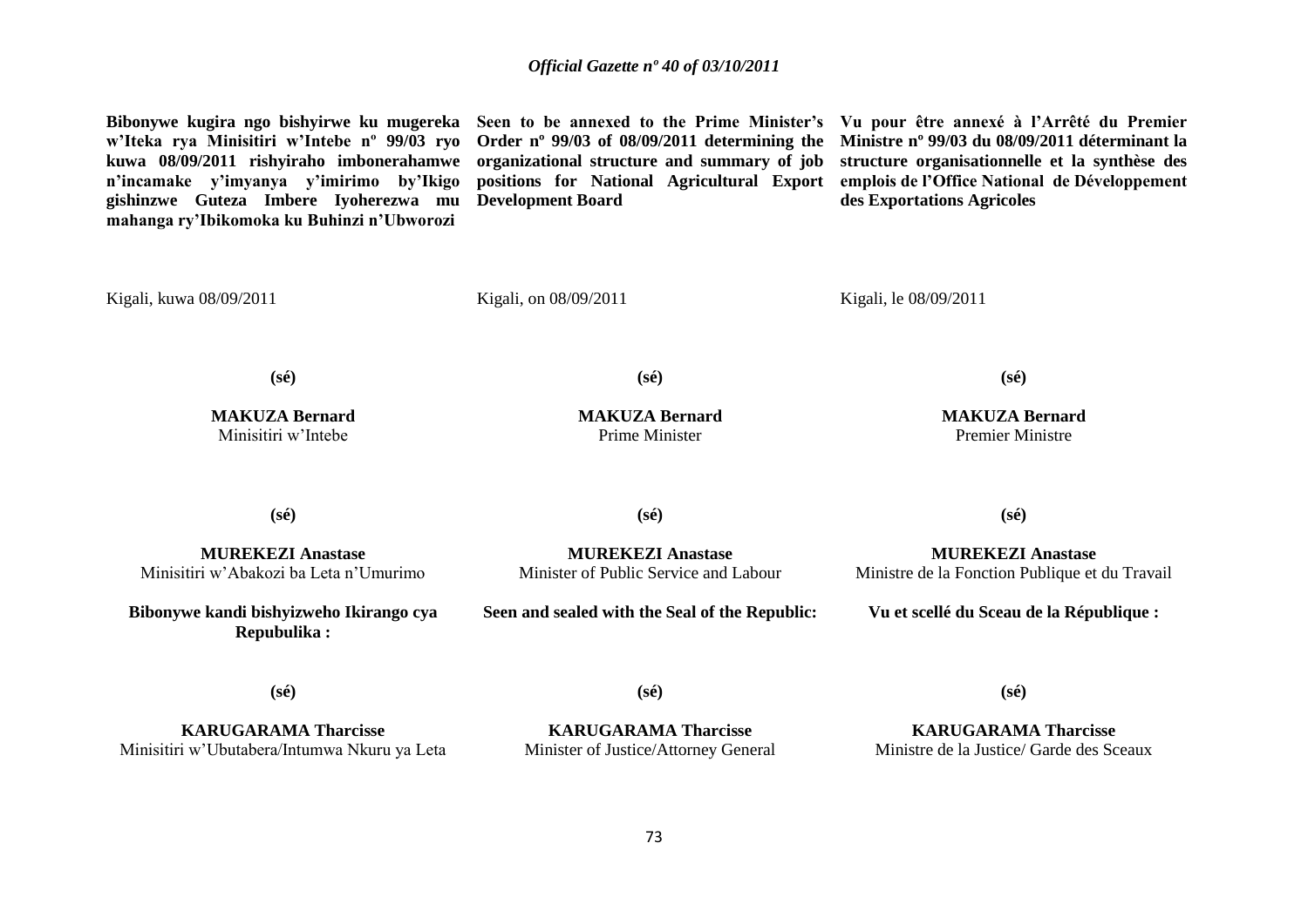**Bibonywe kugira ngo bishyirwe ku mugereka w'Iteka rya Minisitiri w'Intebe nº 99/03 ryo kuwa 08/09/2011 rishyiraho imbonerahamwe n'incamake y'imyanya y'imirimo by'Ikigo gishinzwe Guteza Imbere Iyoherezwa mu mahanga ry'Ibikomoka ku Buhinzi n'Ubworozi**

Kigali, kuwa 08/09/2011

**(sé)**

**MAKUZA Bernard**
Minisitiri w'Intebe

**(sé)**

**MUREKEZI Anastase**
Minisitiri w'Abakozi ba Leta n'Umurimo

**Bibonywe kandi bishyizweho Ikirango cya Repubulika :**

**(sé)**

**KARUGARAMA Tharcisse**
Minisitiri w'Ubutabera/Intumwa Nkuru ya Leta

**Seen to be annexed to the Prime Minister's Order nº 99/03 of 08/09/2011 determining the organizational structure and summary of job positions for National Agricultural Export Development Board**

Kigali, on 08/09/2011

**(sé)**

**MAKUZA Bernard**
Prime Minister

**(sé)**

**MUREKEZI Anastase**
Minister of Public Service and Labour

**Seen and sealed with the Seal of the Republic:**

**(sé)**

**KARUGARAMA Tharcisse**
Minister of Justice/Attorney General

**Vu pour être annexé à l'Arrêté du Premier Ministre nº 99/03 du 08/09/2011 déterminant la structure organisationnelle et la synthèse des emplois de l'Office National de Développement des Exportations Agricoles**

Kigali, le 08/09/2011

**(sé)**

**MAKUZA Bernard**
Premier Ministre

**(sé)**

**MUREKEZI Anastase**
Ministre de la Fonction Publique et du Travail

**Vu et scellé du Sceau de la République :**

**(sé)**

**KARUGARAMA Tharcisse**
Ministre de la Justice/ Garde des Sceaux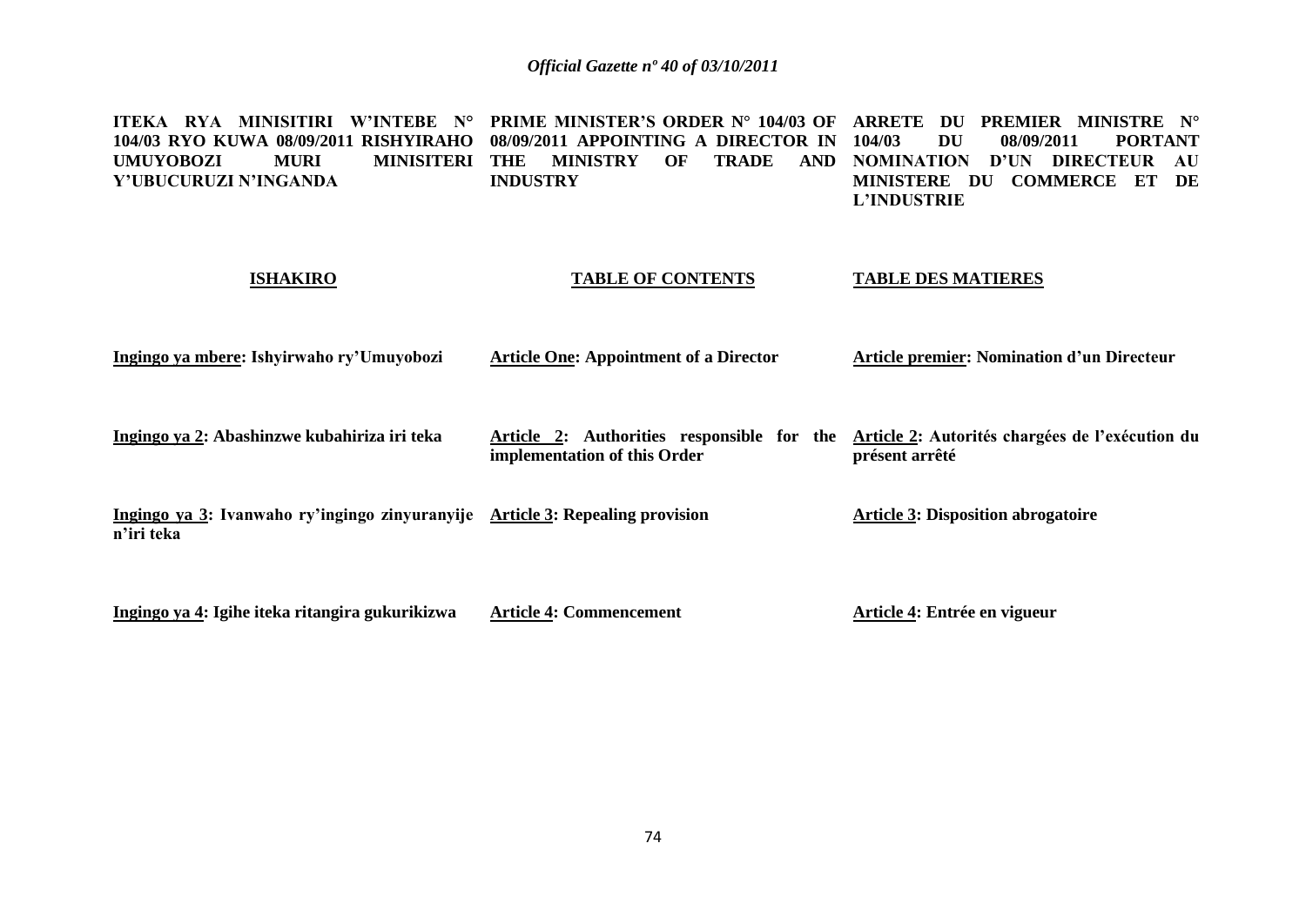**ITEKA RYA MINISITIRI W'INTEBE N° 104/03 RYO KUWA 08/09/2011 RISHYIRAHO UMUYOBOZI MURI MINISITERI Y'UBUCURUZI N'INGANDA**

**PRIME MINISTER'S ORDER N° 104/03 OF 08/09/2011 APPOINTING A DIRECTOR IN THE MINISTRY OF TRADE AND INDUSTRY**

**ARRETE DU PREMIER MINISTRE N° 104/03 DU 08/09/2011 PORTANT NOMINATION D'UN DIRECTEUR AU MINISTERE DU COMMERCE ET DE L'INDUSTRIE**

| **ISHAKIRO** | **TABLE OF CONTENTS** | **TABLE DES MATIERES** |
|---|---|---|
| **Ingingo ya mbere: Ishyirwaho ry'Umuyobozi** | **Article One: Appointment of a Director** | **Article premier: Nomination d'un Directeur** |
| **Ingingo ya 2: Abashinzwe kubahiriza iri teka** | **Article 2: Authorities responsible for the implementation of this Order** | **Article 2: Autorités chargées de l'exécution du présent arrêté** |
| **Ingingo ya 3: Ivanwaho ry'ingingo zinyuranyije n'iri teka** | **Article 3: Repealing provision** | **Article 3: Disposition abrogatoire** |
| **Ingingo ya 4: Igihe iteka ritangira gukurikizwa** | **Article 4: Commencement** | **Article 4: Entrée en vigueur** |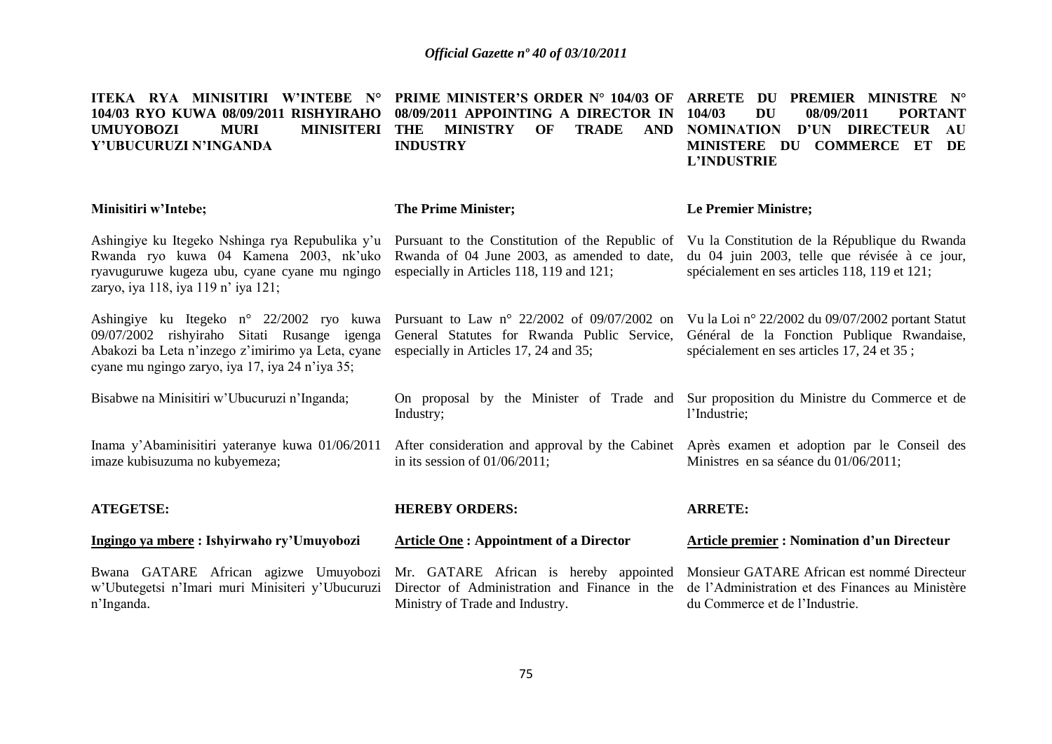**ITEKA RYA MINISITIRI W'INTEBE N° 104/03 RYO KUWA 08/09/2011 RISHYIRAHO UMUYOBOZI MURI MINISITERI Y'UBUCURUZI N'INGANDA**

**Minisitiri w'Intebe;**

Ashingiye ku Itegeko Nshinga rya Repubulika y'u Rwanda ryo kuwa 04 Kamena 2003, nk'uko ryavuguruwe kugeza ubu, cyane cyane mu ngingo zaryo, iya 118, iya 119 n' iya 121;

Ashingiye ku Itegeko n° 22/2002 ryo kuwa 09/07/2002 rishyiraho Sitati Rusange igenga Abakozi ba Leta n'inzego z'imirimo ya Leta, cyane cyane mu ngingo zaryo, iya 17, iya 24 n'iya 35;

Bisabwe na Minisitiri w'Ubucuruzi n'Inganda;

Inama y'Abaminisitiri yateranye kuwa 01/06/2011 imaze kubisuzuma no kubyemeza;

**ATEGETSE:**

**<u>Ingingo ya mbere</u> : Ishyirwaho ry'Umuyobozi**

Bwana GATARE African agizwe Umuyobozi w'Ubutegetsi n'Imari muri Minisiteri y'Ubucuruzi n'Inganda.

**PRIME MINISTER'S ORDER N° 104/03 OF 08/09/2011 APPOINTING A DIRECTOR IN THE MINISTRY OF TRADE AND INDUSTRY**

**The Prime Minister;**

Pursuant to the Constitution of the Republic of Rwanda of 04 June 2003, as amended to date, especially in Articles 118, 119 and 121;

Pursuant to Law n° 22/2002 of 09/07/2002 on General Statutes for Rwanda Public Service, especially in Articles 17, 24 and 35;

On proposal by the Minister of Trade and Industry;

After consideration and approval by the Cabinet in its session of 01/06/2011;

**HEREBY ORDERS:**

**<u>Article One</u> : Appointment of a Director**

Mr. GATARE African is hereby appointed Director of Administration and Finance in the Ministry of Trade and Industry.

**ARRETE DU PREMIER MINISTRE N° 104/03 DU 08/09/2011 PORTANT NOMINATION D'UN DIRECTEUR AU MINISTERE DU COMMERCE ET DE L'INDUSTRIE**

**Le Premier Ministre;**

Vu la Constitution de la République du Rwanda du 04 juin 2003, telle que révisée à ce jour, spécialement en ses articles 118, 119 et 121;

Vu la Loi n° 22/2002 du 09/07/2002 portant Statut Général de la Fonction Publique Rwandaise, spécialement en ses articles 17, 24 et 35 ;

Sur proposition du Ministre du Commerce et de l'Industrie;

Après examen et adoption par le Conseil des Ministres en sa séance du 01/06/2011;

**ARRETE:**

**<u>Article premier</u> : Nomination d'un Directeur**

Monsieur GATARE African est nommé Directeur de l'Administration et des Finances au Ministère du Commerce et de l'Industrie.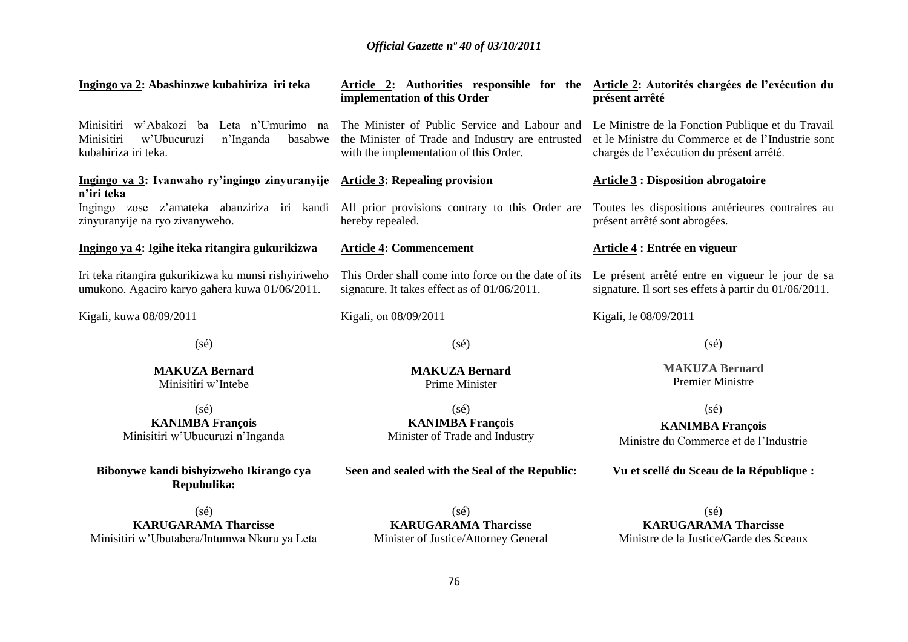**Ingingo ya 2: Abashinzwe kubahiriza iri teka**

Minisitiri w'Abakozi ba Leta n'Umurimo na Minisitiri w'Ubucuruzi n'Inganda basabwe kubahiriza iri teka.

**Ingingo ya 3: Ivanwaho ry'ingingo zinyuranyije n'iri teka**

Ingingo zose z'amateka abanziriza iri kandi zinyuranyije na ryo zivanyweho.

**Ingingo ya 4: Igihe iteka ritangira gukurikizwa**

Iri teka ritangira gukurikizwa ku munsi rishyiriweho umukono. Agaciro karyo gahera kuwa 01/06/2011.

Kigali, kuwa 08/09/2011

(sé)

**MAKUZA Bernard**
Minisitiri w'Intebe

(sé)
**KANIMBA François**
Minisitiri w'Ubucuruzi n'Inganda

**Bibonywe kandi bishyizweho Ikirango cya Repubulika:**

(sé)
**KARUGARAMA Tharcisse**
Minisitiri w'Ubutabera/Intumwa Nkuru ya Leta

**Article 2: Authorities responsible for the implementation of this Order**

The Minister of Public Service and Labour and the Minister of Trade and Industry are entrusted with the implementation of this Order.

**Article 3: Repealing provision**

All prior provisions contrary to this Order are hereby repealed.

**Article 4: Commencement**

This Order shall come into force on the date of its signature. It takes effect as of 01/06/2011.

Kigali, on 08/09/2011

(sé)

**MAKUZA Bernard**
Prime Minister

(sé)
**KANIMBA François**
Minister of Trade and Industry

**Seen and sealed with the Seal of the Republic:**

(sé)
**KARUGARAMA Tharcisse**
Minister of Justice/Attorney General

**Article 2: Autorités chargées de l'exécution du présent arrêté**

Le Ministre de la Fonction Publique et du Travail et le Ministre du Commerce et de l'Industrie sont chargés de l'exécution du présent arrêté.

**Article 3 : Disposition abrogatoire**

Toutes les dispositions antérieures contraires au présent arrêté sont abrogées.

**Article 4 : Entrée en vigueur**

Le présent arrêté entre en vigueur le jour de sa signature. Il sort ses effets à partir du 01/06/2011.

Kigali, le 08/09/2011

(sé)

**MAKUZA Bernard**
Premier Ministre

(sé)
**KANIMBA François**
Ministre du Commerce et de l'Industrie

**Vu et scellé du Sceau de la République :**

(sé)
**KARUGARAMA Tharcisse**
Ministre de la Justice/Garde des Sceaux